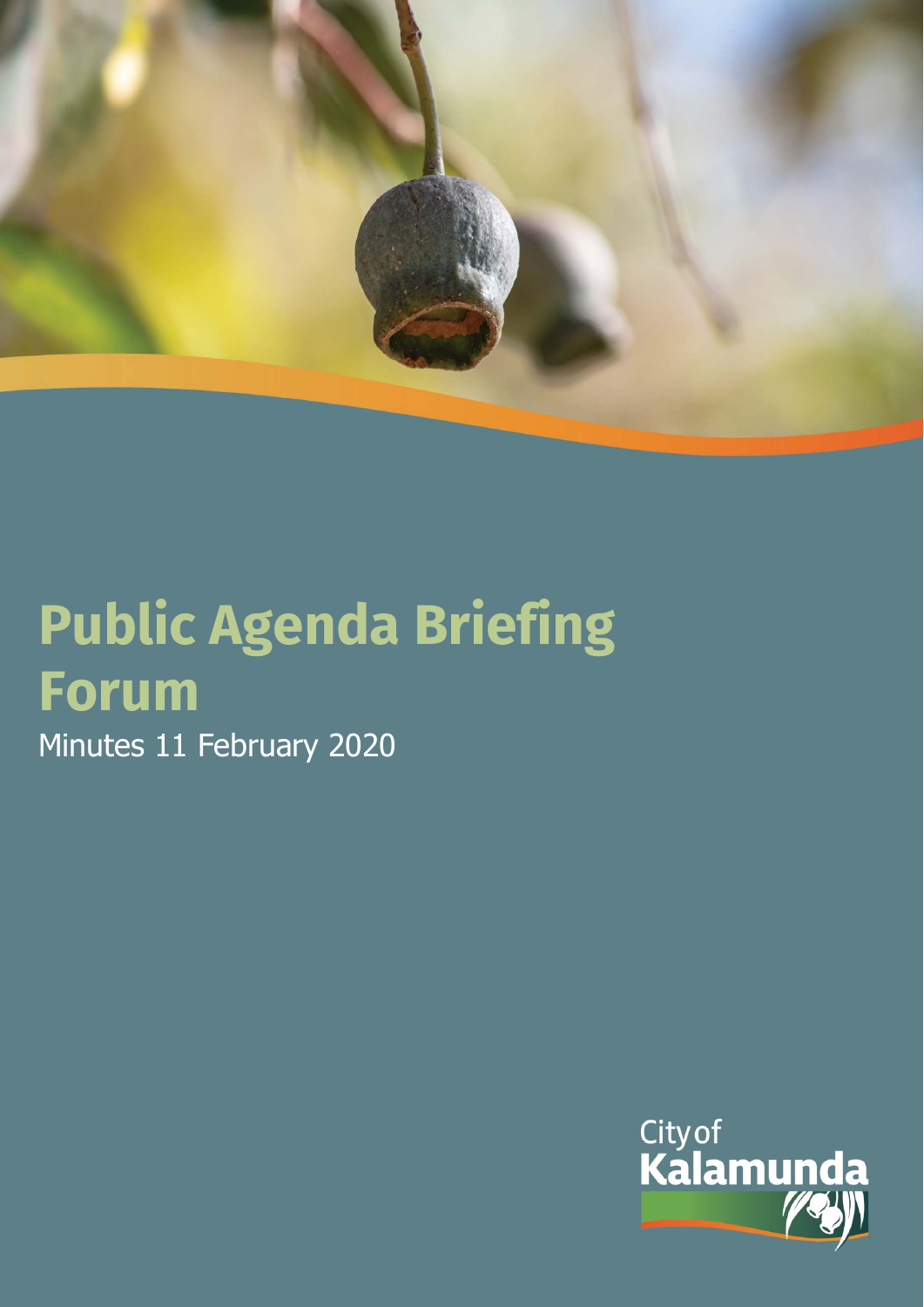# Public Agenda Briefing Forum

Minutes 11 February 2020

City of Kalamunda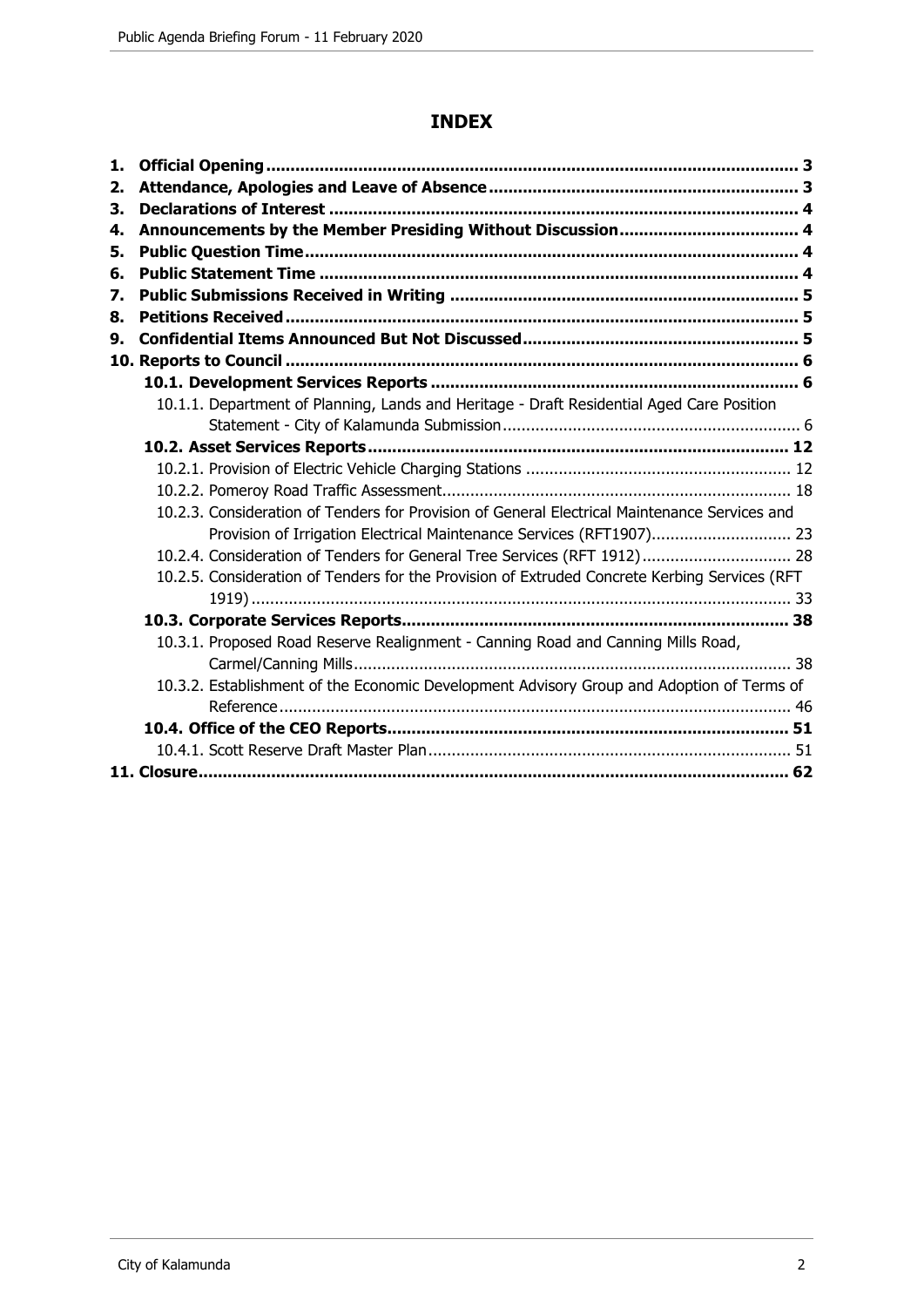# INDEX

1. **Official Opening** ... 3
2. **Attendance, Apologies and Leave of Absence** ... 3
3. **Declarations of Interest** ... 4
4. **Announcements by the Member Presiding Without Discussion** ... 4
5. **Public Question Time** ... 4
6. **Public Statement Time** ... 4
7. **Public Submissions Received in Writing** ... 5
8. **Petitions Received** ... 5
9. **Confidential Items Announced But Not Discussed** ... 5
10. **Reports to Council** ... 6
    - **10.1. Development Services Reports** ... 6
        - 10.1.1. Department of Planning, Lands and Heritage - Draft Residential Aged Care Position Statement - City of Kalamunda Submission ... 6
    - **10.2. Asset Services Reports** ... 12
        - 10.2.1. Provision of Electric Vehicle Charging Stations ... 12
        - 10.2.2. Pomeroy Road Traffic Assessment ... 18
        - 10.2.3. Consideration of Tenders for Provision of General Electrical Maintenance Services and Provision of Irrigation Electrical Maintenance Services (RFT1907) ... 23
        - 10.2.4. Consideration of Tenders for General Tree Services (RFT 1912) ... 28
        - 10.2.5. Consideration of Tenders for the Provision of Extruded Concrete Kerbing Services (RFT 1919) ... 33
    - **10.3. Corporate Services Reports** ... 38
        - 10.3.1. Proposed Road Reserve Realignment - Canning Road and Canning Mills Road, Carmel/Canning Mills ... 38
        - 10.3.2. Establishment of the Economic Development Advisory Group and Adoption of Terms of Reference ... 46
    - **10.4. Office of the CEO Reports** ... 51
        - 10.4.1. Scott Reserve Draft Master Plan ... 51
11. **Closure** ... 62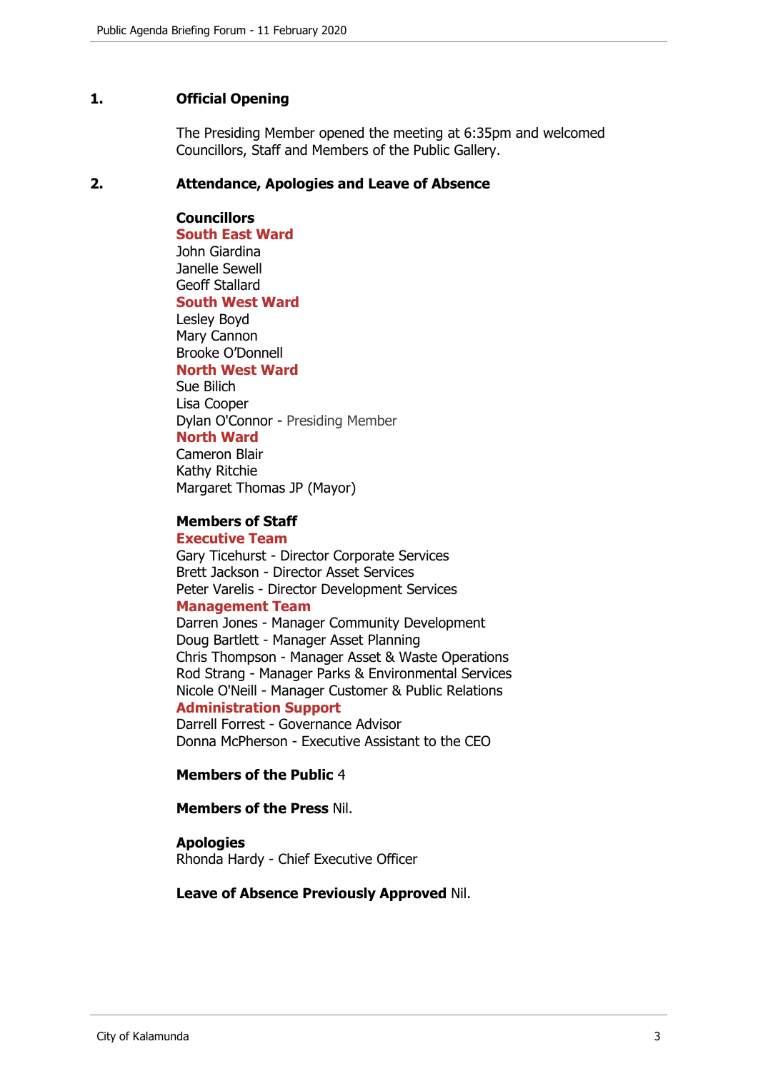## 1. Official Opening

The Presiding Member opened the meeting at 6:35pm and welcomed Councillors, Staff and Members of the Public Gallery.

## 2. Attendance, Apologies and Leave of Absence

**Councillors**

**South East Ward**
John Giardina
Janelle Sewell
Geoff Stallard

**South West Ward**
Lesley Boyd
Mary Cannon
Brooke O'Donnell

**North West Ward**
Sue Bilich
Lisa Cooper
Dylan O'Connor - Presiding Member

**North Ward**
Cameron Blair
Kathy Ritchie
Margaret Thomas JP (Mayor)

**Members of Staff**

**Executive Team**
Gary Ticehurst - Director Corporate Services
Brett Jackson - Director Asset Services
Peter Varelis - Director Development Services

**Management Team**
Darren Jones - Manager Community Development
Doug Bartlett - Manager Asset Planning
Chris Thompson - Manager Asset & Waste Operations
Rod Strang - Manager Parks & Environmental Services
Nicole O'Neill - Manager Customer & Public Relations

**Administration Support**
Darrell Forrest - Governance Advisor
Donna McPherson - Executive Assistant to the CEO

**Members of the Public** 4

**Members of the Press** Nil.

**Apologies**
Rhonda Hardy - Chief Executive Officer

**Leave of Absence Previously Approved** Nil.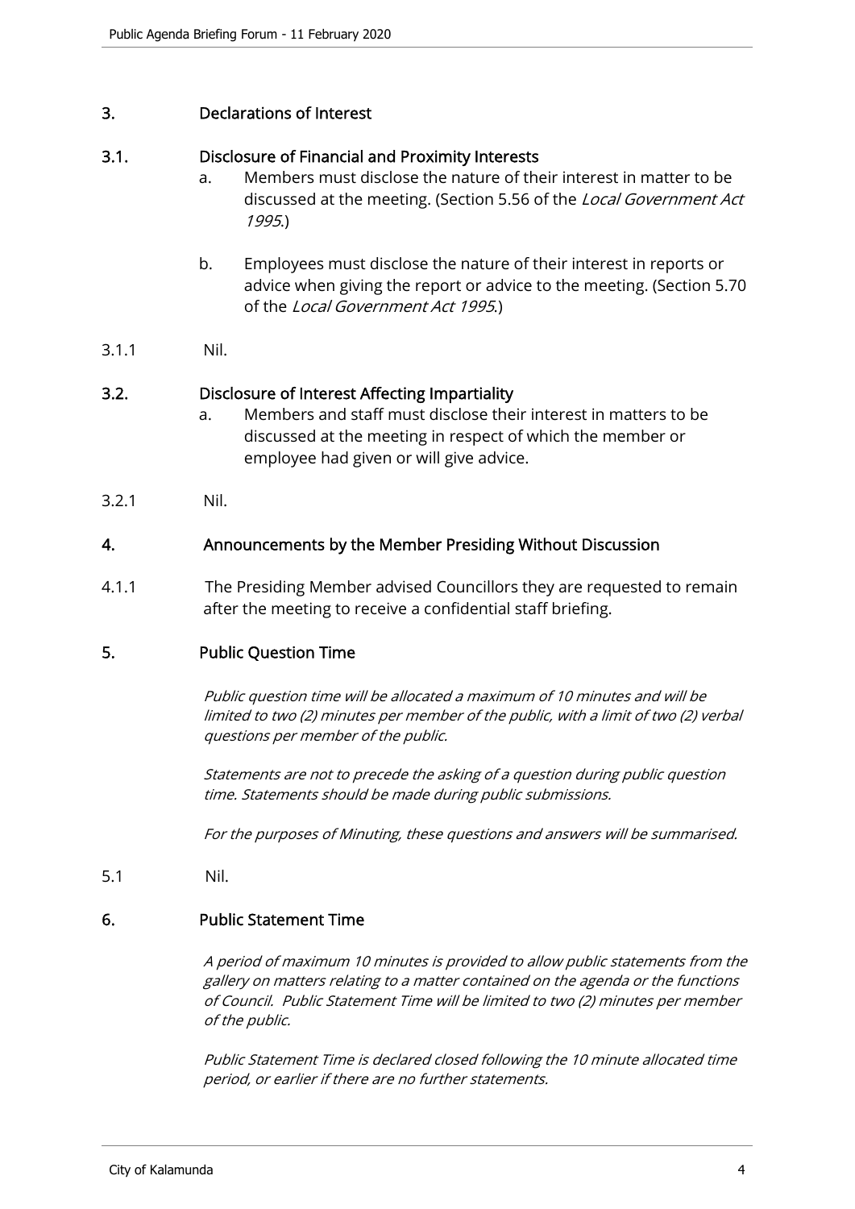## 3. Declarations of Interest

### 3.1. Disclosure of Financial and Proximity Interests

a. Members must disclose the nature of their interest in matter to be discussed at the meeting. (Section 5.56 of the *Local Government Act 1995*.)

b. Employees must disclose the nature of their interest in reports or advice when giving the report or advice to the meeting. (Section 5.70 of the *Local Government Act 1995*.)

3.1.1 Nil.

### 3.2. Disclosure of Interest Affecting Impartiality

a. Members and staff must disclose their interest in matters to be discussed at the meeting in respect of which the member or employee had given or will give advice.

3.2.1 Nil.

## 4. Announcements by the Member Presiding Without Discussion

4.1.1 The Presiding Member advised Councillors they are requested to remain after the meeting to receive a confidential staff briefing.

## 5. Public Question Time

*Public question time will be allocated a maximum of 10 minutes and will be limited to two (2) minutes per member of the public, with a limit of two (2) verbal questions per member of the public.*

*Statements are not to precede the asking of a question during public question time. Statements should be made during public submissions.*

*For the purposes of Minuting, these questions and answers will be summarised.*

5.1 Nil.

## 6. Public Statement Time

*A period of maximum 10 minutes is provided to allow public statements from the gallery on matters relating to a matter contained on the agenda or the functions of Council. Public Statement Time will be limited to two (2) minutes per member of the public.*

*Public Statement Time is declared closed following the 10 minute allocated time period, or earlier if there are no further statements.*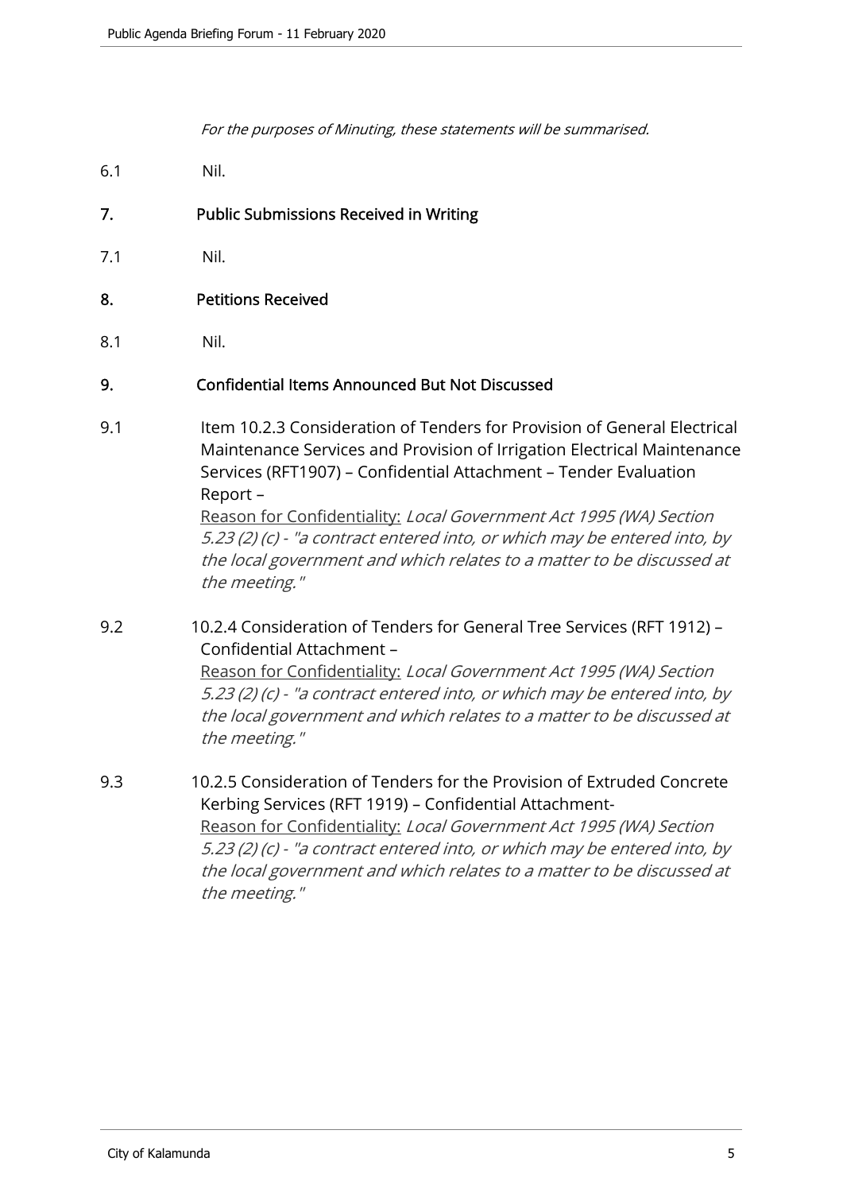*For the purposes of Minuting, these statements will be summarised.*

6.1 Nil.

## 7. Public Submissions Received in Writing

7.1 Nil.

## 8. Petitions Received

8.1 Nil.

## 9. Confidential Items Announced But Not Discussed

9.1 Item 10.2.3 Consideration of Tenders for Provision of General Electrical Maintenance Services and Provision of Irrigation Electrical Maintenance Services (RFT1907) – Confidential Attachment – Tender Evaluation Report –
Reason for Confidentiality: *Local Government Act 1995 (WA) Section 5.23 (2) (c) - "a contract entered into, or which may be entered into, by the local government and which relates to a matter to be discussed at the meeting."*

9.2 10.2.4 Consideration of Tenders for General Tree Services (RFT 1912) – Confidential Attachment –
Reason for Confidentiality: *Local Government Act 1995 (WA) Section 5.23 (2) (c) - "a contract entered into, or which may be entered into, by the local government and which relates to a matter to be discussed at the meeting."*

9.3 10.2.5 Consideration of Tenders for the Provision of Extruded Concrete Kerbing Services (RFT 1919) – Confidential Attachment-
Reason for Confidentiality: *Local Government Act 1995 (WA) Section 5.23 (2) (c) - "a contract entered into, or which may be entered into, by the local government and which relates to a matter to be discussed at the meeting."*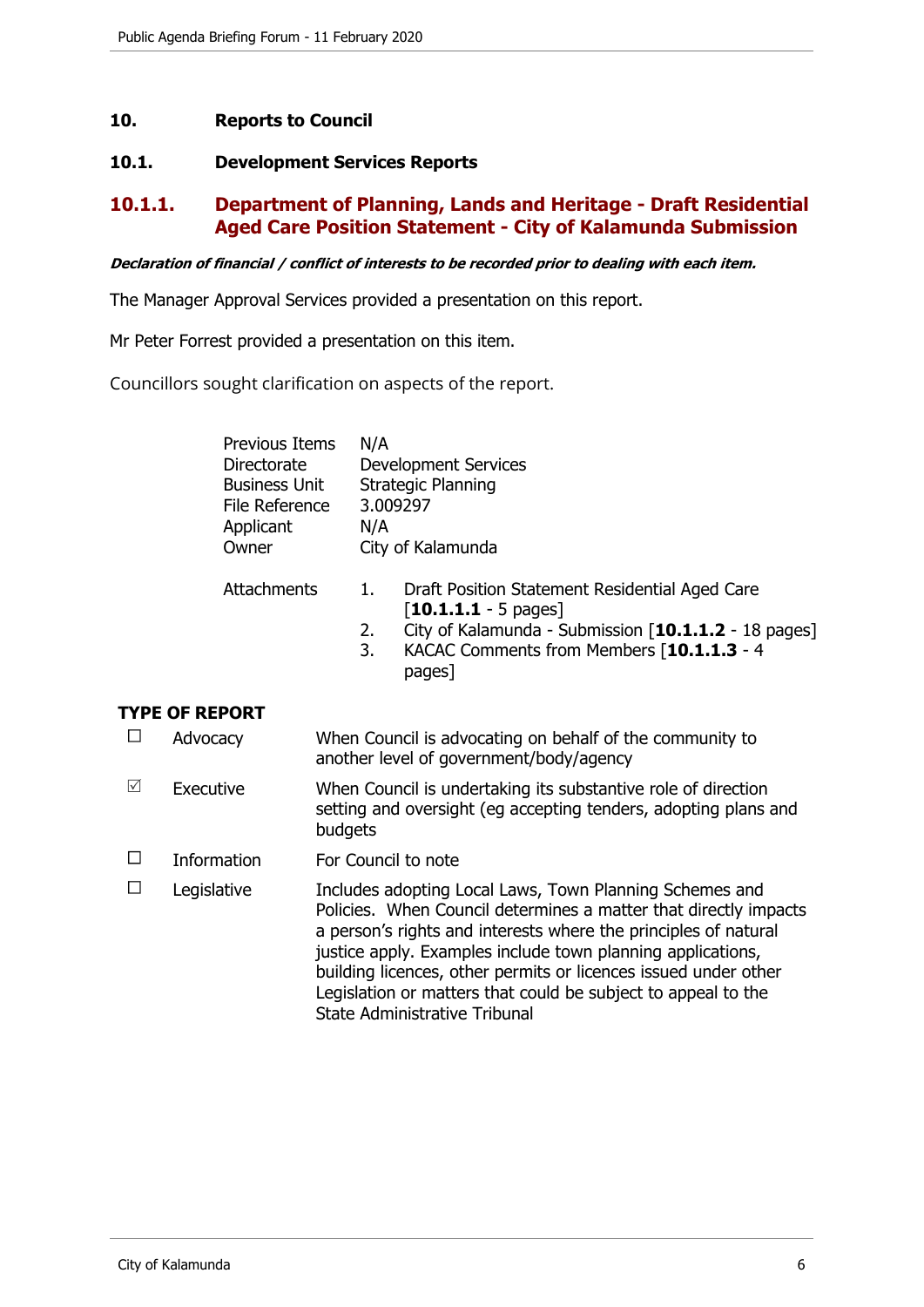## 10. Reports to Council

### 10.1. Development Services Reports

### 10.1.1. Department of Planning, Lands and Heritage - Draft Residential Aged Care Position Statement - City of Kalamunda Submission

***Declaration of financial / conflict of interests to be recorded prior to dealing with each item.***

The Manager Approval Services provided a presentation on this report.

Mr Peter Forrest provided a presentation on this item.

Councillors sought clarification on aspects of the report.

| | |
|---|---|
| Previous Items | N/A |
| Directorate | Development Services |
| Business Unit | Strategic Planning |
| File Reference | 3.009297 |
| Applicant | N/A |
| Owner | City of Kalamunda |

Attachments

1. Draft Position Statement Residential Aged Care [**10.1.1.1** - 5 pages]
2. City of Kalamunda - Submission [**10.1.1.2** - 18 pages]
3. KACAC Comments from Members [**10.1.1.3** - 4 pages]

**TYPE OF REPORT**

| | | |
|---|---|---|
| ☐ | Advocacy | When Council is advocating on behalf of the community to another level of government/body/agency |
| ☑ | Executive | When Council is undertaking its substantive role of direction setting and oversight (eg accepting tenders, adopting plans and budgets |
| ☐ | Information | For Council to note |
| ☐ | Legislative | Includes adopting Local Laws, Town Planning Schemes and Policies. When Council determines a matter that directly impacts a person's rights and interests where the principles of natural justice apply. Examples include town planning applications, building licences, other permits or licences issued under other Legislation or matters that could be subject to appeal to the State Administrative Tribunal |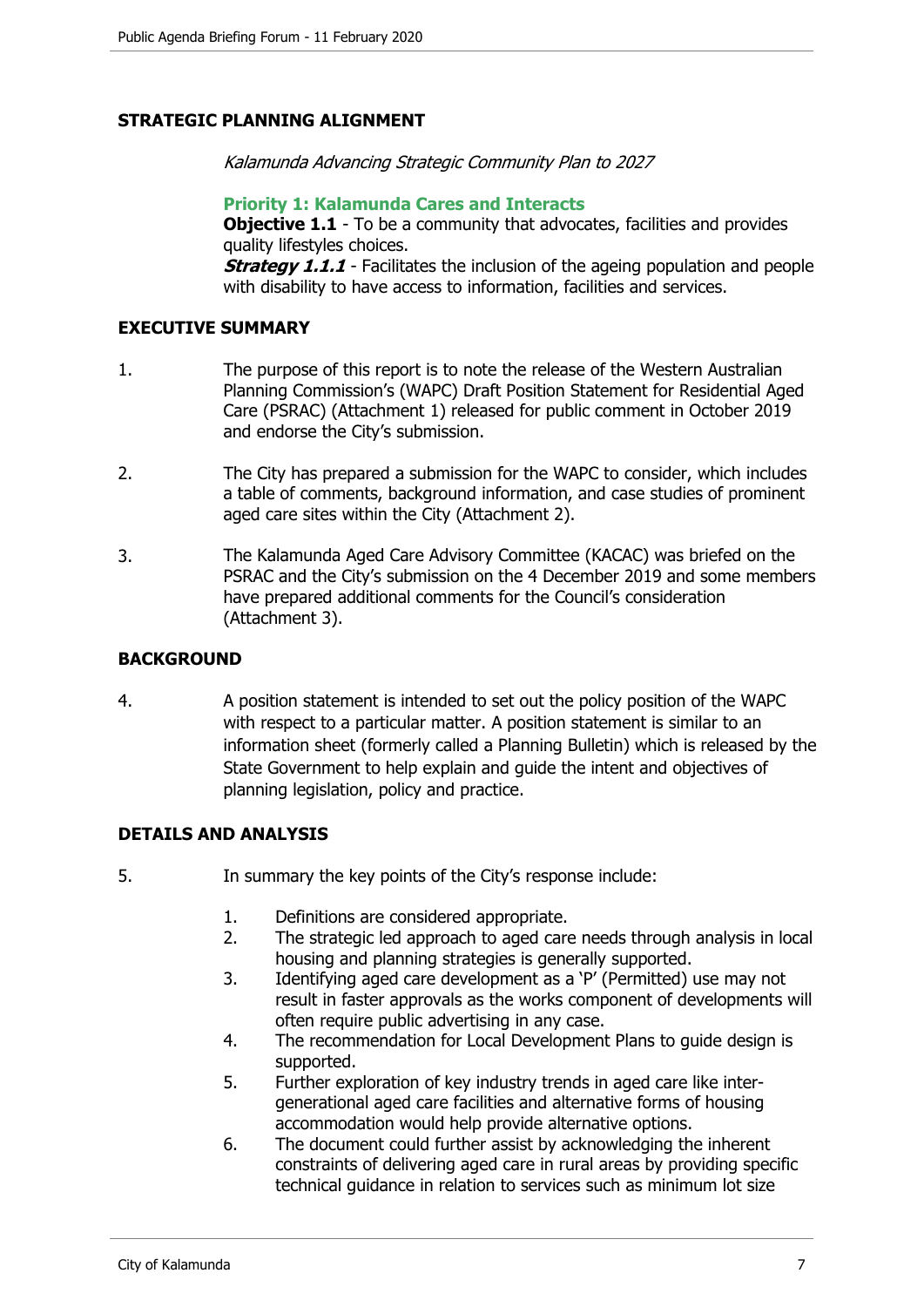## STRATEGIC PLANNING ALIGNMENT

*Kalamunda Advancing Strategic Community Plan to 2027*

**Priority 1: Kalamunda Cares and Interacts**
**Objective 1.1** - To be a community that advocates, facilities and provides quality lifestyles choices.
***Strategy 1.1.1*** - Facilitates the inclusion of the ageing population and people with disability to have access to information, facilities and services.

## EXECUTIVE SUMMARY

1. The purpose of this report is to note the release of the Western Australian Planning Commission's (WAPC) Draft Position Statement for Residential Aged Care (PSRAC) (Attachment 1) released for public comment in October 2019 and endorse the City's submission.

2. The City has prepared a submission for the WAPC to consider, which includes a table of comments, background information, and case studies of prominent aged care sites within the City (Attachment 2).

3. The Kalamunda Aged Care Advisory Committee (KACAC) was briefed on the PSRAC and the City's submission on the 4 December 2019 and some members have prepared additional comments for the Council's consideration (Attachment 3).

## BACKGROUND

4. A position statement is intended to set out the policy position of the WAPC with respect to a particular matter. A position statement is similar to an information sheet (formerly called a Planning Bulletin) which is released by the State Government to help explain and guide the intent and objectives of planning legislation, policy and practice.

## DETAILS AND ANALYSIS

5. In summary the key points of the City's response include:

    1. Definitions are considered appropriate.
    2. The strategic led approach to aged care needs through analysis in local housing and planning strategies is generally supported.
    3. Identifying aged care development as a 'P' (Permitted) use may not result in faster approvals as the works component of developments will often require public advertising in any case.
    4. The recommendation for Local Development Plans to guide design is supported.
    5. Further exploration of key industry trends in aged care like inter-generational aged care facilities and alternative forms of housing accommodation would help provide alternative options.
    6. The document could further assist by acknowledging the inherent constraints of delivering aged care in rural areas by providing specific technical guidance in relation to services such as minimum lot size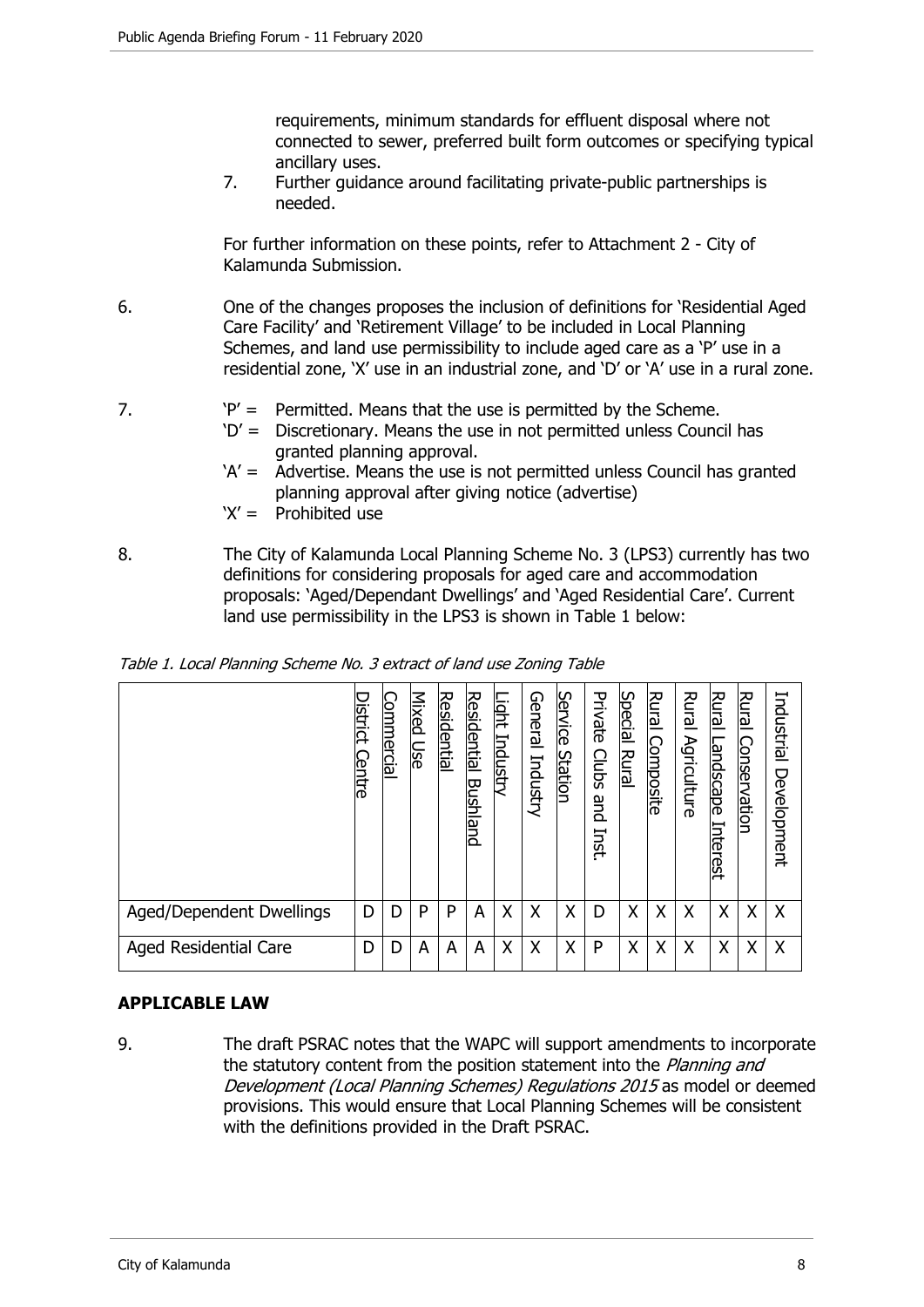requirements, minimum standards for effluent disposal where not connected to sewer, preferred built form outcomes or specifying typical ancillary uses.

7. Further guidance around facilitating private-public partnerships is needed.

For further information on these points, refer to Attachment 2 - City of Kalamunda Submission.

6. One of the changes proposes the inclusion of definitions for 'Residential Aged Care Facility' and 'Retirement Village' to be included in Local Planning Schemes, and land use permissibility to include aged care as a 'P' use in a residential zone, 'X' use in an industrial zone, and 'D' or 'A' use in a rural zone.

7. 'P' = Permitted. Means that the use is permitted by the Scheme.
   'D' = Discretionary. Means the use in not permitted unless Council has granted planning approval.
   'A' = Advertise. Means the use is not permitted unless Council has granted planning approval after giving notice (advertise)
   'X' = Prohibited use

8. The City of Kalamunda Local Planning Scheme No. 3 (LPS3) currently has two definitions for considering proposals for aged care and accommodation proposals: 'Aged/Dependant Dwellings' and 'Aged Residential Care'. Current land use permissibility in the LPS3 is shown in Table 1 below:

*Table 1. Local Planning Scheme No. 3 extract of land use Zoning Table*

| | District Centre | Commercial | Mixed Use | Residential | Residential Bushland | Light Industry | General Industry | Service Station | Private Clubs and Inst. | Special Rural | Rural Composite | Rural Agriculture | Rural Landscape Interest | Rural Conservation | Industrial Development |
|---|---|---|---|---|---|---|---|---|---|---|---|---|---|---|---|
| Aged/Dependent Dwellings | D | D | P | P | A | X | X | X | D | X | X | X | X | X | X |
| Aged Residential Care | D | D | A | A | A | X | X | X | P | X | X | X | X | X | X |

## APPLICABLE LAW

9. The draft PSRAC notes that the WAPC will support amendments to incorporate the statutory content from the position statement into the *Planning and Development (Local Planning Schemes) Regulations 2015* as model or deemed provisions. This would ensure that Local Planning Schemes will be consistent with the definitions provided in the Draft PSRAC.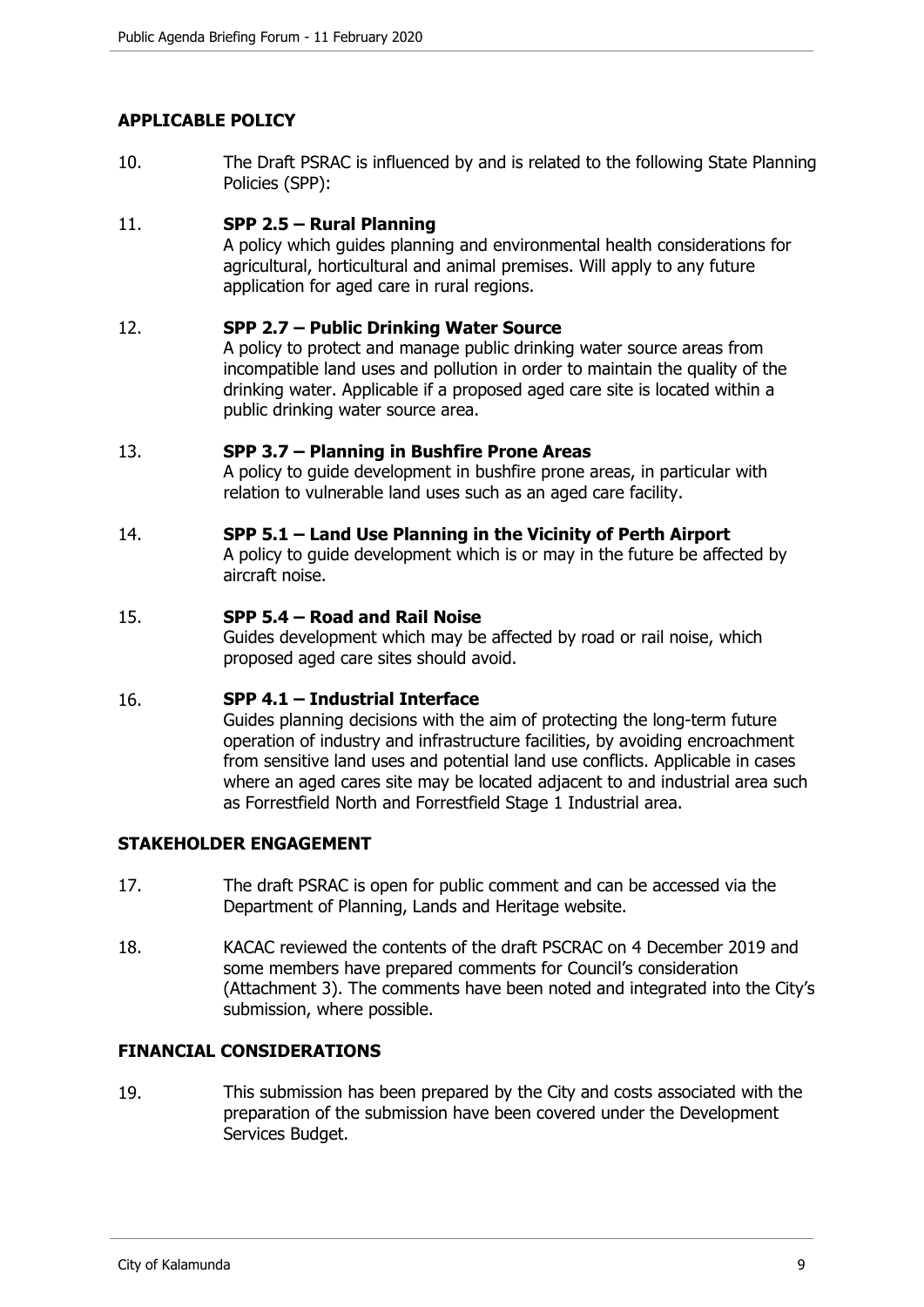## APPLICABLE POLICY

10. The Draft PSRAC is influenced by and is related to the following State Planning Policies (SPP):

11. **SPP 2.5 – Rural Planning**
A policy which guides planning and environmental health considerations for agricultural, horticultural and animal premises. Will apply to any future application for aged care in rural regions.

12. **SPP 2.7 – Public Drinking Water Source**
A policy to protect and manage public drinking water source areas from incompatible land uses and pollution in order to maintain the quality of the drinking water. Applicable if a proposed aged care site is located within a public drinking water source area.

13. **SPP 3.7 – Planning in Bushfire Prone Areas**
A policy to guide development in bushfire prone areas, in particular with relation to vulnerable land uses such as an aged care facility.

14. **SPP 5.1 – Land Use Planning in the Vicinity of Perth Airport**
A policy to guide development which is or may in the future be affected by aircraft noise.

15. **SPP 5.4 – Road and Rail Noise**
Guides development which may be affected by road or rail noise, which proposed aged care sites should avoid.

16. **SPP 4.1 – Industrial Interface**
Guides planning decisions with the aim of protecting the long-term future operation of industry and infrastructure facilities, by avoiding encroachment from sensitive land uses and potential land use conflicts. Applicable in cases where an aged cares site may be located adjacent to and industrial area such as Forrestfield North and Forrestfield Stage 1 Industrial area.

## STAKEHOLDER ENGAGEMENT

17. The draft PSRAC is open for public comment and can be accessed via the Department of Planning, Lands and Heritage website.

18. KACAC reviewed the contents of the draft PSCRAC on 4 December 2019 and some members have prepared comments for Council's consideration (Attachment 3). The comments have been noted and integrated into the City's submission, where possible.

## FINANCIAL CONSIDERATIONS

19. This submission has been prepared by the City and costs associated with the preparation of the submission have been covered under the Development Services Budget.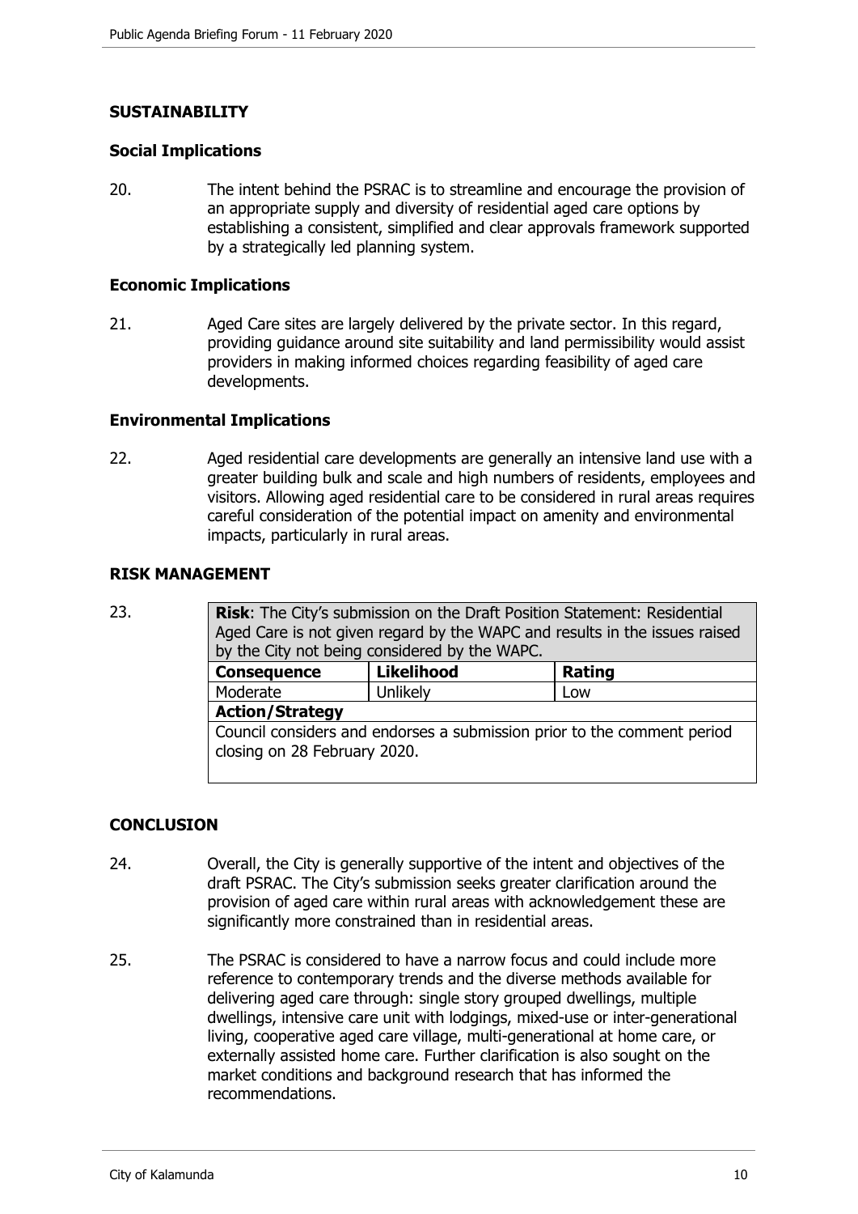## SUSTAINABILITY

### Social Implications

20. The intent behind the PSRAC is to streamline and encourage the provision of an appropriate supply and diversity of residential aged care options by establishing a consistent, simplified and clear approvals framework supported by a strategically led planning system.

### Economic Implications

21. Aged Care sites are largely delivered by the private sector. In this regard, providing guidance around site suitability and land permissibility would assist providers in making informed choices regarding feasibility of aged care developments.

### Environmental Implications

22. Aged residential care developments are generally an intensive land use with a greater building bulk and scale and high numbers of residents, employees and visitors. Allowing aged residential care to be considered in rural areas requires careful consideration of the potential impact on amenity and environmental impacts, particularly in rural areas.

## RISK MANAGEMENT

23.

| **Risk**: The City's submission on the Draft Position Statement: Residential Aged Care is not given regard by the WAPC and results in the issues raised by the City not being considered by the WAPC. | | |
|---|---|---|
| **Consequence** | **Likelihood** | **Rating** |
| Moderate | Unlikely | Low |
| **Action/Strategy** | | |
| Council considers and endorses a submission prior to the comment period closing on 28 February 2020. | | |

## CONCLUSION

24. Overall, the City is generally supportive of the intent and objectives of the draft PSRAC. The City's submission seeks greater clarification around the provision of aged care within rural areas with acknowledgement these are significantly more constrained than in residential areas.

25. The PSRAC is considered to have a narrow focus and could include more reference to contemporary trends and the diverse methods available for delivering aged care through: single story grouped dwellings, multiple dwellings, intensive care unit with lodgings, mixed-use or inter-generational living, cooperative aged care village, multi-generational at home care, or externally assisted home care. Further clarification is also sought on the market conditions and background research that has informed the recommendations.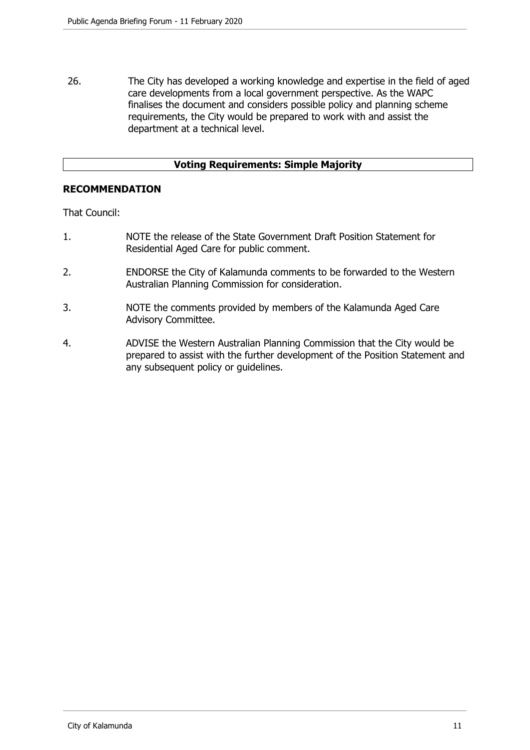26. The City has developed a working knowledge and expertise in the field of aged care developments from a local government perspective. As the WAPC finalises the document and considers possible policy and planning scheme requirements, the City would be prepared to work with and assist the department at a technical level.

| **Voting Requirements: Simple Majority** |
|---|

**RECOMMENDATION**

That Council:

1. NOTE the release of the State Government Draft Position Statement for Residential Aged Care for public comment.

2. ENDORSE the City of Kalamunda comments to be forwarded to the Western Australian Planning Commission for consideration.

3. NOTE the comments provided by members of the Kalamunda Aged Care Advisory Committee.

4. ADVISE the Western Australian Planning Commission that the City would be prepared to assist with the further development of the Position Statement and any subsequent policy or guidelines.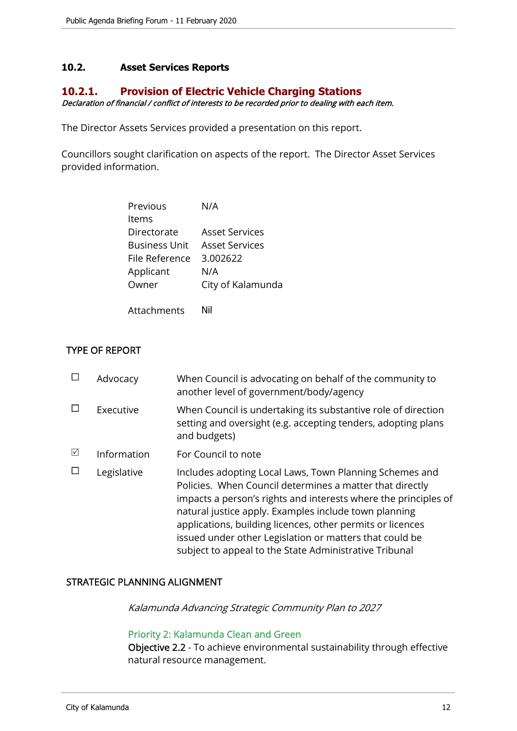## 10.2. Asset Services Reports

### 10.2.1. Provision of Electric Vehicle Charging Stations

*Declaration of financial / conflict of interests to be recorded prior to dealing with each item.*

The Director Assets Services provided a presentation on this report.

Councillors sought clarification on aspects of the report. The Director Asset Services provided information.

| | |
|---|---|
| Previous Items | N/A |
| Directorate | Asset Services |
| Business Unit | Asset Services |
| File Reference | 3.002622 |
| Applicant | N/A |
| Owner | City of Kalamunda |
| Attachments | Nil |

TYPE OF REPORT

| | | |
|---|---|---|
| ☐ | Advocacy | When Council is advocating on behalf of the community to another level of government/body/agency |
| ☐ | Executive | When Council is undertaking its substantive role of direction setting and oversight (e.g. accepting tenders, adopting plans and budgets) |
| ☑ | Information | For Council to note |
| ☐ | Legislative | Includes adopting Local Laws, Town Planning Schemes and Policies. When Council determines a matter that directly impacts a person's rights and interests where the principles of natural justice apply. Examples include town planning applications, building licences, other permits or licences issued under other Legislation or matters that could be subject to appeal to the State Administrative Tribunal |

STRATEGIC PLANNING ALIGNMENT

*Kalamunda Advancing Strategic Community Plan to 2027*

Priority 2: Kalamunda Clean and Green

Objective 2.2 - To achieve environmental sustainability through effective natural resource management.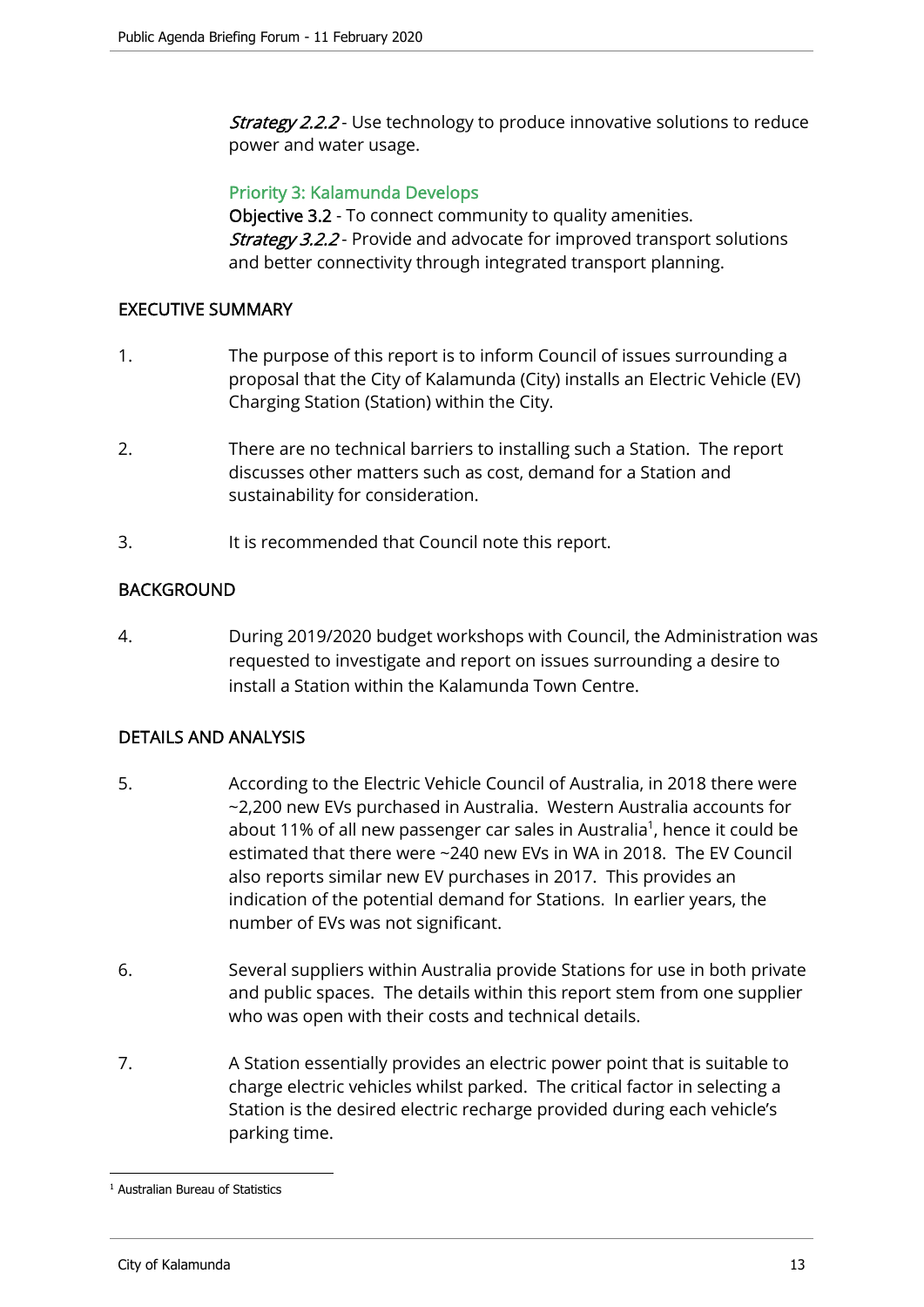*Strategy 2.2.2* - Use technology to produce innovative solutions to reduce power and water usage.

### Priority 3: Kalamunda Develops

**Objective 3.2** - To connect community to quality amenities.
*Strategy 3.2.2* - Provide and advocate for improved transport solutions and better connectivity through integrated transport planning.

## EXECUTIVE SUMMARY

1. The purpose of this report is to inform Council of issues surrounding a proposal that the City of Kalamunda (City) installs an Electric Vehicle (EV) Charging Station (Station) within the City.

2. There are no technical barriers to installing such a Station. The report discusses other matters such as cost, demand for a Station and sustainability for consideration.

3. It is recommended that Council note this report.

## BACKGROUND

4. During 2019/2020 budget workshops with Council, the Administration was requested to investigate and report on issues surrounding a desire to install a Station within the Kalamunda Town Centre.

## DETAILS AND ANALYSIS

5. According to the Electric Vehicle Council of Australia, in 2018 there were ~2,200 new EVs purchased in Australia. Western Australia accounts for about 11% of all new passenger car sales in Australia[1], hence it could be estimated that there were ~240 new EVs in WA in 2018. The EV Council also reports similar new EV purchases in 2017. This provides an indication of the potential demand for Stations. In earlier years, the number of EVs was not significant.

6. Several suppliers within Australia provide Stations for use in both private and public spaces. The details within this report stem from one supplier who was open with their costs and technical details.

7. A Station essentially provides an electric power point that is suitable to charge electric vehicles whilst parked. The critical factor in selecting a Station is the desired electric recharge provided during each vehicle's parking time.

---

[1] Australian Bureau of Statistics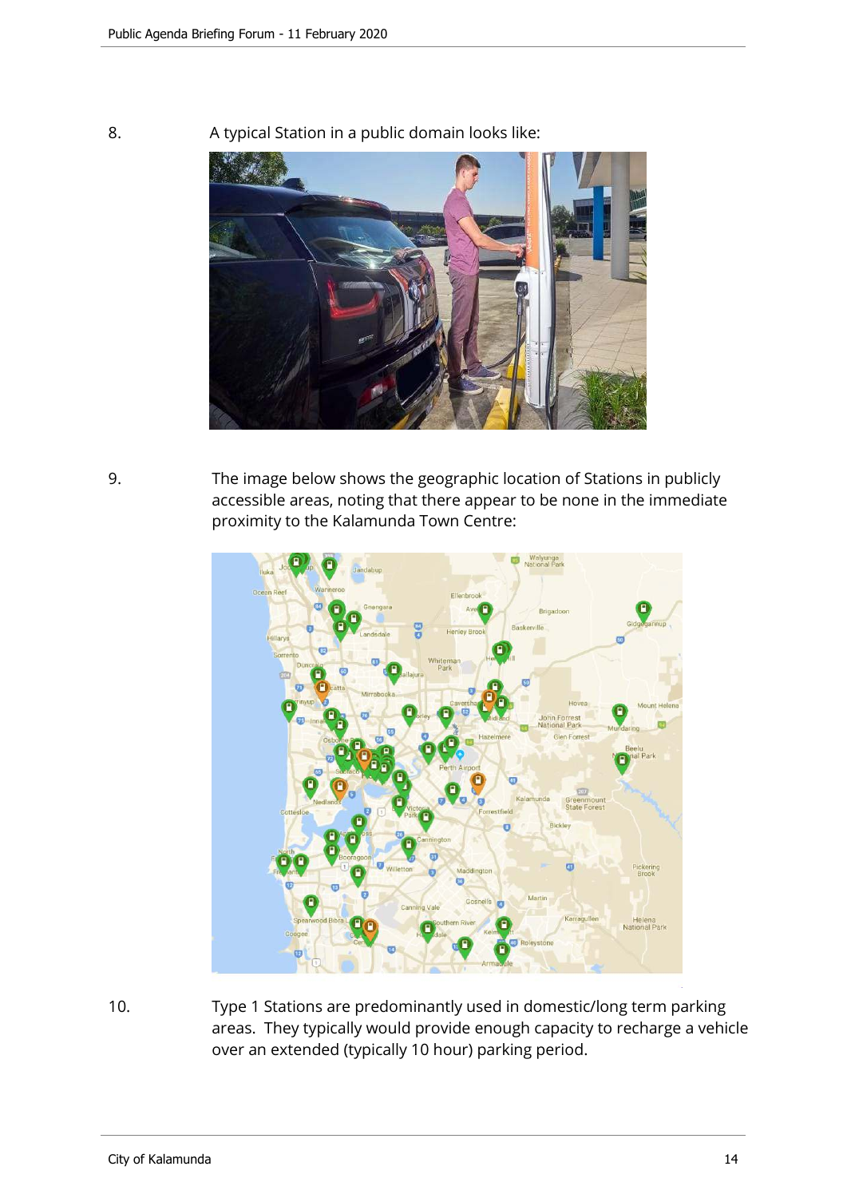8. A typical Station in a public domain looks like:

9. The image below shows the geographic location of Stations in publicly accessible areas, noting that there appear to be none in the immediate proximity to the Kalamunda Town Centre:

10. Type 1 Stations are predominantly used in domestic/long term parking areas. They typically would provide enough capacity to recharge a vehicle over an extended (typically 10 hour) parking period.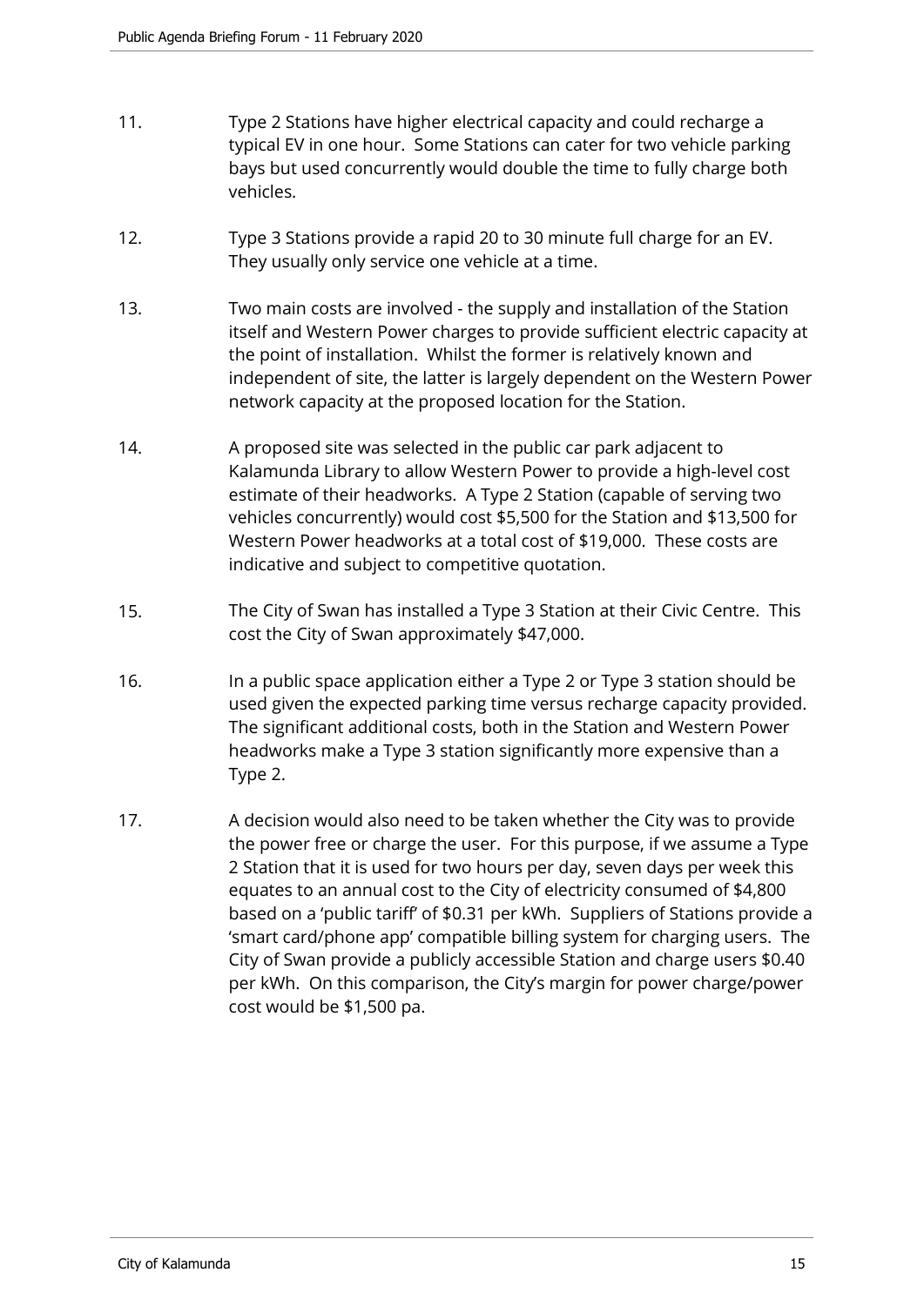11. Type 2 Stations have higher electrical capacity and could recharge a typical EV in one hour. Some Stations can cater for two vehicle parking bays but used concurrently would double the time to fully charge both vehicles.

12. Type 3 Stations provide a rapid 20 to 30 minute full charge for an EV. They usually only service one vehicle at a time.

13. Two main costs are involved - the supply and installation of the Station itself and Western Power charges to provide sufficient electric capacity at the point of installation. Whilst the former is relatively known and independent of site, the latter is largely dependent on the Western Power network capacity at the proposed location for the Station.

14. A proposed site was selected in the public car park adjacent to Kalamunda Library to allow Western Power to provide a high-level cost estimate of their headworks. A Type 2 Station (capable of serving two vehicles concurrently) would cost $5,500 for the Station and $13,500 for Western Power headworks at a total cost of $19,000. These costs are indicative and subject to competitive quotation.

15. The City of Swan has installed a Type 3 Station at their Civic Centre. This cost the City of Swan approximately $47,000.

16. In a public space application either a Type 2 or Type 3 station should be used given the expected parking time versus recharge capacity provided. The significant additional costs, both in the Station and Western Power headworks make a Type 3 station significantly more expensive than a Type 2.

17. A decision would also need to be taken whether the City was to provide the power free or charge the user. For this purpose, if we assume a Type 2 Station that it is used for two hours per day, seven days per week this equates to an annual cost to the City of electricity consumed of $4,800 based on a 'public tariff' of $0.31 per kWh. Suppliers of Stations provide a 'smart card/phone app' compatible billing system for charging users. The City of Swan provide a publicly accessible Station and charge users $0.40 per kWh. On this comparison, the City's margin for power charge/power cost would be $1,500 pa.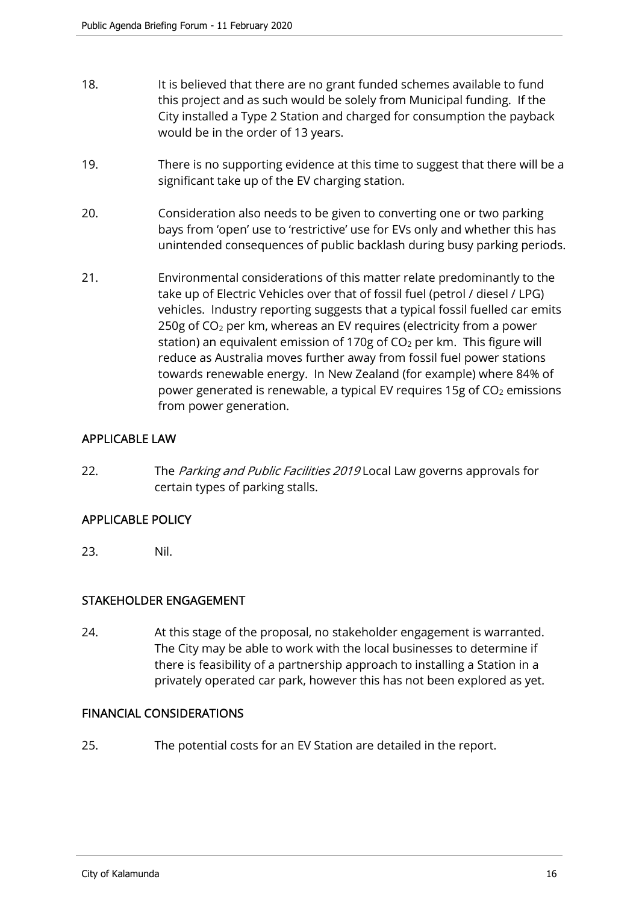18. It is believed that there are no grant funded schemes available to fund this project and as such would be solely from Municipal funding. If the City installed a Type 2 Station and charged for consumption the payback would be in the order of 13 years.

19. There is no supporting evidence at this time to suggest that there will be a significant take up of the EV charging station.

20. Consideration also needs to be given to converting one or two parking bays from 'open' use to 'restrictive' use for EVs only and whether this has unintended consequences of public backlash during busy parking periods.

21. Environmental considerations of this matter relate predominantly to the take up of Electric Vehicles over that of fossil fuel (petrol / diesel / LPG) vehicles. Industry reporting suggests that a typical fossil fuelled car emits 250g of $CO_2$ per km, whereas an EV requires (electricity from a power station) an equivalent emission of 170g of $CO_2$ per km. This figure will reduce as Australia moves further away from fossil fuel power stations towards renewable energy. In New Zealand (for example) where 84% of power generated is renewable, a typical EV requires 15g of $CO_2$ emissions from power generation.

## APPLICABLE LAW

22. The *Parking and Public Facilities 2019* Local Law governs approvals for certain types of parking stalls.

## APPLICABLE POLICY

23. Nil.

## STAKEHOLDER ENGAGEMENT

24. At this stage of the proposal, no stakeholder engagement is warranted. The City may be able to work with the local businesses to determine if there is feasibility of a partnership approach to installing a Station in a privately operated car park, however this has not been explored as yet.

## FINANCIAL CONSIDERATIONS

25. The potential costs for an EV Station are detailed in the report.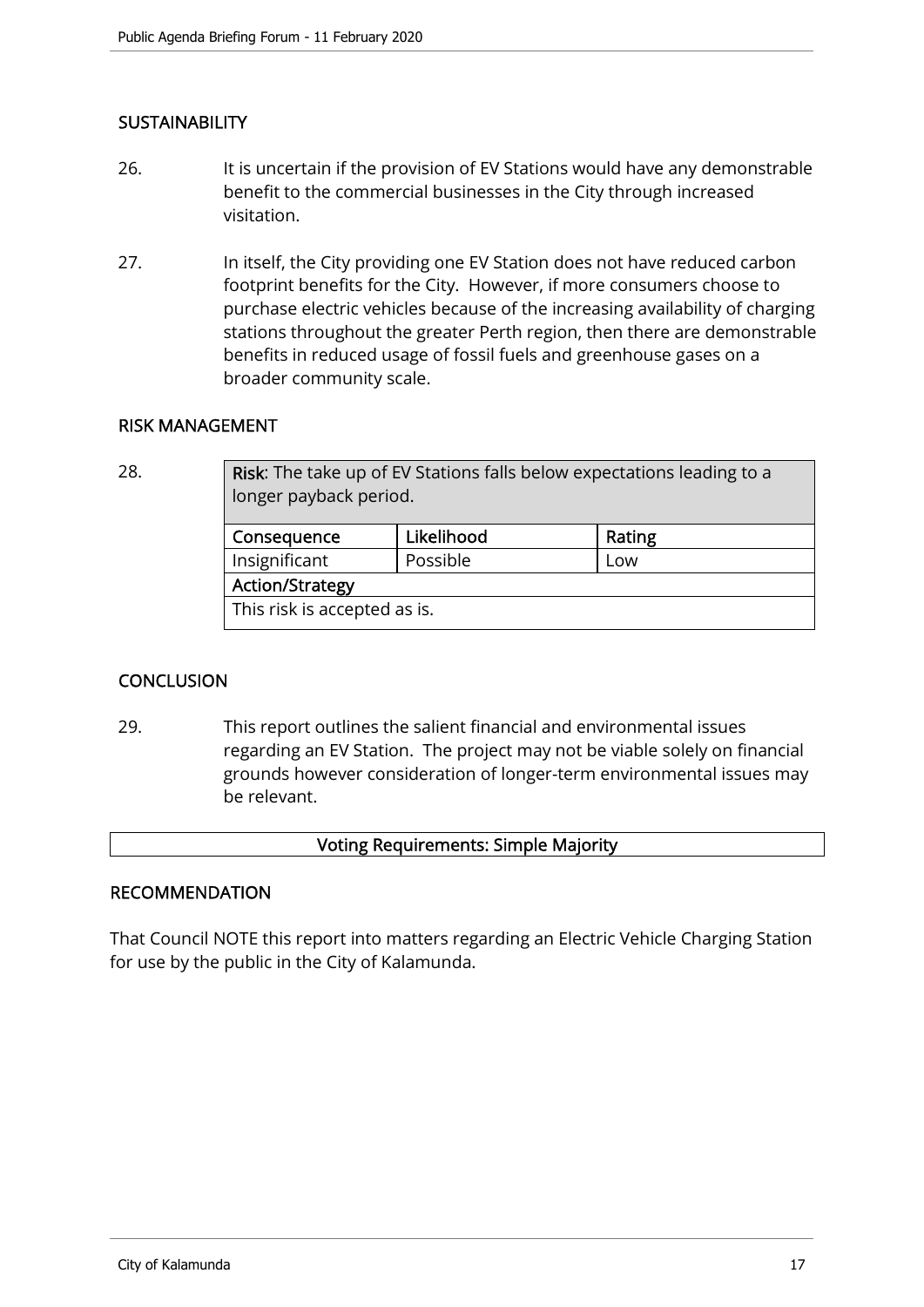## SUSTAINABILITY

26. It is uncertain if the provision of EV Stations would have any demonstrable benefit to the commercial businesses in the City through increased visitation.

27. In itself, the City providing one EV Station does not have reduced carbon footprint benefits for the City. However, if more consumers choose to purchase electric vehicles because of the increasing availability of charging stations throughout the greater Perth region, then there are demonstrable benefits in reduced usage of fossil fuels and greenhouse gases on a broader community scale.

## RISK MANAGEMENT

28.

| **Risk**: The take up of EV Stations falls below expectations leading to a longer payback period. | | |
|---|---|---|
| **Consequence** | **Likelihood** | **Rating** |
| Insignificant | Possible | Low |
| **Action/Strategy** | | |
| This risk is accepted as is. | | |

## CONCLUSION

29. This report outlines the salient financial and environmental issues regarding an EV Station. The project may not be viable solely on financial grounds however consideration of longer-term environmental issues may be relevant.

**Voting Requirements: Simple Majority**

## RECOMMENDATION

That Council NOTE this report into matters regarding an Electric Vehicle Charging Station for use by the public in the City of Kalamunda.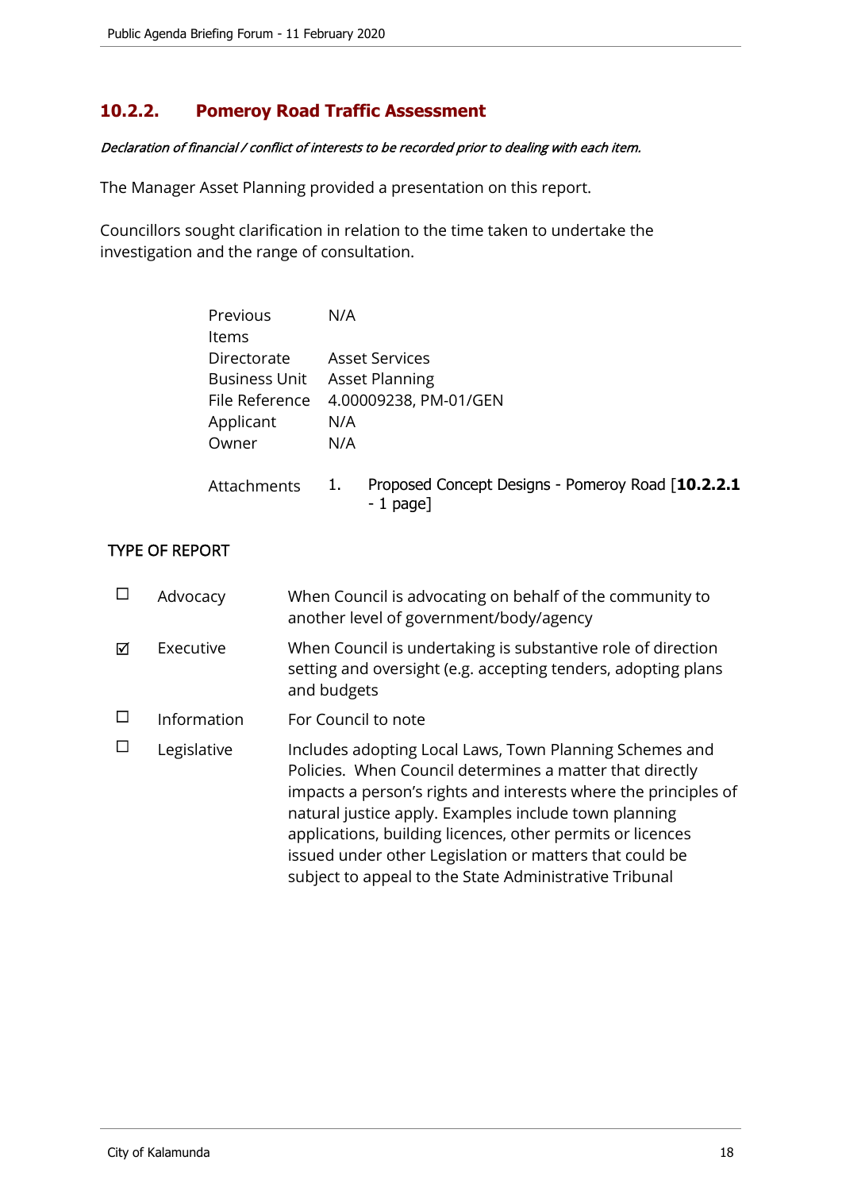## 10.2.2. Pomeroy Road Traffic Assessment

*Declaration of financial / conflict of interests to be recorded prior to dealing with each item.*

The Manager Asset Planning provided a presentation on this report.

Councillors sought clarification in relation to the time taken to undertake the investigation and the range of consultation.

| | |
|---|---|
| Previous Items | N/A |
| Directorate | Asset Services |
| Business Unit | Asset Planning |
| File Reference | 4.00009238, PM-01/GEN |
| Applicant | N/A |
| Owner | N/A |
| Attachments | 1. Proposed Concept Designs - Pomeroy Road [**10.2.2.1** - 1 page] |

### TYPE OF REPORT

| | | |
|---|---|---|
| ☐ | Advocacy | When Council is advocating on behalf of the community to another level of government/body/agency |
| ☑ | Executive | When Council is undertaking is substantive role of direction setting and oversight (e.g. accepting tenders, adopting plans and budgets |
| ☐ | Information | For Council to note |
| ☐ | Legislative | Includes adopting Local Laws, Town Planning Schemes and Policies. When Council determines a matter that directly impacts a person's rights and interests where the principles of natural justice apply. Examples include town planning applications, building licences, other permits or licences issued under other Legislation or matters that could be subject to appeal to the State Administrative Tribunal |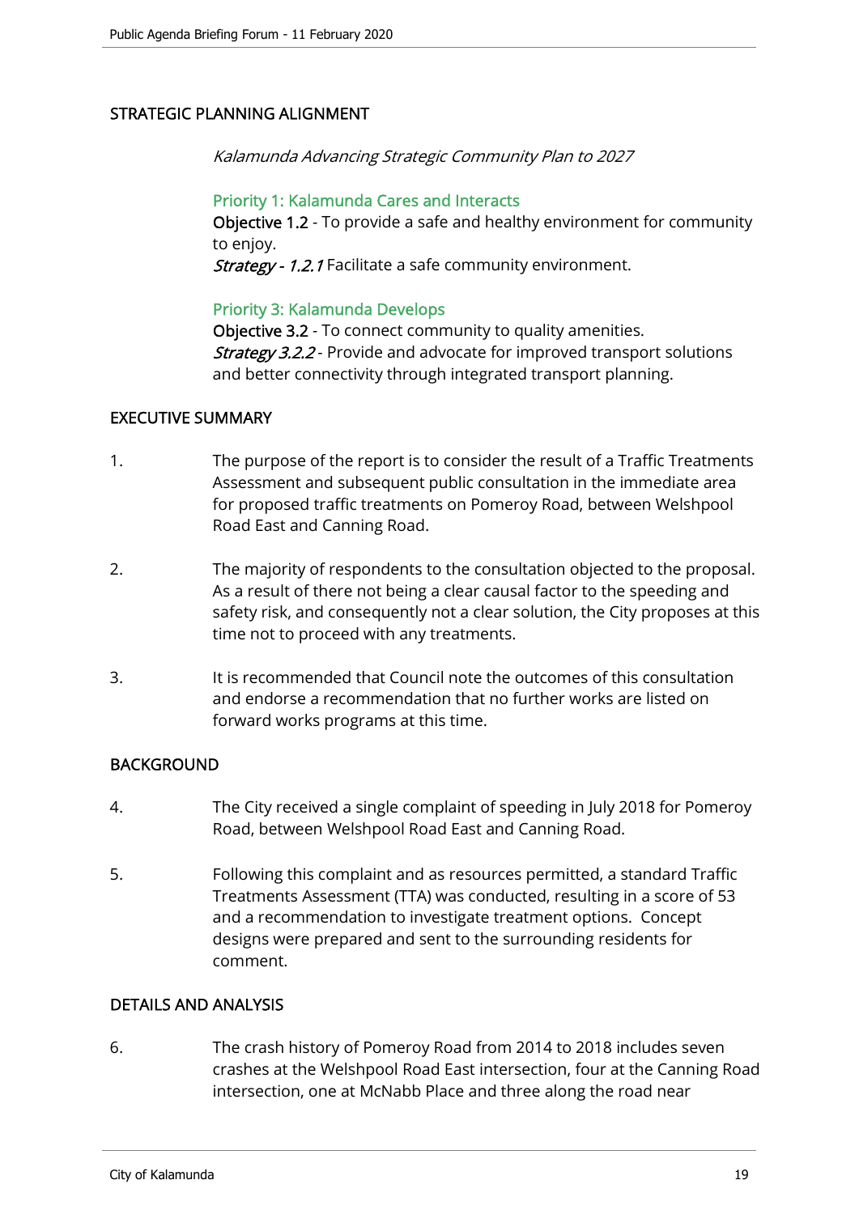## STRATEGIC PLANNING ALIGNMENT

*Kalamunda Advancing Strategic Community Plan to 2027*

**Priority 1: Kalamunda Cares and Interacts**
**Objective 1.2** - To provide a safe and healthy environment for community to enjoy.
***Strategy - 1.2.1*** Facilitate a safe community environment.

**Priority 3: Kalamunda Develops**
**Objective 3.2** - To connect community to quality amenities.
***Strategy 3.2.2*** - Provide and advocate for improved transport solutions and better connectivity through integrated transport planning.

## EXECUTIVE SUMMARY

1. The purpose of the report is to consider the result of a Traffic Treatments Assessment and subsequent public consultation in the immediate area for proposed traffic treatments on Pomeroy Road, between Welshpool Road East and Canning Road.

2. The majority of respondents to the consultation objected to the proposal. As a result of there not being a clear causal factor to the speeding and safety risk, and consequently not a clear solution, the City proposes at this time not to proceed with any treatments.

3. It is recommended that Council note the outcomes of this consultation and endorse a recommendation that no further works are listed on forward works programs at this time.

## BACKGROUND

4. The City received a single complaint of speeding in July 2018 for Pomeroy Road, between Welshpool Road East and Canning Road.

5. Following this complaint and as resources permitted, a standard Traffic Treatments Assessment (TTA) was conducted, resulting in a score of 53 and a recommendation to investigate treatment options. Concept designs were prepared and sent to the surrounding residents for comment.

## DETAILS AND ANALYSIS

6. The crash history of Pomeroy Road from 2014 to 2018 includes seven crashes at the Welshpool Road East intersection, four at the Canning Road intersection, one at McNabb Place and three along the road near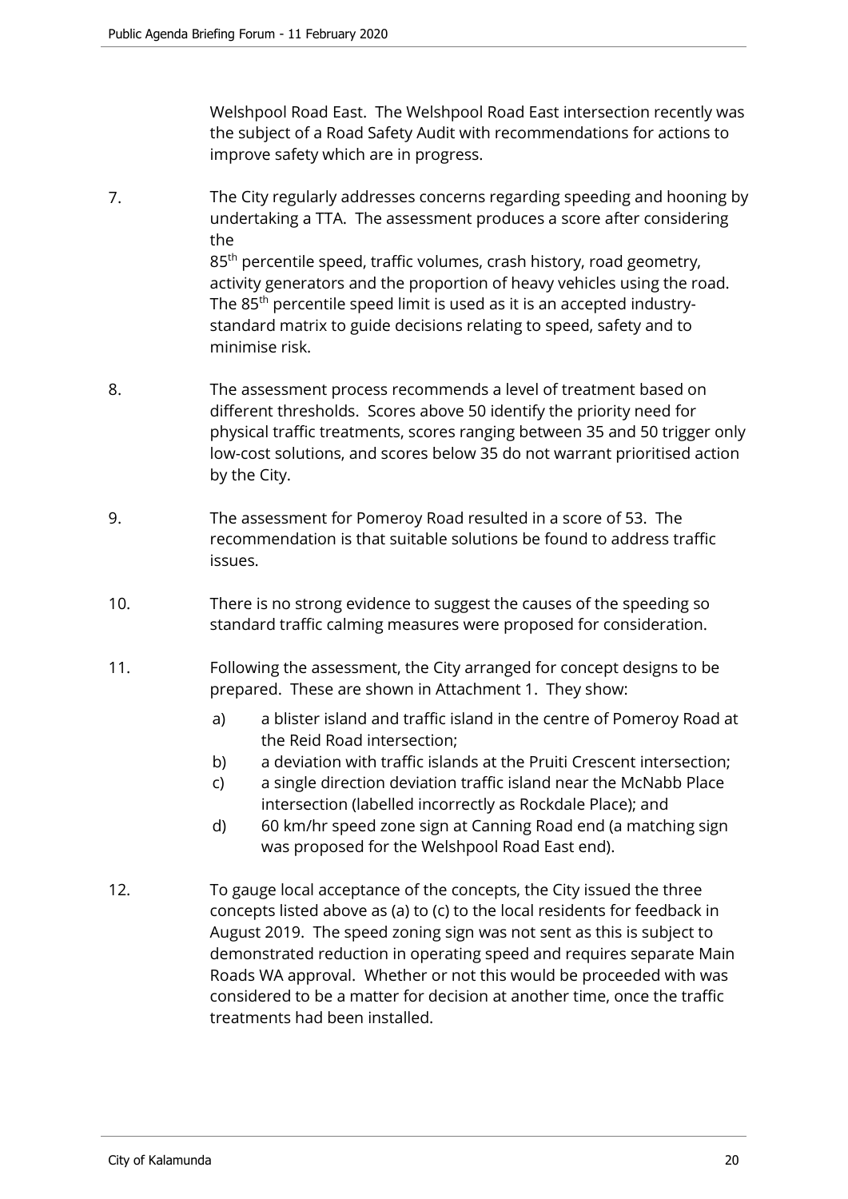Welshpool Road East. The Welshpool Road East intersection recently was the subject of a Road Safety Audit with recommendations for actions to improve safety which are in progress.

7. The City regularly addresses concerns regarding speeding and hooning by undertaking a TTA. The assessment produces a score after considering the 85th percentile speed, traffic volumes, crash history, road geometry, activity generators and the proportion of heavy vehicles using the road. The 85th percentile speed limit is used as it is an accepted industry-standard matrix to guide decisions relating to speed, safety and to minimise risk.

8. The assessment process recommends a level of treatment based on different thresholds. Scores above 50 identify the priority need for physical traffic treatments, scores ranging between 35 and 50 trigger only low-cost solutions, and scores below 35 do not warrant prioritised action by the City.

9. The assessment for Pomeroy Road resulted in a score of 53. The recommendation is that suitable solutions be found to address traffic issues.

10. There is no strong evidence to suggest the causes of the speeding so standard traffic calming measures were proposed for consideration.

11. Following the assessment, the City arranged for concept designs to be prepared. These are shown in Attachment 1. They show:

    a) a blister island and traffic island in the centre of Pomeroy Road at the Reid Road intersection;
    b) a deviation with traffic islands at the Pruiti Crescent intersection;
    c) a single direction deviation traffic island near the McNabb Place intersection (labelled incorrectly as Rockdale Place); and
    d) 60 km/hr speed zone sign at Canning Road end (a matching sign was proposed for the Welshpool Road East end).

12. To gauge local acceptance of the concepts, the City issued the three concepts listed above as (a) to (c) to the local residents for feedback in August 2019. The speed zoning sign was not sent as this is subject to demonstrated reduction in operating speed and requires separate Main Roads WA approval. Whether or not this would be proceeded with was considered to be a matter for decision at another time, once the traffic treatments had been installed.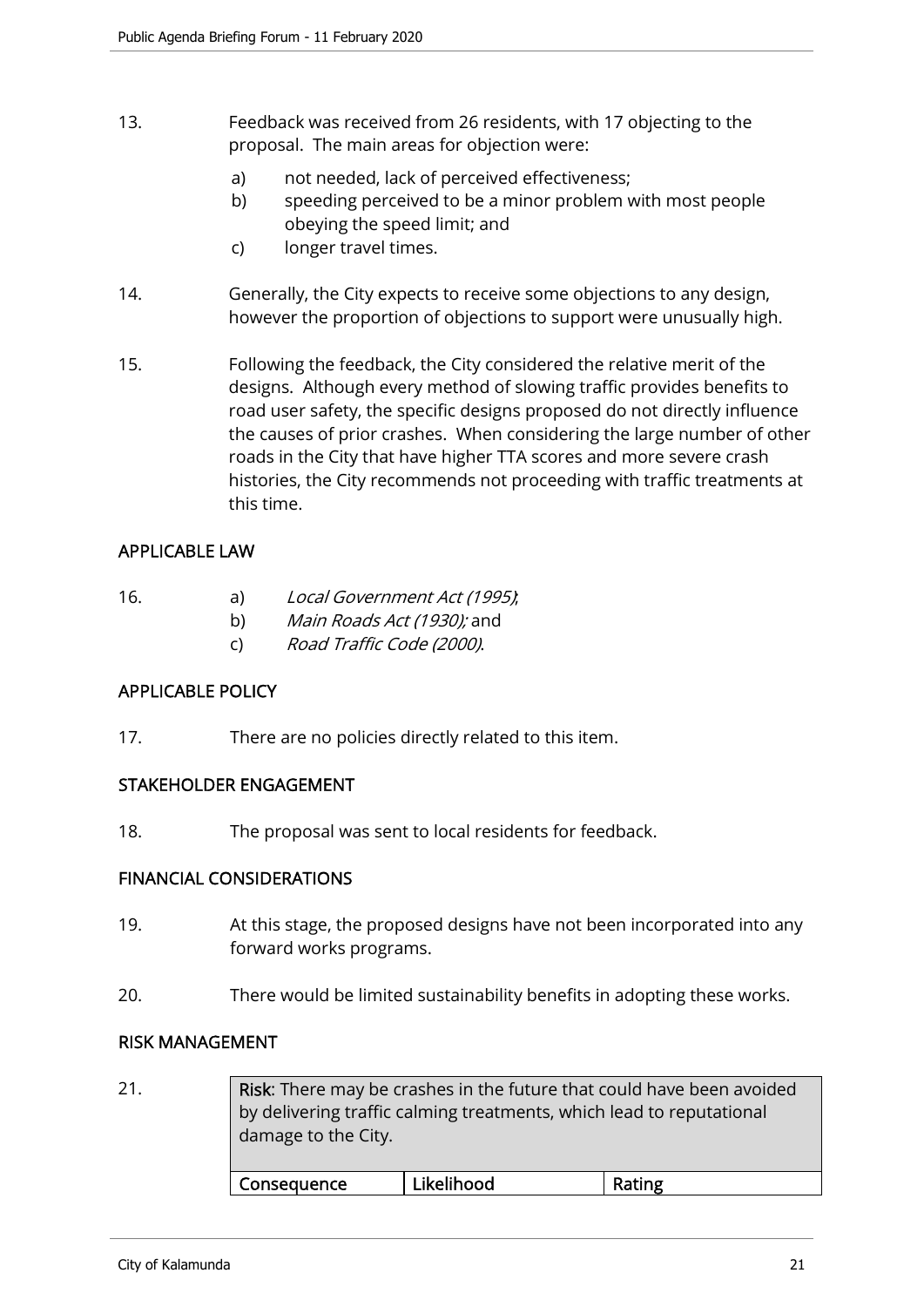13. Feedback was received from 26 residents, with 17 objecting to the proposal. The main areas for objection were:

    a) not needed, lack of perceived effectiveness;
    b) speeding perceived to be a minor problem with most people obeying the speed limit; and
    c) longer travel times.

14. Generally, the City expects to receive some objections to any design, however the proportion of objections to support were unusually high.

15. Following the feedback, the City considered the relative merit of the designs. Although every method of slowing traffic provides benefits to road user safety, the specific designs proposed do not directly influence the causes of prior crashes. When considering the large number of other roads in the City that have higher TTA scores and more severe crash histories, the City recommends not proceeding with traffic treatments at this time.

## APPLICABLE LAW

16. a) *Local Government Act (1995)*;
    b) *Main Roads Act (1930);* and
    c) *Road Traffic Code (2000)*.

## APPLICABLE POLICY

17. There are no policies directly related to this item.

## STAKEHOLDER ENGAGEMENT

18. The proposal was sent to local residents for feedback.

## FINANCIAL CONSIDERATIONS

19. At this stage, the proposed designs have not been incorporated into any forward works programs.

20. There would be limited sustainability benefits in adopting these works.

## RISK MANAGEMENT

21.

| **Risk**: There may be crashes in the future that could have been avoided by delivering traffic calming treatments, which lead to reputational damage to the City. | | |
|---|---|---|
| **Consequence** | **Likelihood** | **Rating** |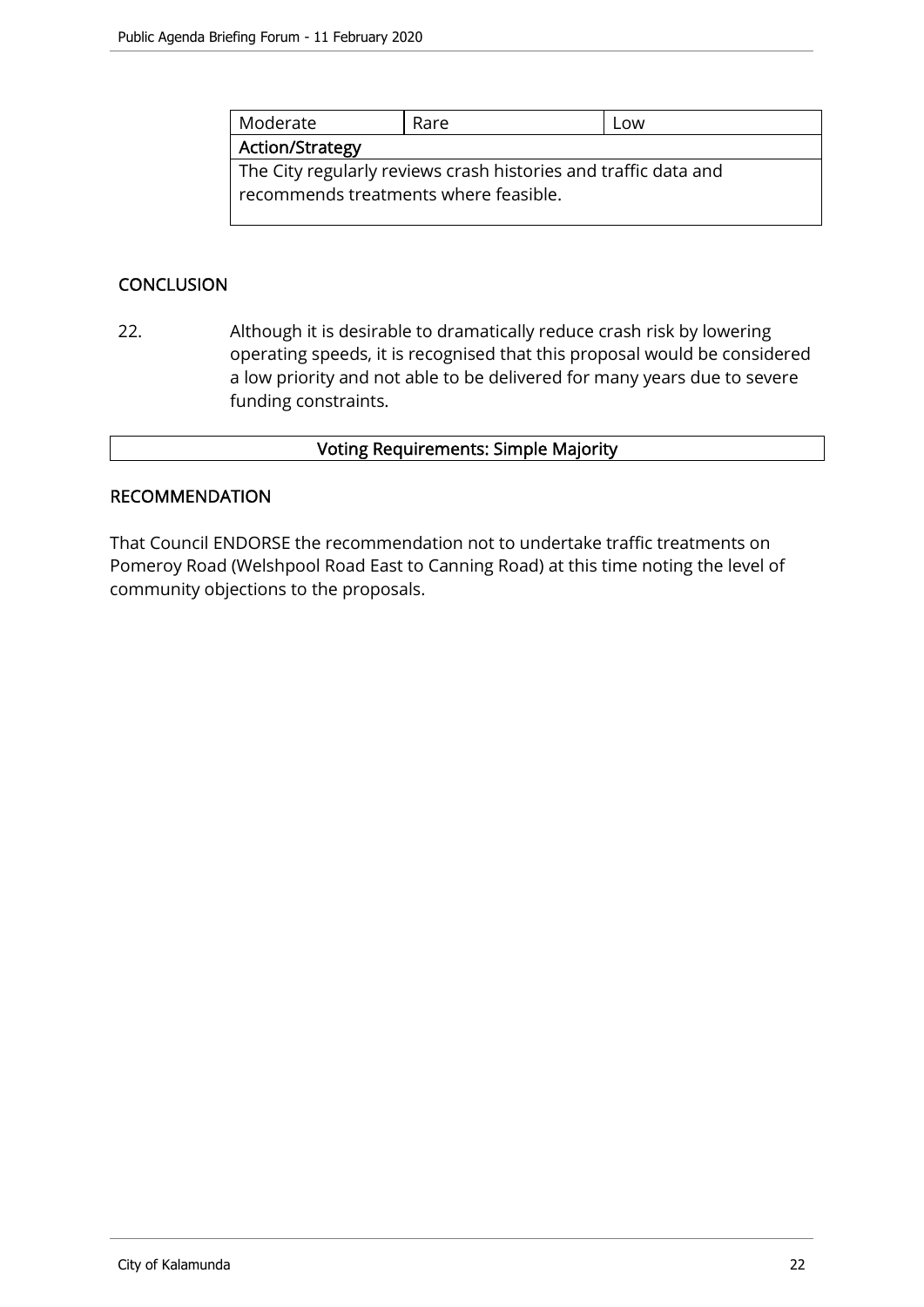| Moderate | Rare | Low |
|---|---|---|
| **Action/Strategy** | | |
| The City regularly reviews crash histories and traffic data and recommends treatments where feasible. | | |

## CONCLUSION

22. Although it is desirable to dramatically reduce crash risk by lowering operating speeds, it is recognised that this proposal would be considered a low priority and not able to be delivered for many years due to severe funding constraints.

| Voting Requirements: Simple Majority |
|---|

## RECOMMENDATION

That Council ENDORSE the recommendation not to undertake traffic treatments on Pomeroy Road (Welshpool Road East to Canning Road) at this time noting the level of community objections to the proposals.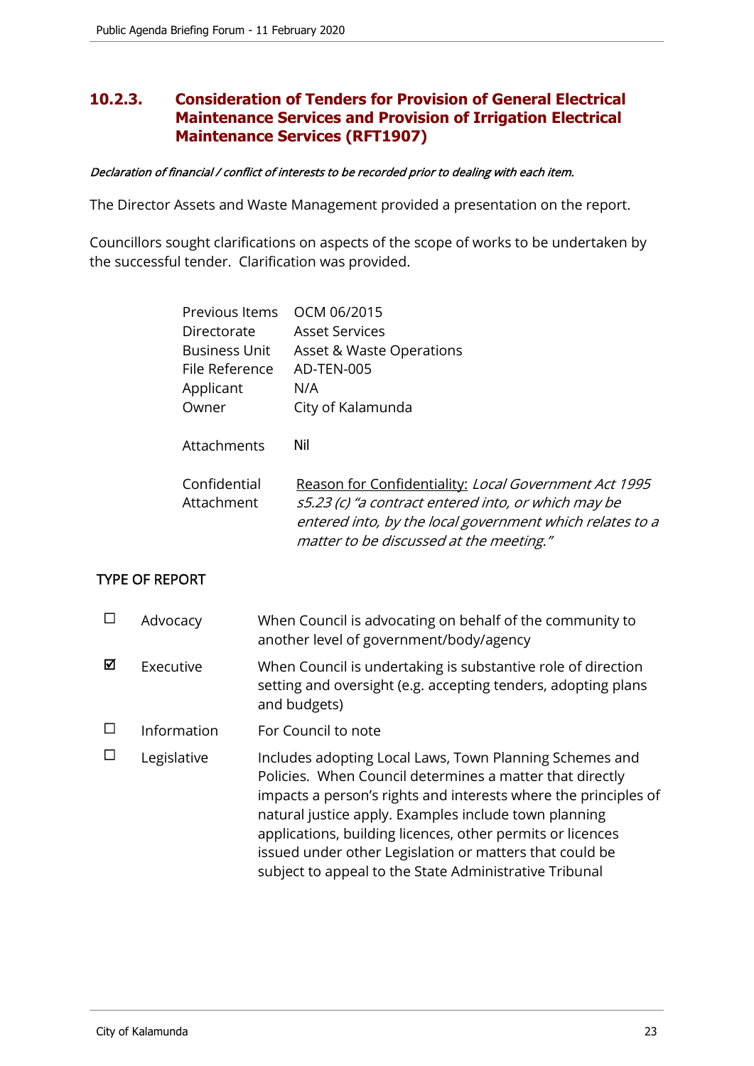## 10.2.3. Consideration of Tenders for Provision of General Electrical Maintenance Services and Provision of Irrigation Electrical Maintenance Services (RFT1907)

***Declaration of financial / conflict of interests to be recorded prior to dealing with each item.***

The Director Assets and Waste Management provided a presentation on the report.

Councillors sought clarifications on aspects of the scope of works to be undertaken by the successful tender. Clarification was provided.

| | |
|---|---|
| Previous Items | OCM 06/2015 |
| Directorate | Asset Services |
| Business Unit | Asset & Waste Operations |
| File Reference | AD-TEN-005 |
| Applicant | N/A |
| Owner | City of Kalamunda |
| Attachments | Nil |
| Confidential Attachment | <u>Reason for Confidentiality:</u> *Local Government Act 1995 s5.23 (c) "a contract entered into, or which may be entered into, by the local government which relates to a matter to be discussed at the meeting."* |

TYPE OF REPORT

| | | |
|---|---|---|
| ☐ | Advocacy | When Council is advocating on behalf of the community to another level of government/body/agency |
| ☑ | Executive | When Council is undertaking is substantive role of direction setting and oversight (e.g. accepting tenders, adopting plans and budgets) |
| ☐ | Information | For Council to note |
| ☐ | Legislative | Includes adopting Local Laws, Town Planning Schemes and Policies. When Council determines a matter that directly impacts a person's rights and interests where the principles of natural justice apply. Examples include town planning applications, building licences, other permits or licences issued under other Legislation or matters that could be subject to appeal to the State Administrative Tribunal |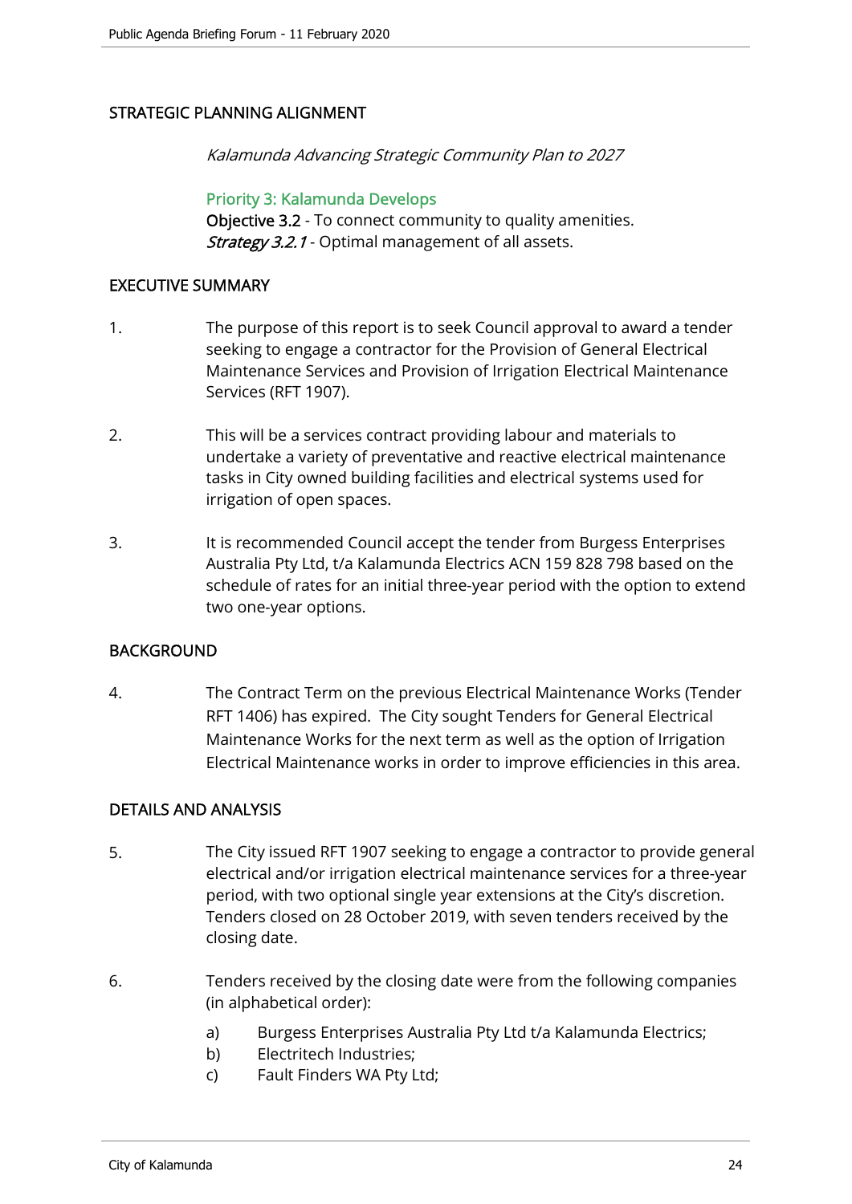## STRATEGIC PLANNING ALIGNMENT

*Kalamunda Advancing Strategic Community Plan to 2027*

Priority 3: Kalamunda Develops
**Objective 3.2** - To connect community to quality amenities.
***Strategy 3.2.1*** - Optimal management of all assets.

## EXECUTIVE SUMMARY

1. The purpose of this report is to seek Council approval to award a tender seeking to engage a contractor for the Provision of General Electrical Maintenance Services and Provision of Irrigation Electrical Maintenance Services (RFT 1907).

2. This will be a services contract providing labour and materials to undertake a variety of preventative and reactive electrical maintenance tasks in City owned building facilities and electrical systems used for irrigation of open spaces.

3. It is recommended Council accept the tender from Burgess Enterprises Australia Pty Ltd, t/a Kalamunda Electrics ACN 159 828 798 based on the schedule of rates for an initial three-year period with the option to extend two one-year options.

## BACKGROUND

4. The Contract Term on the previous Electrical Maintenance Works (Tender RFT 1406) has expired. The City sought Tenders for General Electrical Maintenance Works for the next term as well as the option of Irrigation Electrical Maintenance works in order to improve efficiencies in this area.

## DETAILS AND ANALYSIS

5. The City issued RFT 1907 seeking to engage a contractor to provide general electrical and/or irrigation electrical maintenance services for a three-year period, with two optional single year extensions at the City's discretion. Tenders closed on 28 October 2019, with seven tenders received by the closing date.

6. Tenders received by the closing date were from the following companies (in alphabetical order):

   a) Burgess Enterprises Australia Pty Ltd t/a Kalamunda Electrics;
   b) Electritech Industries;
   c) Fault Finders WA Pty Ltd;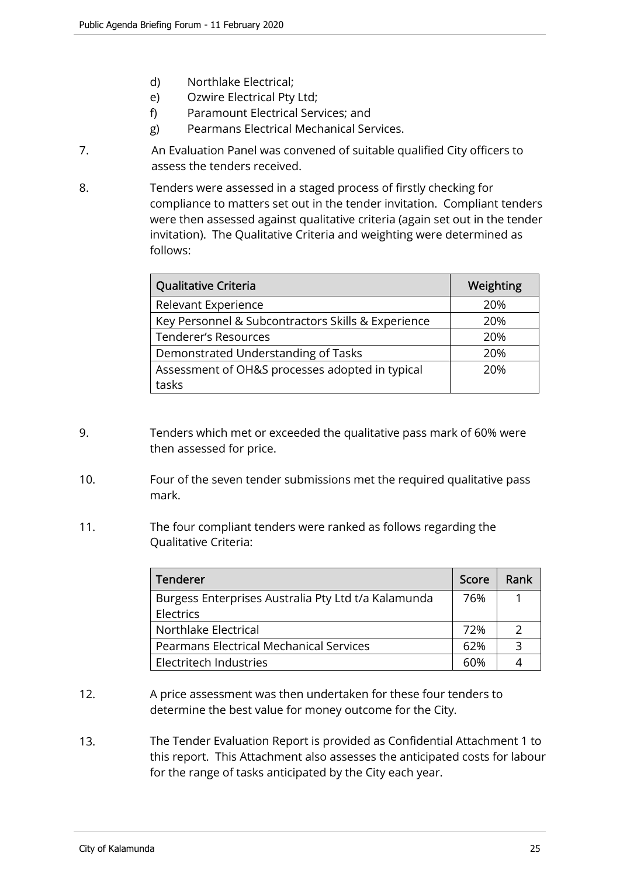d) Northlake Electrical;
e) Ozwire Electrical Pty Ltd;
f) Paramount Electrical Services; and
g) Pearmans Electrical Mechanical Services.

7. An Evaluation Panel was convened of suitable qualified City officers to assess the tenders received.

8. Tenders were assessed in a staged process of firstly checking for compliance to matters set out in the tender invitation. Compliant tenders were then assessed against qualitative criteria (again set out in the tender invitation). The Qualitative Criteria and weighting were determined as follows:

| Qualitative Criteria | Weighting |
|---|---|
| Relevant Experience | 20% |
| Key Personnel & Subcontractors Skills & Experience | 20% |
| Tenderer's Resources | 20% |
| Demonstrated Understanding of Tasks | 20% |
| Assessment of OH&S processes adopted in typical tasks | 20% |

9. Tenders which met or exceeded the qualitative pass mark of 60% were then assessed for price.

10. Four of the seven tender submissions met the required qualitative pass mark.

11. The four compliant tenders were ranked as follows regarding the Qualitative Criteria:

| Tenderer | Score | Rank |
|---|---|---|
| Burgess Enterprises Australia Pty Ltd t/a Kalamunda Electrics | 76% | 1 |
| Northlake Electrical | 72% | 2 |
| Pearmans Electrical Mechanical Services | 62% | 3 |
| Electritech Industries | 60% | 4 |

12. A price assessment was then undertaken for these four tenders to determine the best value for money outcome for the City.

13. The Tender Evaluation Report is provided as Confidential Attachment 1 to this report. This Attachment also assesses the anticipated costs for labour for the range of tasks anticipated by the City each year.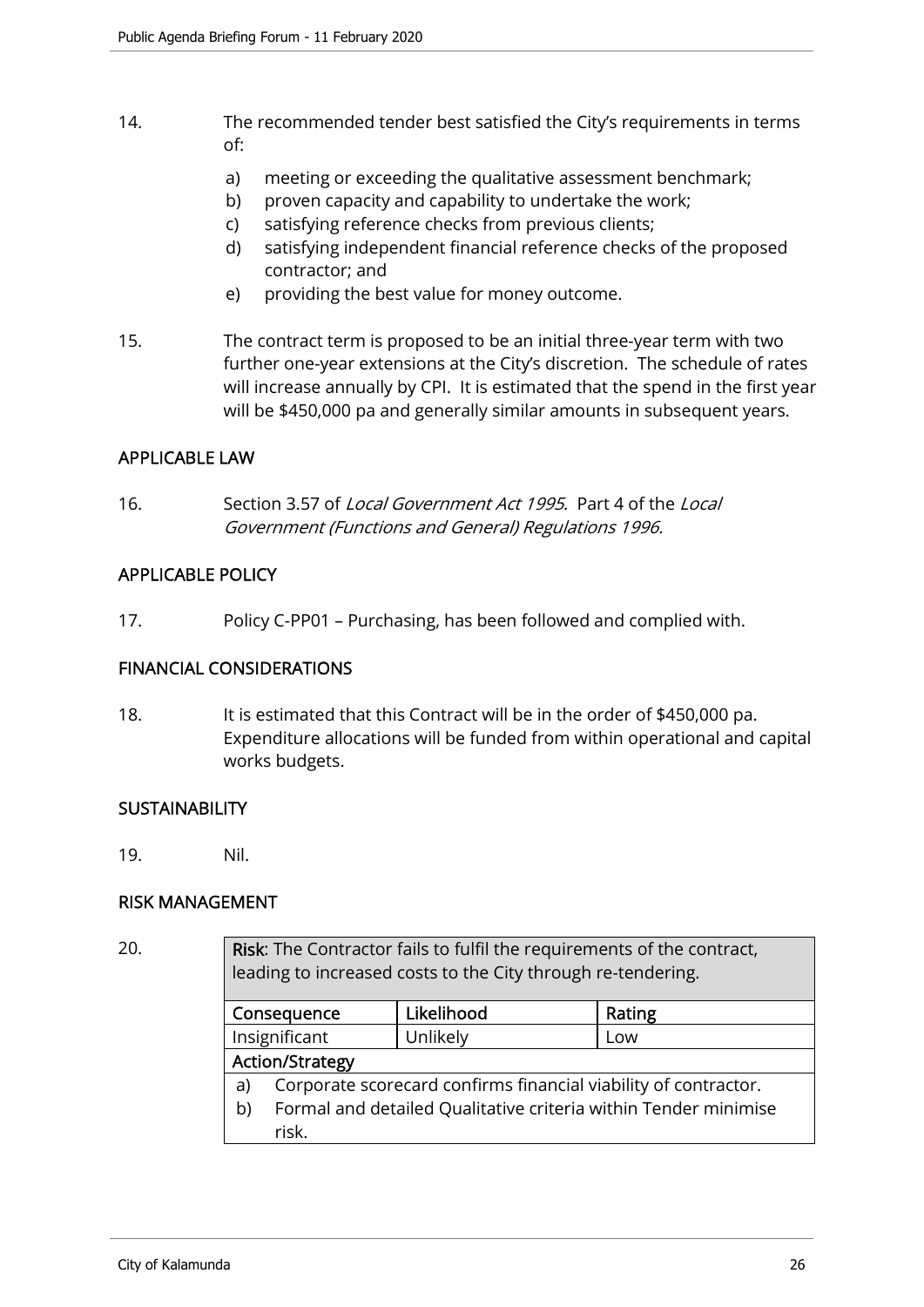14. The recommended tender best satisfied the City's requirements in terms of:

    a) meeting or exceeding the qualitative assessment benchmark;
    b) proven capacity and capability to undertake the work;
    c) satisfying reference checks from previous clients;
    d) satisfying independent financial reference checks of the proposed contractor; and
    e) providing the best value for money outcome.

15. The contract term is proposed to be an initial three-year term with two further one-year extensions at the City's discretion. The schedule of rates will increase annually by CPI. It is estimated that the spend in the first year will be $450,000 pa and generally similar amounts in subsequent years.

## APPLICABLE LAW

16. Section 3.57 of *Local Government Act 1995*. Part 4 of the *Local Government (Functions and General) Regulations 1996.*

## APPLICABLE POLICY

17. Policy C-PP01 – Purchasing, has been followed and complied with.

## FINANCIAL CONSIDERATIONS

18. It is estimated that this Contract will be in the order of $450,000 pa. Expenditure allocations will be funded from within operational and capital works budgets.

## SUSTAINABILITY

19. Nil.

## RISK MANAGEMENT

20.

| **Risk**: The Contractor fails to fulfil the requirements of the contract, leading to increased costs to the City through re-tendering. | | |
|---|---|---|
| **Consequence** | **Likelihood** | **Rating** |
| Insignificant | Unlikely | Low |
| **Action/Strategy** | | |
| a) Corporate scorecard confirms financial viability of contractor.<br>b) Formal and detailed Qualitative criteria within Tender minimise risk. | | |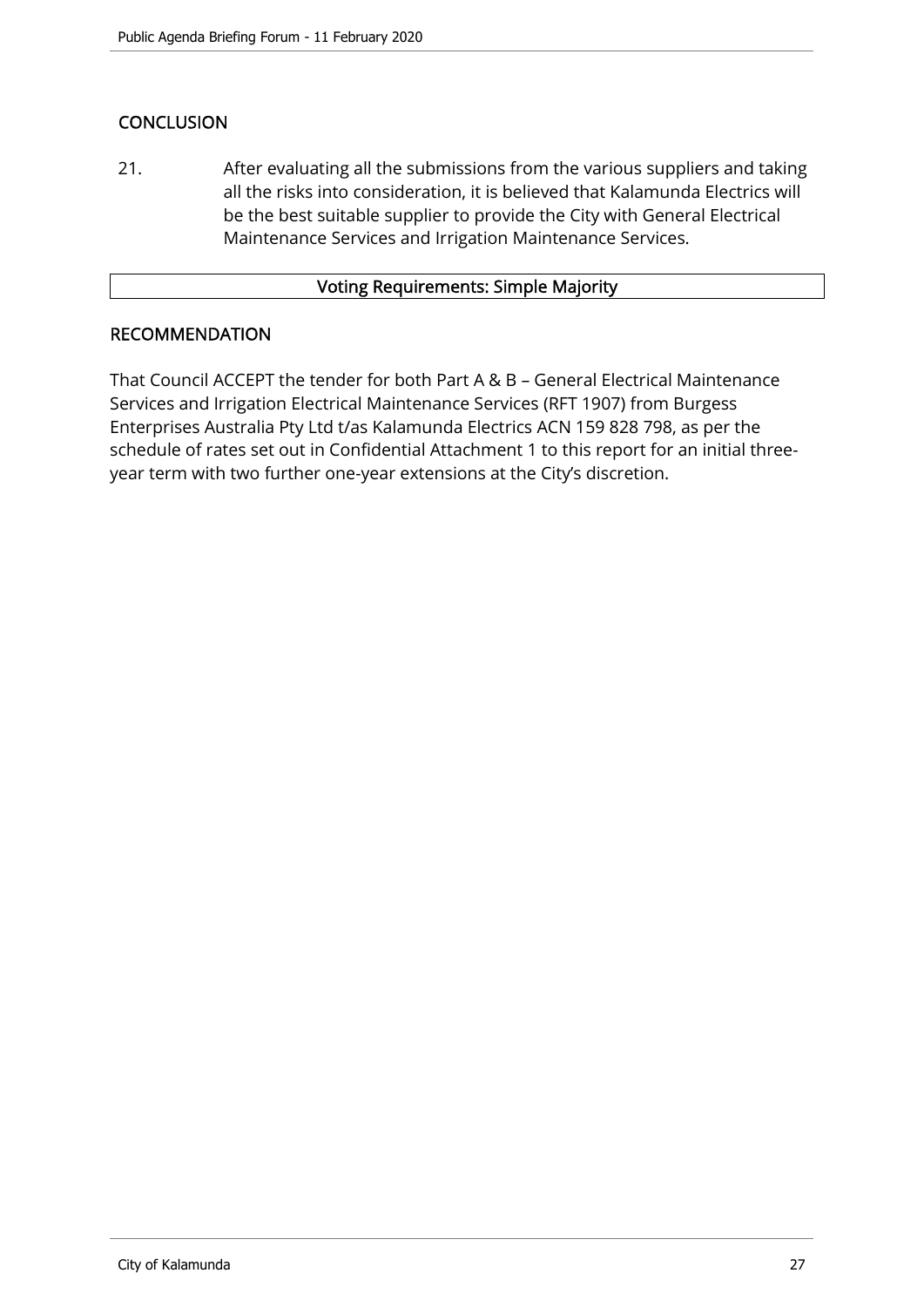## CONCLUSION

21. After evaluating all the submissions from the various suppliers and taking all the risks into consideration, it is believed that Kalamunda Electrics will be the best suitable supplier to provide the City with General Electrical Maintenance Services and Irrigation Maintenance Services.

| Voting Requirements: Simple Majority |
| --- |

## RECOMMENDATION

That Council ACCEPT the tender for both Part A & B – General Electrical Maintenance Services and Irrigation Electrical Maintenance Services (RFT 1907) from Burgess Enterprises Australia Pty Ltd t/as Kalamunda Electrics ACN 159 828 798, as per the schedule of rates set out in Confidential Attachment 1 to this report for an initial three-year term with two further one-year extensions at the City's discretion.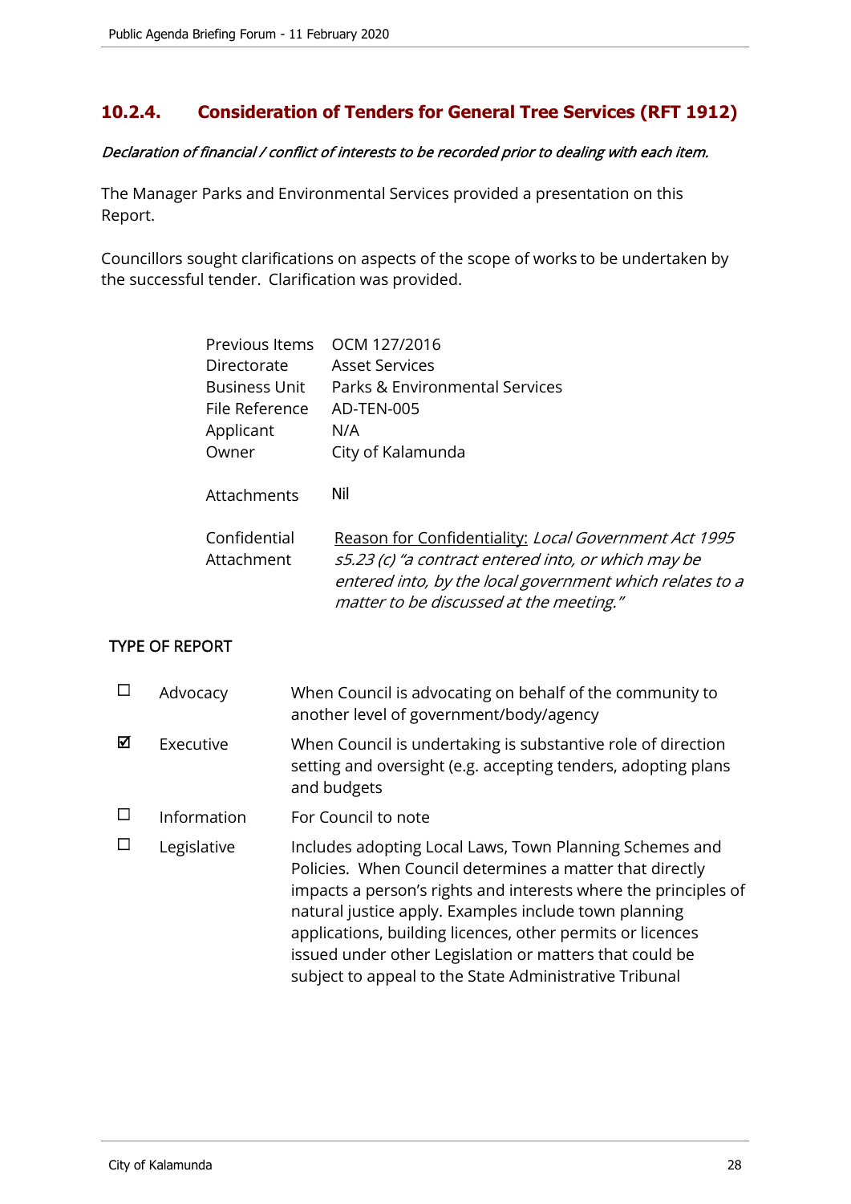## 10.2.4. Consideration of Tenders for General Tree Services (RFT 1912)

***Declaration of financial / conflict of interests to be recorded prior to dealing with each item.***

The Manager Parks and Environmental Services provided a presentation on this Report.

Councillors sought clarifications on aspects of the scope of works to be undertaken by the successful tender. Clarification was provided.

| | |
|---|---|
| Previous Items | OCM 127/2016 |
| Directorate | Asset Services |
| Business Unit | Parks & Environmental Services |
| File Reference | AD-TEN-005 |
| Applicant | N/A |
| Owner | City of Kalamunda |
| Attachments | Nil |
| Confidential Attachment | <u>Reason for Confidentiality:</u> *Local Government Act 1995 s5.23 (c) "a contract entered into, or which may be entered into, by the local government which relates to a matter to be discussed at the meeting."* |

**TYPE OF REPORT**

| | | |
|---|---|---|
| ☐ | Advocacy | When Council is advocating on behalf of the community to another level of government/body/agency |
| ☑ | Executive | When Council is undertaking is substantive role of direction setting and oversight (e.g. accepting tenders, adopting plans and budgets |
| ☐ | Information | For Council to note |
| ☐ | Legislative | Includes adopting Local Laws, Town Planning Schemes and Policies. When Council determines a matter that directly impacts a person's rights and interests where the principles of natural justice apply. Examples include town planning applications, building licences, other permits or licences issued under other Legislation or matters that could be subject to appeal to the State Administrative Tribunal |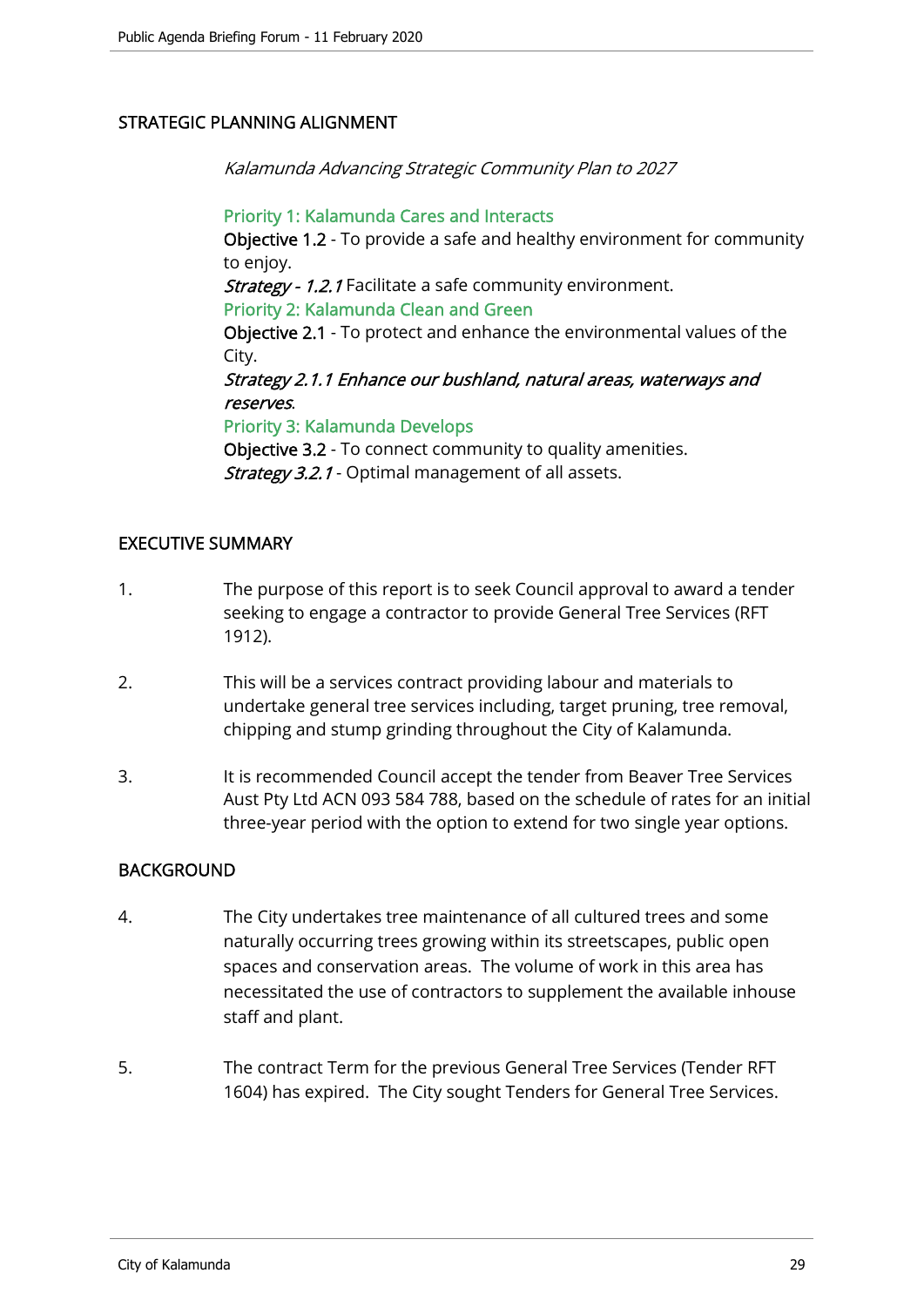## STRATEGIC PLANNING ALIGNMENT

*Kalamunda Advancing Strategic Community Plan to 2027*

Priority 1: Kalamunda Cares and Interacts
**Objective 1.2** - To provide a safe and healthy environment for community to enjoy.
***Strategy - 1.2.1*** Facilitate a safe community environment.
Priority 2: Kalamunda Clean and Green
**Objective 2.1** - To protect and enhance the environmental values of the City.
***Strategy 2.1.1 Enhance our bushland, natural areas, waterways and reserves.***
Priority 3: Kalamunda Develops
**Objective 3.2** - To connect community to quality amenities.
***Strategy 3.2.1*** - Optimal management of all assets.

## EXECUTIVE SUMMARY

1. The purpose of this report is to seek Council approval to award a tender seeking to engage a contractor to provide General Tree Services (RFT 1912).

2. This will be a services contract providing labour and materials to undertake general tree services including, target pruning, tree removal, chipping and stump grinding throughout the City of Kalamunda.

3. It is recommended Council accept the tender from Beaver Tree Services Aust Pty Ltd ACN 093 584 788, based on the schedule of rates for an initial three-year period with the option to extend for two single year options.

## BACKGROUND

4. The City undertakes tree maintenance of all cultured trees and some naturally occurring trees growing within its streetscapes, public open spaces and conservation areas. The volume of work in this area has necessitated the use of contractors to supplement the available inhouse staff and plant.

5. The contract Term for the previous General Tree Services (Tender RFT 1604) has expired. The City sought Tenders for General Tree Services.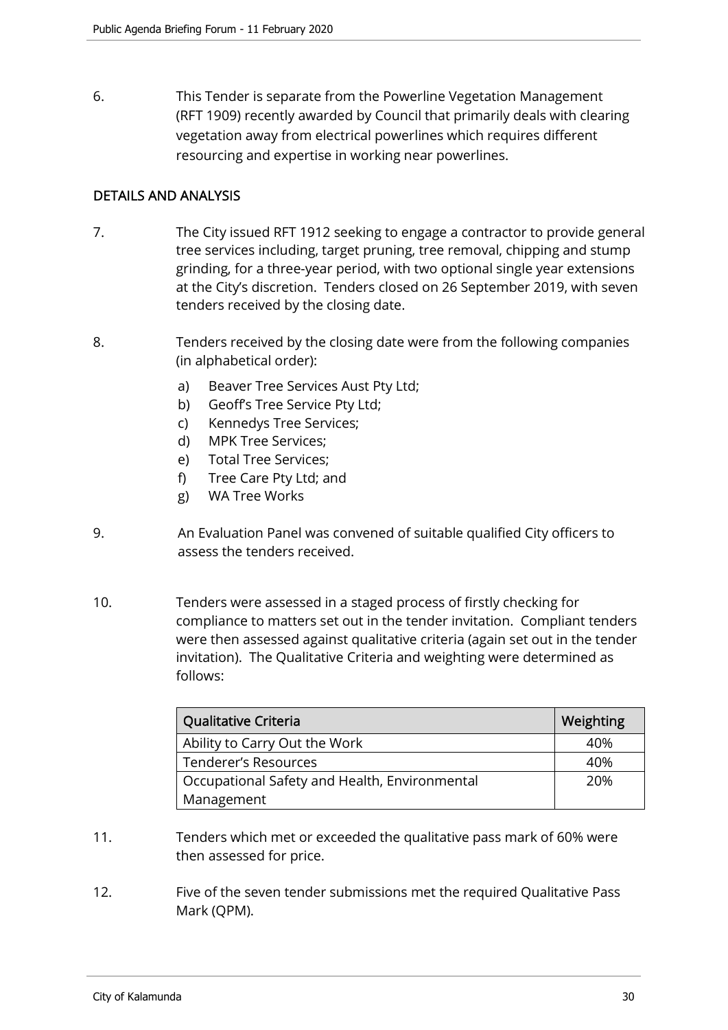6. This Tender is separate from the Powerline Vegetation Management (RFT 1909) recently awarded by Council that primarily deals with clearing vegetation away from electrical powerlines which requires different resourcing and expertise in working near powerlines.

## DETAILS AND ANALYSIS

7. The City issued RFT 1912 seeking to engage a contractor to provide general tree services including, target pruning, tree removal, chipping and stump grinding, for a three-year period, with two optional single year extensions at the City's discretion. Tenders closed on 26 September 2019, with seven tenders received by the closing date.

8. Tenders received by the closing date were from the following companies (in alphabetical order):

   a) Beaver Tree Services Aust Pty Ltd;
   b) Geoff's Tree Service Pty Ltd;
   c) Kennedys Tree Services;
   d) MPK Tree Services;
   e) Total Tree Services;
   f) Tree Care Pty Ltd; and
   g) WA Tree Works

9. An Evaluation Panel was convened of suitable qualified City officers to assess the tenders received.

10. Tenders were assessed in a staged process of firstly checking for compliance to matters set out in the tender invitation. Compliant tenders were then assessed against qualitative criteria (again set out in the tender invitation). The Qualitative Criteria and weighting were determined as follows:

| Qualitative Criteria | Weighting |
|---|---|
| Ability to Carry Out the Work | 40% |
| Tenderer's Resources | 40% |
| Occupational Safety and Health, Environmental Management | 20% |

11. Tenders which met or exceeded the qualitative pass mark of 60% were then assessed for price.

12. Five of the seven tender submissions met the required Qualitative Pass Mark (QPM).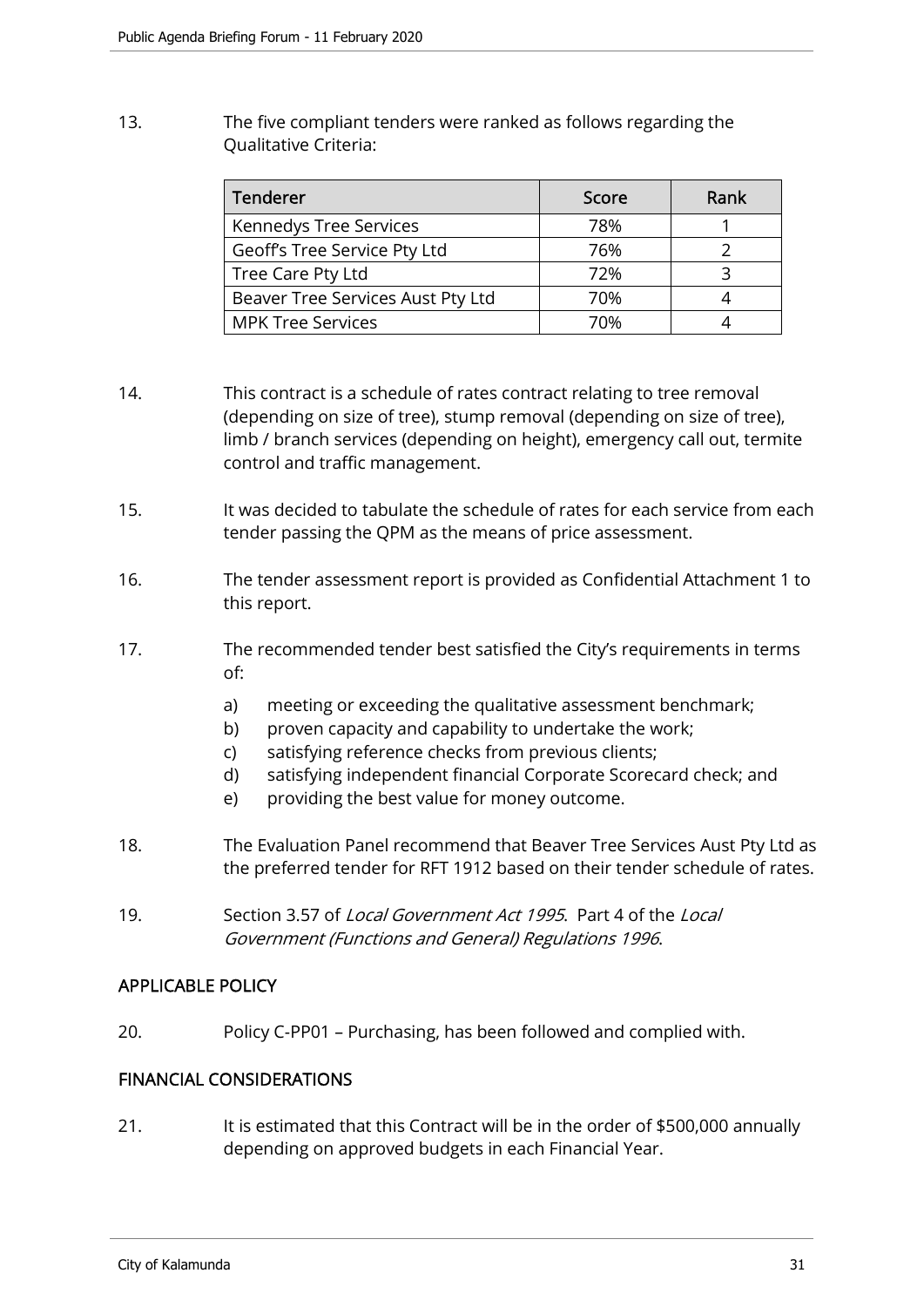13. The five compliant tenders were ranked as follows regarding the Qualitative Criteria:

| Tenderer | Score | Rank |
|---|---|---|
| Kennedys Tree Services | 78% | 1 |
| Geoff's Tree Service Pty Ltd | 76% | 2 |
| Tree Care Pty Ltd | 72% | 3 |
| Beaver Tree Services Aust Pty Ltd | 70% | 4 |
| MPK Tree Services | 70% | 4 |

14. This contract is a schedule of rates contract relating to tree removal (depending on size of tree), stump removal (depending on size of tree), limb / branch services (depending on height), emergency call out, termite control and traffic management.

15. It was decided to tabulate the schedule of rates for each service from each tender passing the QPM as the means of price assessment.

16. The tender assessment report is provided as Confidential Attachment 1 to this report.

17. The recommended tender best satisfied the City's requirements in terms of:

    a) meeting or exceeding the qualitative assessment benchmark;
    b) proven capacity and capability to undertake the work;
    c) satisfying reference checks from previous clients;
    d) satisfying independent financial Corporate Scorecard check; and
    e) providing the best value for money outcome.

18. The Evaluation Panel recommend that Beaver Tree Services Aust Pty Ltd as the preferred tender for RFT 1912 based on their tender schedule of rates.

19. Section 3.57 of *Local Government Act 1995*. Part 4 of the *Local Government (Functions and General) Regulations 1996*.

## APPLICABLE POLICY

20. Policy C-PP01 – Purchasing, has been followed and complied with.

## FINANCIAL CONSIDERATIONS

21. It is estimated that this Contract will be in the order of $500,000 annually depending on approved budgets in each Financial Year.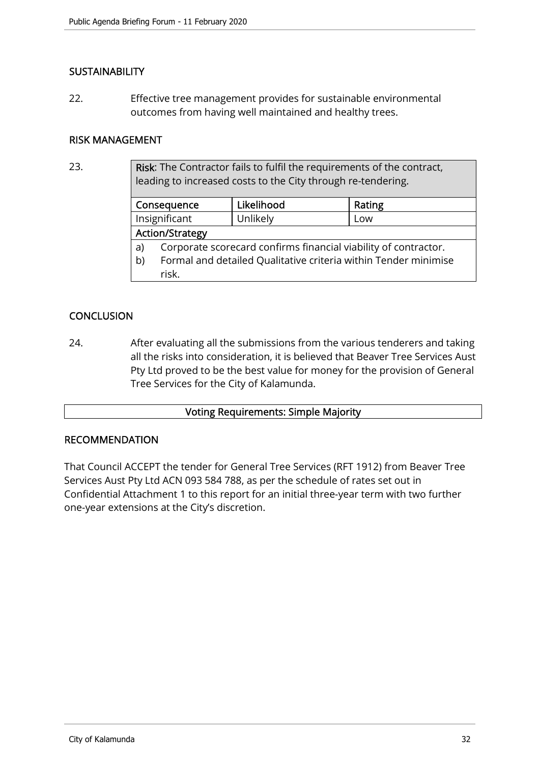## SUSTAINABILITY

22. Effective tree management provides for sustainable environmental outcomes from having well maintained and healthy trees.

## RISK MANAGEMENT

23.

| **Risk**: The Contractor fails to fulfil the requirements of the contract, leading to increased costs to the City through re-tendering. | | |
|---|---|---|
| **Consequence** | **Likelihood** | **Rating** |
| Insignificant | Unlikely | Low |
| **Action/Strategy** | | |
| a) Corporate scorecard confirms financial viability of contractor.<br>b) Formal and detailed Qualitative criteria within Tender minimise risk. | | |

## CONCLUSION

24. After evaluating all the submissions from the various tenderers and taking all the risks into consideration, it is believed that Beaver Tree Services Aust Pty Ltd proved to be the best value for money for the provision of General Tree Services for the City of Kalamunda.

**Voting Requirements: Simple Majority**

## RECOMMENDATION

That Council ACCEPT the tender for General Tree Services (RFT 1912) from Beaver Tree Services Aust Pty Ltd ACN 093 584 788, as per the schedule of rates set out in Confidential Attachment 1 to this report for an initial three-year term with two further one-year extensions at the City's discretion.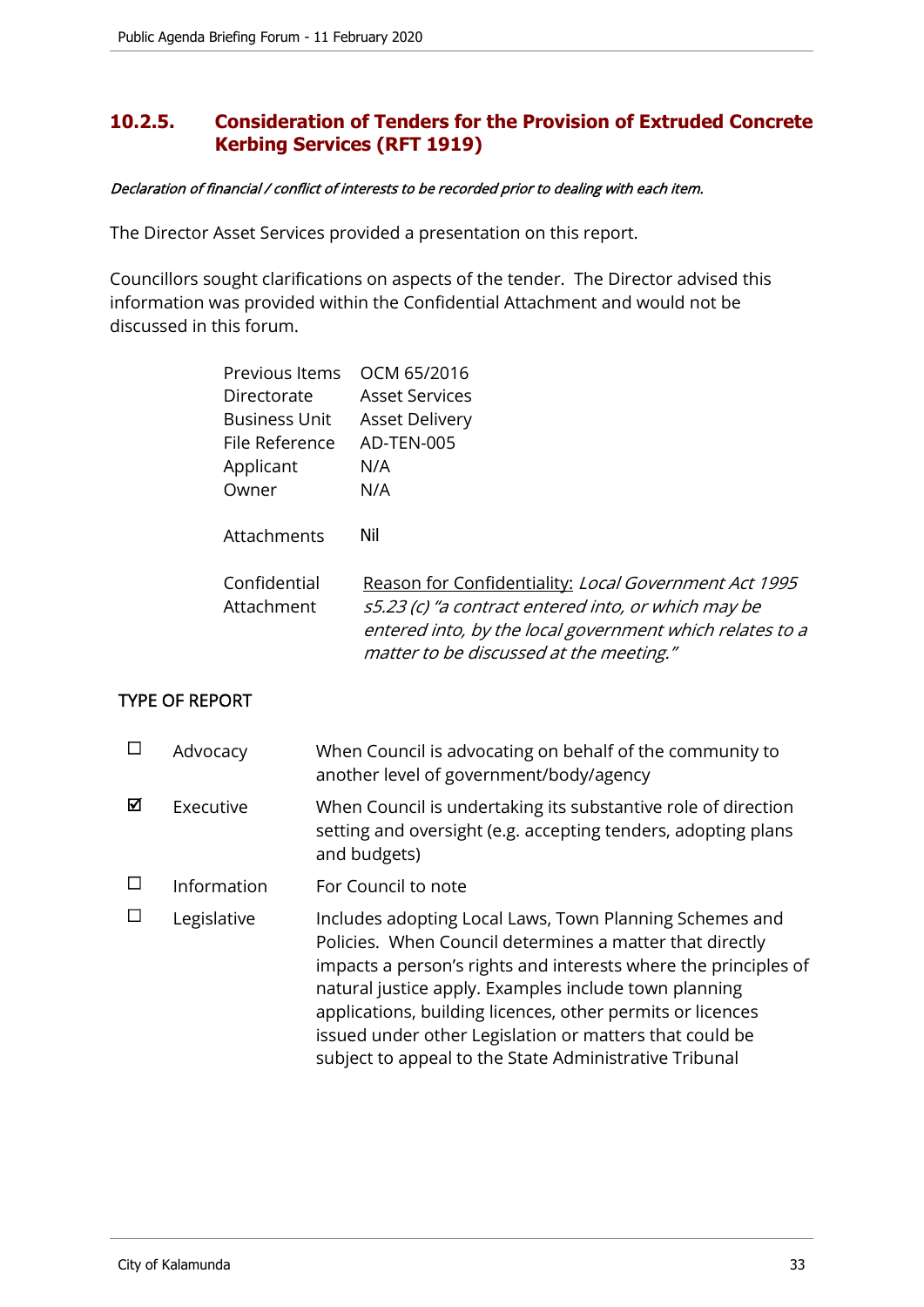## 10.2.5. Consideration of Tenders for the Provision of Extruded Concrete Kerbing Services (RFT 1919)

*Declaration of financial / conflict of interests to be recorded prior to dealing with each item.*

The Director Asset Services provided a presentation on this report.

Councillors sought clarifications on aspects of the tender. The Director advised this information was provided within the Confidential Attachment and would not be discussed in this forum.

| | |
|---|---|
| Previous Items | OCM 65/2016 |
| Directorate | Asset Services |
| Business Unit | Asset Delivery |
| File Reference | AD-TEN-005 |
| Applicant | N/A |
| Owner | N/A |
| Attachments | Nil |
| Confidential Attachment | Reason for Confidentiality: *Local Government Act 1995 s5.23 (c) "a contract entered into, or which may be entered into, by the local government which relates to a matter to be discussed at the meeting."* |

### TYPE OF REPORT

| | | |
|---|---|---|
| ☐ | Advocacy | When Council is advocating on behalf of the community to another level of government/body/agency |
| ☑ | Executive | When Council is undertaking its substantive role of direction setting and oversight (e.g. accepting tenders, adopting plans and budgets) |
| ☐ | Information | For Council to note |
| ☐ | Legislative | Includes adopting Local Laws, Town Planning Schemes and Policies. When Council determines a matter that directly impacts a person's rights and interests where the principles of natural justice apply. Examples include town planning applications, building licences, other permits or licences issued under other Legislation or matters that could be subject to appeal to the State Administrative Tribunal |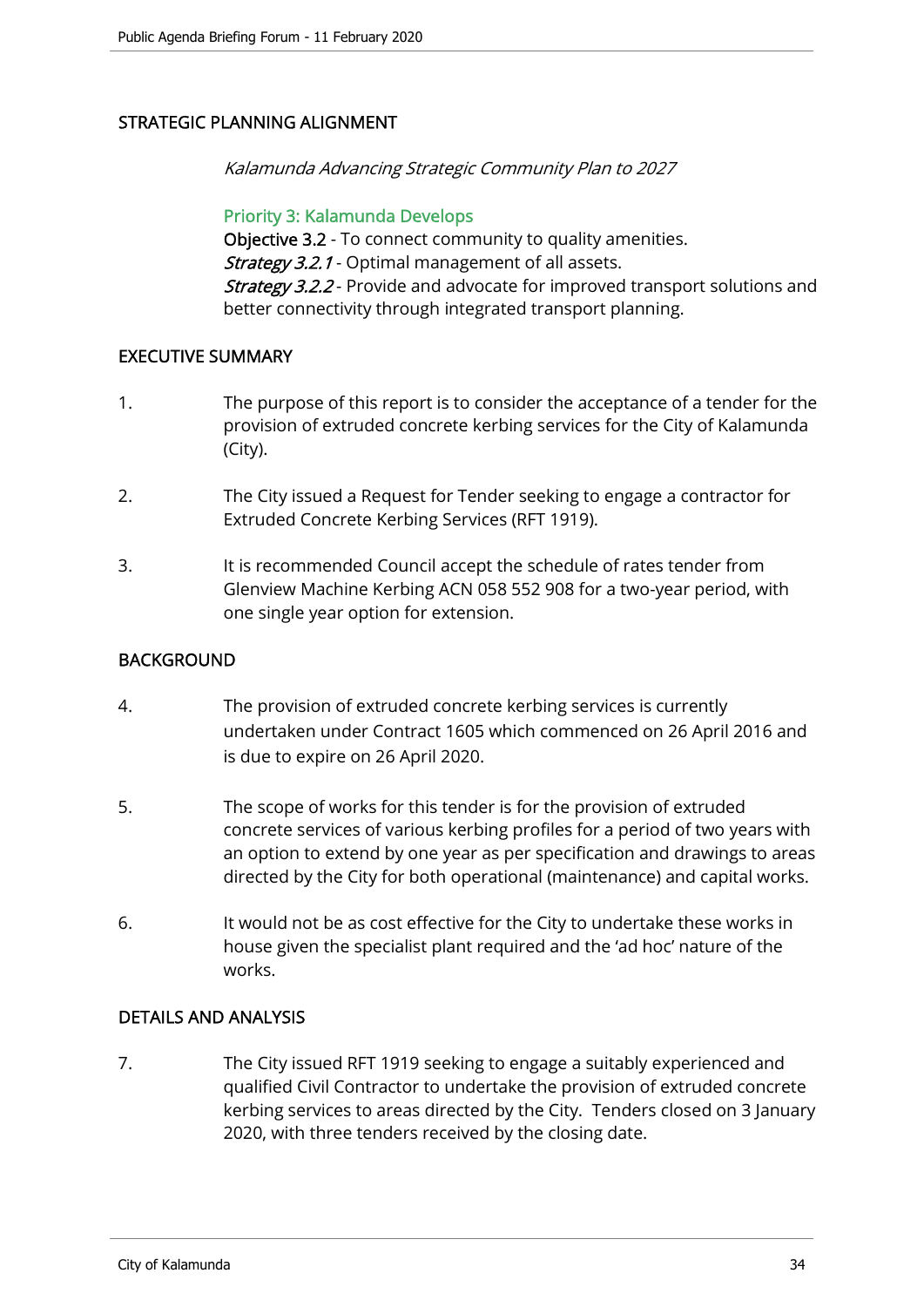## STRATEGIC PLANNING ALIGNMENT

*Kalamunda Advancing Strategic Community Plan to 2027*

**Priority 3: Kalamunda Develops**
**Objective 3.2** - To connect community to quality amenities.
***Strategy 3.2.1*** - Optimal management of all assets.
***Strategy 3.2.2*** - Provide and advocate for improved transport solutions and better connectivity through integrated transport planning.

## EXECUTIVE SUMMARY

1. The purpose of this report is to consider the acceptance of a tender for the provision of extruded concrete kerbing services for the City of Kalamunda (City).

2. The City issued a Request for Tender seeking to engage a contractor for Extruded Concrete Kerbing Services (RFT 1919).

3. It is recommended Council accept the schedule of rates tender from Glenview Machine Kerbing ACN 058 552 908 for a two-year period, with one single year option for extension.

## BACKGROUND

4. The provision of extruded concrete kerbing services is currently undertaken under Contract 1605 which commenced on 26 April 2016 and is due to expire on 26 April 2020.

5. The scope of works for this tender is for the provision of extruded concrete services of various kerbing profiles for a period of two years with an option to extend by one year as per specification and drawings to areas directed by the City for both operational (maintenance) and capital works.

6. It would not be as cost effective for the City to undertake these works in house given the specialist plant required and the 'ad hoc' nature of the works.

## DETAILS AND ANALYSIS

7. The City issued RFT 1919 seeking to engage a suitably experienced and qualified Civil Contractor to undertake the provision of extruded concrete kerbing services to areas directed by the City. Tenders closed on 3 January 2020, with three tenders received by the closing date.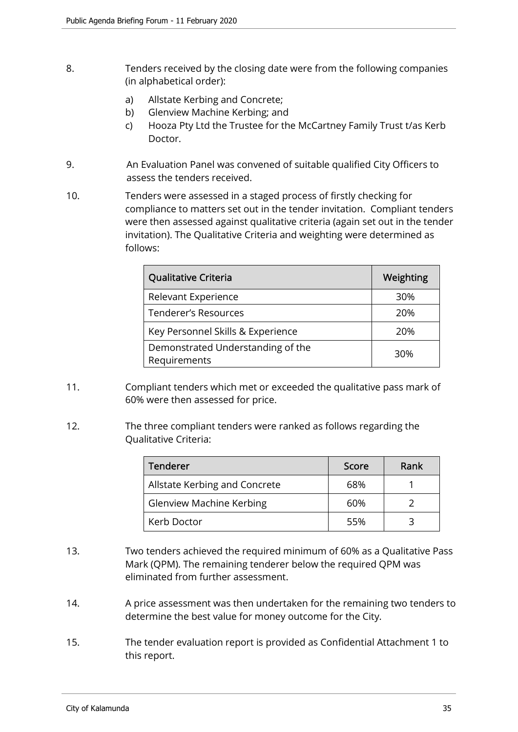8. Tenders received by the closing date were from the following companies (in alphabetical order):

   a) Allstate Kerbing and Concrete;
   b) Glenview Machine Kerbing; and
   c) Hooza Pty Ltd the Trustee for the McCartney Family Trust t/as Kerb Doctor.

9. An Evaluation Panel was convened of suitable qualified City Officers to assess the tenders received.

10. Tenders were assessed in a staged process of firstly checking for compliance to matters set out in the tender invitation. Compliant tenders were then assessed against qualitative criteria (again set out in the tender invitation). The Qualitative Criteria and weighting were determined as follows:

| Qualitative Criteria | Weighting |
|---|---|
| Relevant Experience | 30% |
| Tenderer's Resources | 20% |
| Key Personnel Skills & Experience | 20% |
| Demonstrated Understanding of the Requirements | 30% |

11. Compliant tenders which met or exceeded the qualitative pass mark of 60% were then assessed for price.

12. The three compliant tenders were ranked as follows regarding the Qualitative Criteria:

| Tenderer | Score | Rank |
|---|---|---|
| Allstate Kerbing and Concrete | 68% | 1 |
| Glenview Machine Kerbing | 60% | 2 |
| Kerb Doctor | 55% | 3 |

13. Two tenders achieved the required minimum of 60% as a Qualitative Pass Mark (QPM). The remaining tenderer below the required QPM was eliminated from further assessment.

14. A price assessment was then undertaken for the remaining two tenders to determine the best value for money outcome for the City.

15. The tender evaluation report is provided as Confidential Attachment 1 to this report.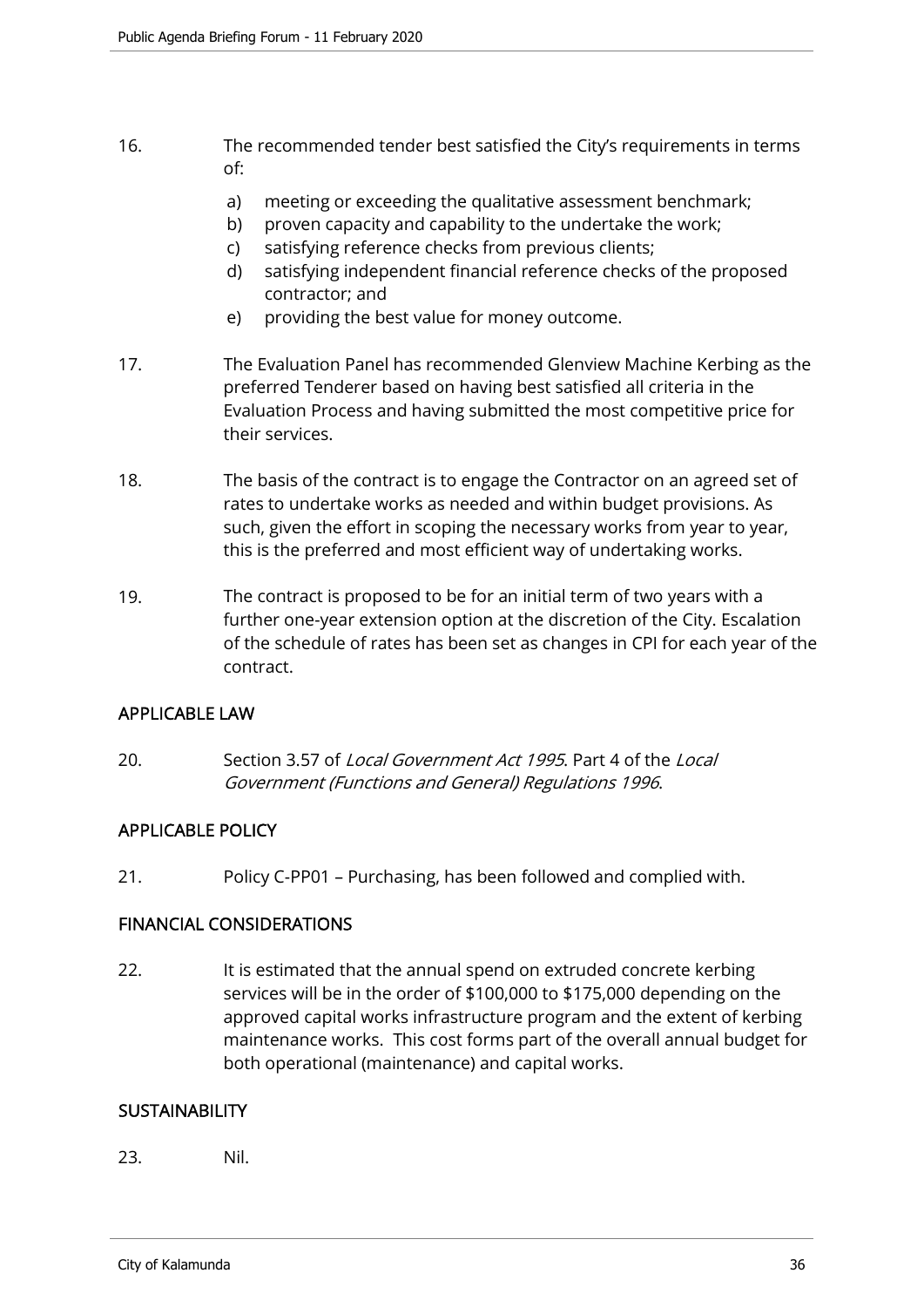16. The recommended tender best satisfied the City's requirements in terms of:

    a) meeting or exceeding the qualitative assessment benchmark;
    b) proven capacity and capability to the undertake the work;
    c) satisfying reference checks from previous clients;
    d) satisfying independent financial reference checks of the proposed contractor; and
    e) providing the best value for money outcome.

17. The Evaluation Panel has recommended Glenview Machine Kerbing as the preferred Tenderer based on having best satisfied all criteria in the Evaluation Process and having submitted the most competitive price for their services.

18. The basis of the contract is to engage the Contractor on an agreed set of rates to undertake works as needed and within budget provisions. As such, given the effort in scoping the necessary works from year to year, this is the preferred and most efficient way of undertaking works.

19. The contract is proposed to be for an initial term of two years with a further one-year extension option at the discretion of the City. Escalation of the schedule of rates has been set as changes in CPI for each year of the contract.

## APPLICABLE LAW

20. Section 3.57 of *Local Government Act 1995*. Part 4 of the *Local Government (Functions and General) Regulations 1996*.

## APPLICABLE POLICY

21. Policy C-PP01 – Purchasing, has been followed and complied with.

## FINANCIAL CONSIDERATIONS

22. It is estimated that the annual spend on extruded concrete kerbing services will be in the order of $100,000 to $175,000 depending on the approved capital works infrastructure program and the extent of kerbing maintenance works. This cost forms part of the overall annual budget for both operational (maintenance) and capital works.

## SUSTAINABILITY

23. Nil.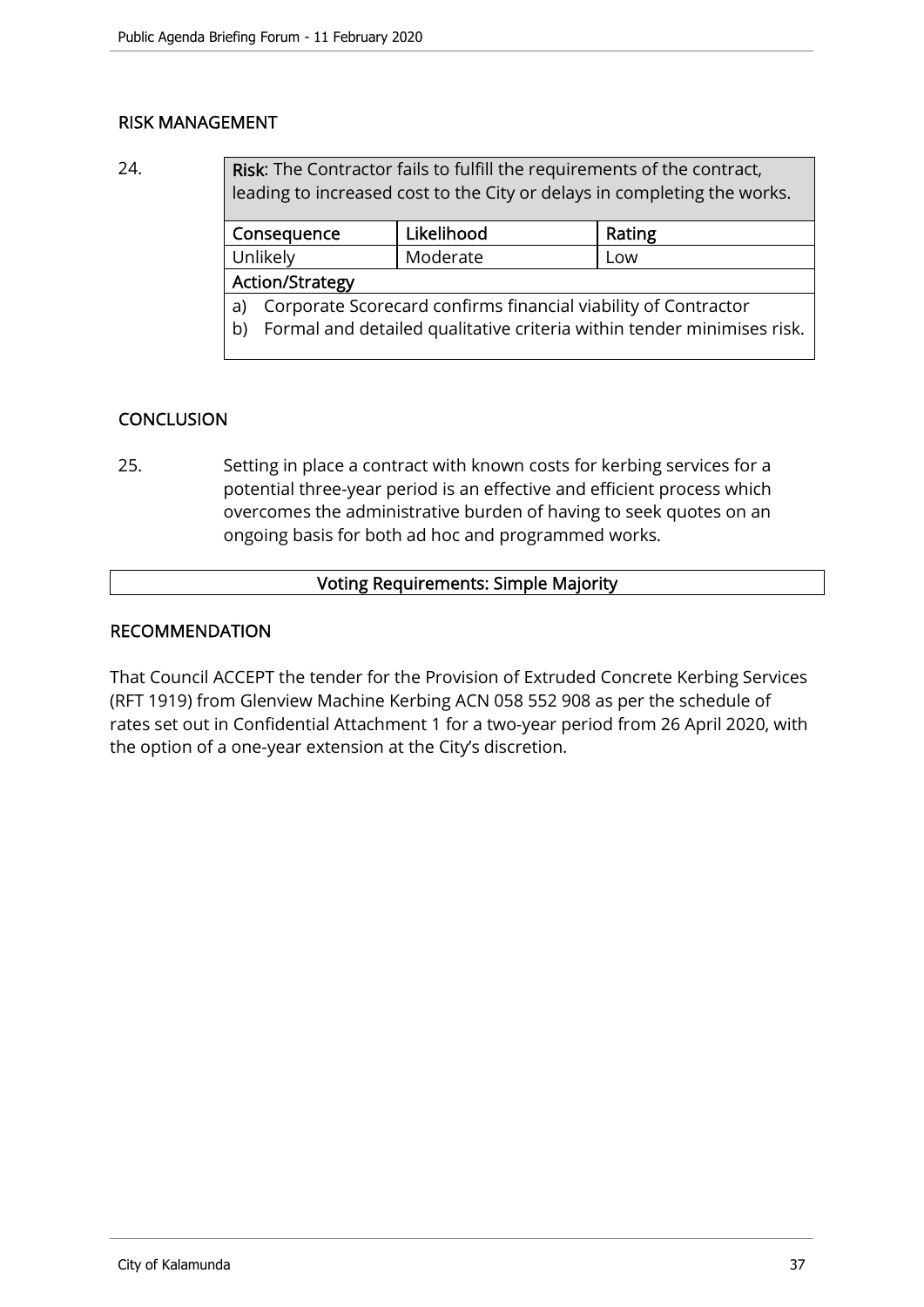## RISK MANAGEMENT

24.

| **Risk**: The Contractor fails to fulfill the requirements of the contract, leading to increased cost to the City or delays in completing the works. | | |
|---|---|---|
| Consequence | Likelihood | Rating |
| Unlikely | Moderate | Low |
| **Action/Strategy** | | |
| a) Corporate Scorecard confirms financial viability of Contractor<br>b) Formal and detailed qualitative criteria within tender minimises risk. | | |

## CONCLUSION

25. Setting in place a contract with known costs for kerbing services for a potential three-year period is an effective and efficient process which overcomes the administrative burden of having to seek quotes on an ongoing basis for both ad hoc and programmed works.

**Voting Requirements: Simple Majority**

## RECOMMENDATION

That Council ACCEPT the tender for the Provision of Extruded Concrete Kerbing Services (RFT 1919) from Glenview Machine Kerbing ACN 058 552 908 as per the schedule of rates set out in Confidential Attachment 1 for a two-year period from 26 April 2020, with the option of a one-year extension at the City's discretion.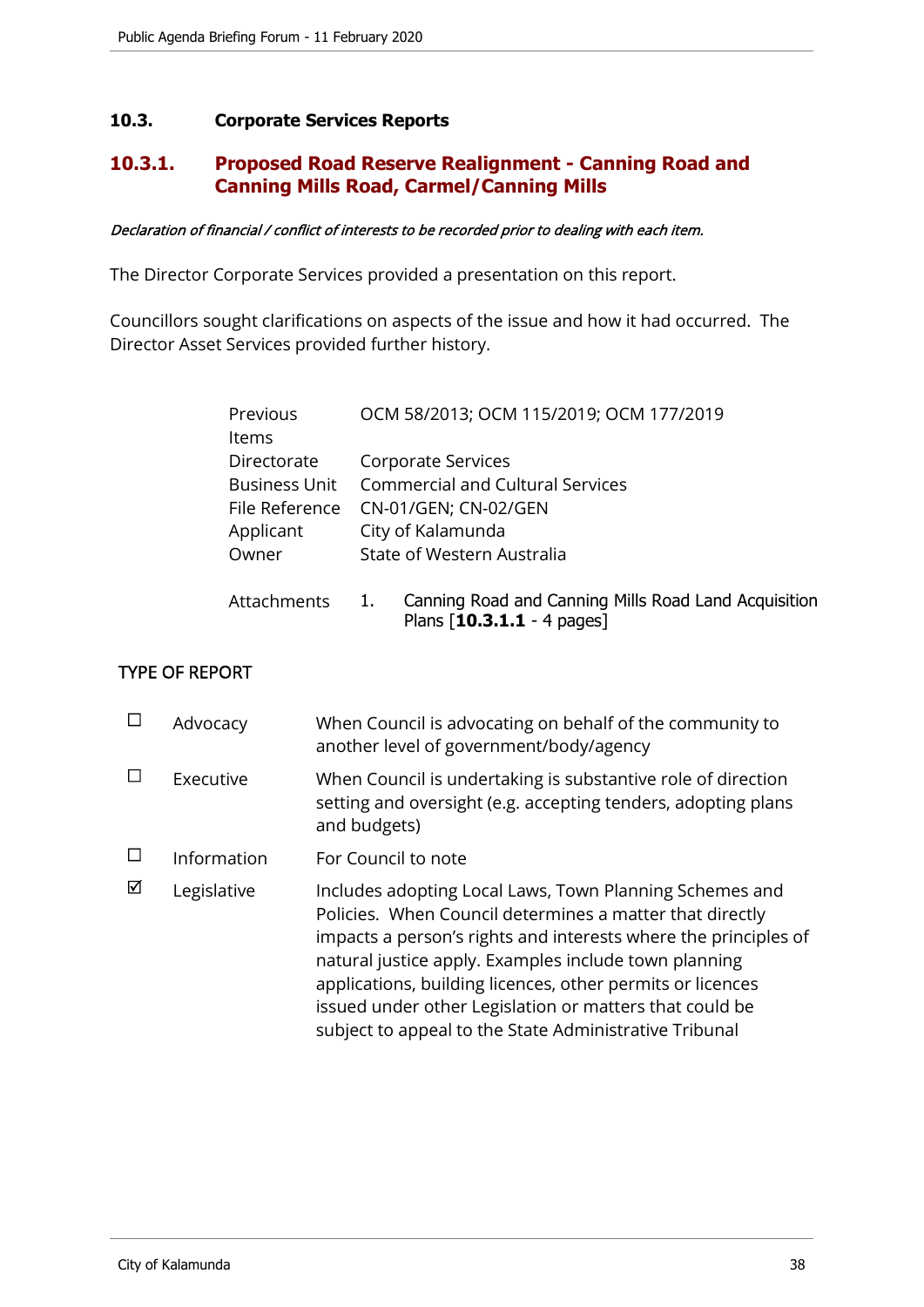## 10.3. Corporate Services Reports

### 10.3.1. Proposed Road Reserve Realignment - Canning Road and Canning Mills Road, Carmel/Canning Mills

*Declaration of financial / conflict of interests to be recorded prior to dealing with each item.*

The Director Corporate Services provided a presentation on this report.

Councillors sought clarifications on aspects of the issue and how it had occurred. The Director Asset Services provided further history.

| | |
|---|---|
| Previous Items | OCM 58/2013; OCM 115/2019; OCM 177/2019 |
| Directorate | Corporate Services |
| Business Unit | Commercial and Cultural Services |
| File Reference | CN-01/GEN; CN-02/GEN |
| Applicant | City of Kalamunda |
| Owner | State of Western Australia |
| Attachments | 1. Canning Road and Canning Mills Road Land Acquisition Plans [**10.3.1.1** - 4 pages] |

**TYPE OF REPORT**

| | | |
|---|---|---|
| ☐ | Advocacy | When Council is advocating on behalf of the community to another level of government/body/agency |
| ☐ | Executive | When Council is undertaking is substantive role of direction setting and oversight (e.g. accepting tenders, adopting plans and budgets) |
| ☐ | Information | For Council to note |
| ☑ | Legislative | Includes adopting Local Laws, Town Planning Schemes and Policies. When Council determines a matter that directly impacts a person's rights and interests where the principles of natural justice apply. Examples include town planning applications, building licences, other permits or licences issued under other Legislation or matters that could be subject to appeal to the State Administrative Tribunal |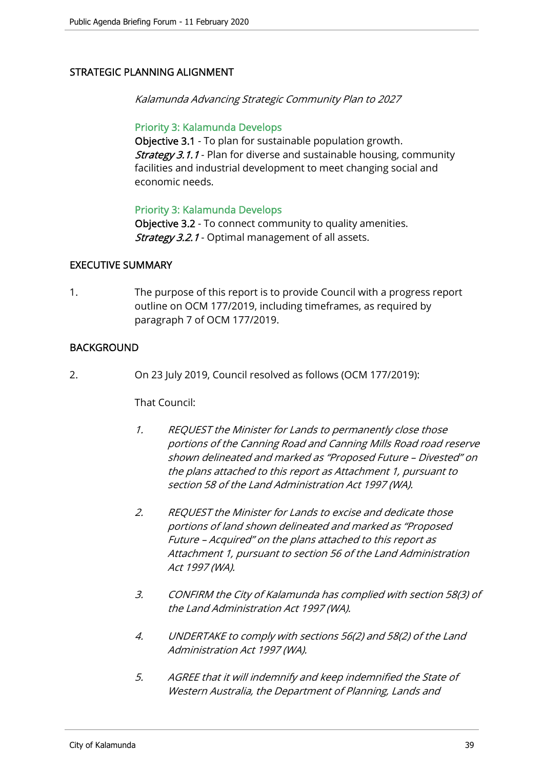## STRATEGIC PLANNING ALIGNMENT

*Kalamunda Advancing Strategic Community Plan to 2027*

**Priority 3: Kalamunda Develops**
**Objective 3.1** - To plan for sustainable population growth.
***Strategy 3.1.1*** - Plan for diverse and sustainable housing, community facilities and industrial development to meet changing social and economic needs.

**Priority 3: Kalamunda Develops**
**Objective 3.2** - To connect community to quality amenities.
***Strategy 3.2.1*** - Optimal management of all assets.

## EXECUTIVE SUMMARY

1. The purpose of this report is to provide Council with a progress report outline on OCM 177/2019, including timeframes, as required by paragraph 7 of OCM 177/2019.

## BACKGROUND

2. On 23 July 2019, Council resolved as follows (OCM 177/2019):

   That Council:

   *1. REQUEST the Minister for Lands to permanently close those portions of the Canning Road and Canning Mills Road road reserve shown delineated and marked as "Proposed Future – Divested" on the plans attached to this report as Attachment 1, pursuant to section 58 of the Land Administration Act 1997 (WA).*

   *2. REQUEST the Minister for Lands to excise and dedicate those portions of land shown delineated and marked as "Proposed Future – Acquired" on the plans attached to this report as Attachment 1, pursuant to section 56 of the Land Administration Act 1997 (WA).*

   *3. CONFIRM the City of Kalamunda has complied with section 58(3) of the Land Administration Act 1997 (WA).*

   *4. UNDERTAKE to comply with sections 56(2) and 58(2) of the Land Administration Act 1997 (WA).*

   *5. AGREE that it will indemnify and keep indemnified the State of Western Australia, the Department of Planning, Lands and*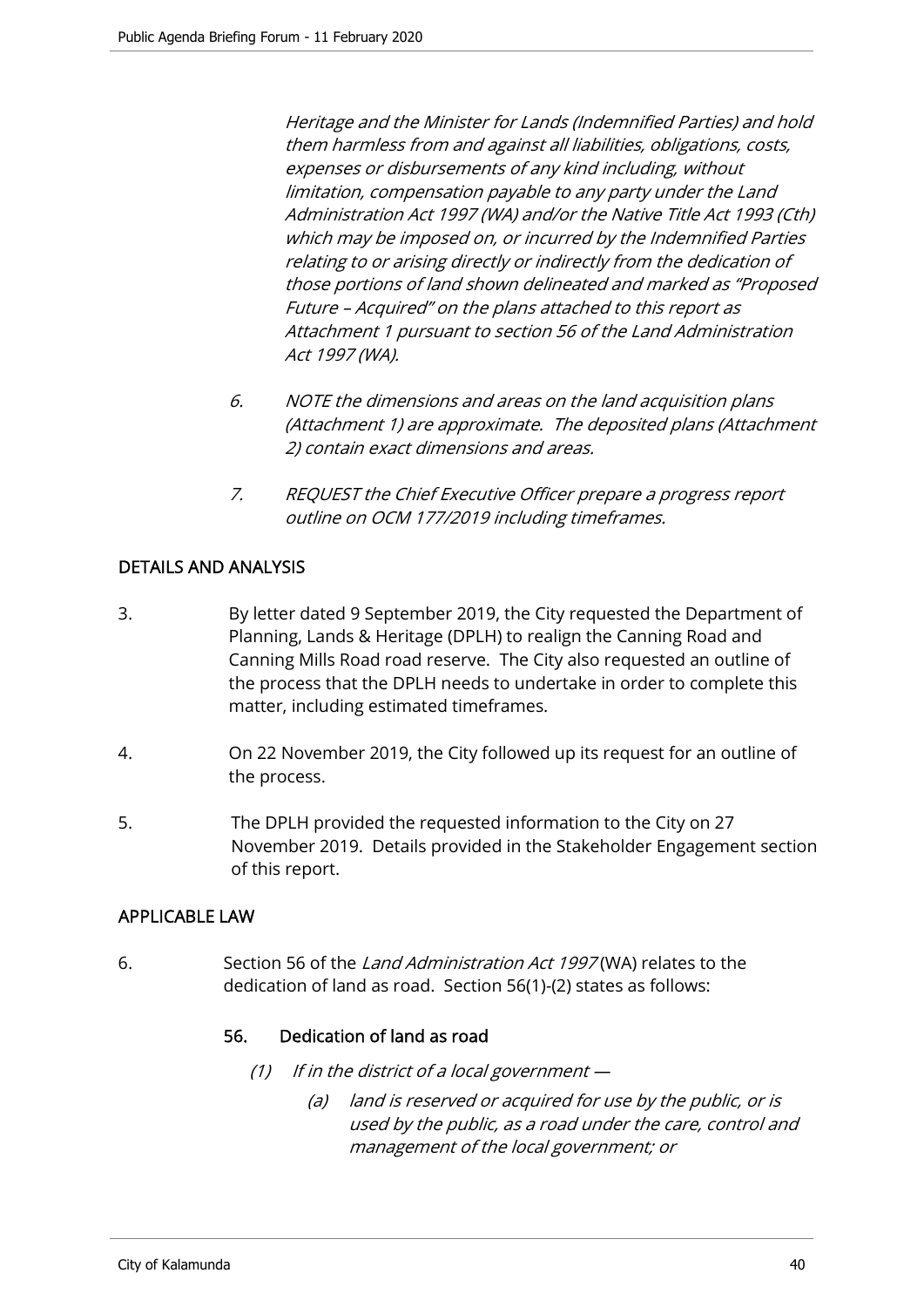*Heritage and the Minister for Lands (Indemnified Parties) and hold them harmless from and against all liabilities, obligations, costs, expenses or disbursements of any kind including, without limitation, compensation payable to any party under the Land Administration Act 1997 (WA) and/or the Native Title Act 1993 (Cth) which may be imposed on, or incurred by the Indemnified Parties relating to or arising directly or indirectly from the dedication of those portions of land shown delineated and marked as "Proposed Future – Acquired" on the plans attached to this report as Attachment 1 pursuant to section 56 of the Land Administration Act 1997 (WA).*

6. *NOTE the dimensions and areas on the land acquisition plans (Attachment 1) are approximate. The deposited plans (Attachment 2) contain exact dimensions and areas.*

7. *REQUEST the Chief Executive Officer prepare a progress report outline on OCM 177/2019 including timeframes.*

## DETAILS AND ANALYSIS

3. By letter dated 9 September 2019, the City requested the Department of Planning, Lands & Heritage (DPLH) to realign the Canning Road and Canning Mills Road road reserve. The City also requested an outline of the process that the DPLH needs to undertake in order to complete this matter, including estimated timeframes.

4. On 22 November 2019, the City followed up its request for an outline of the process.

5. The DPLH provided the requested information to the City on 27 November 2019. Details provided in the Stakeholder Engagement section of this report.

## APPLICABLE LAW

6. Section 56 of the *Land Administration Act 1997* (WA) relates to the dedication of land as road. Section 56(1)-(2) states as follows:

### 56. Dedication of land as road

*(1) If in the district of a local government —*

*(a) land is reserved or acquired for use by the public, or is used by the public, as a road under the care, control and management of the local government; or*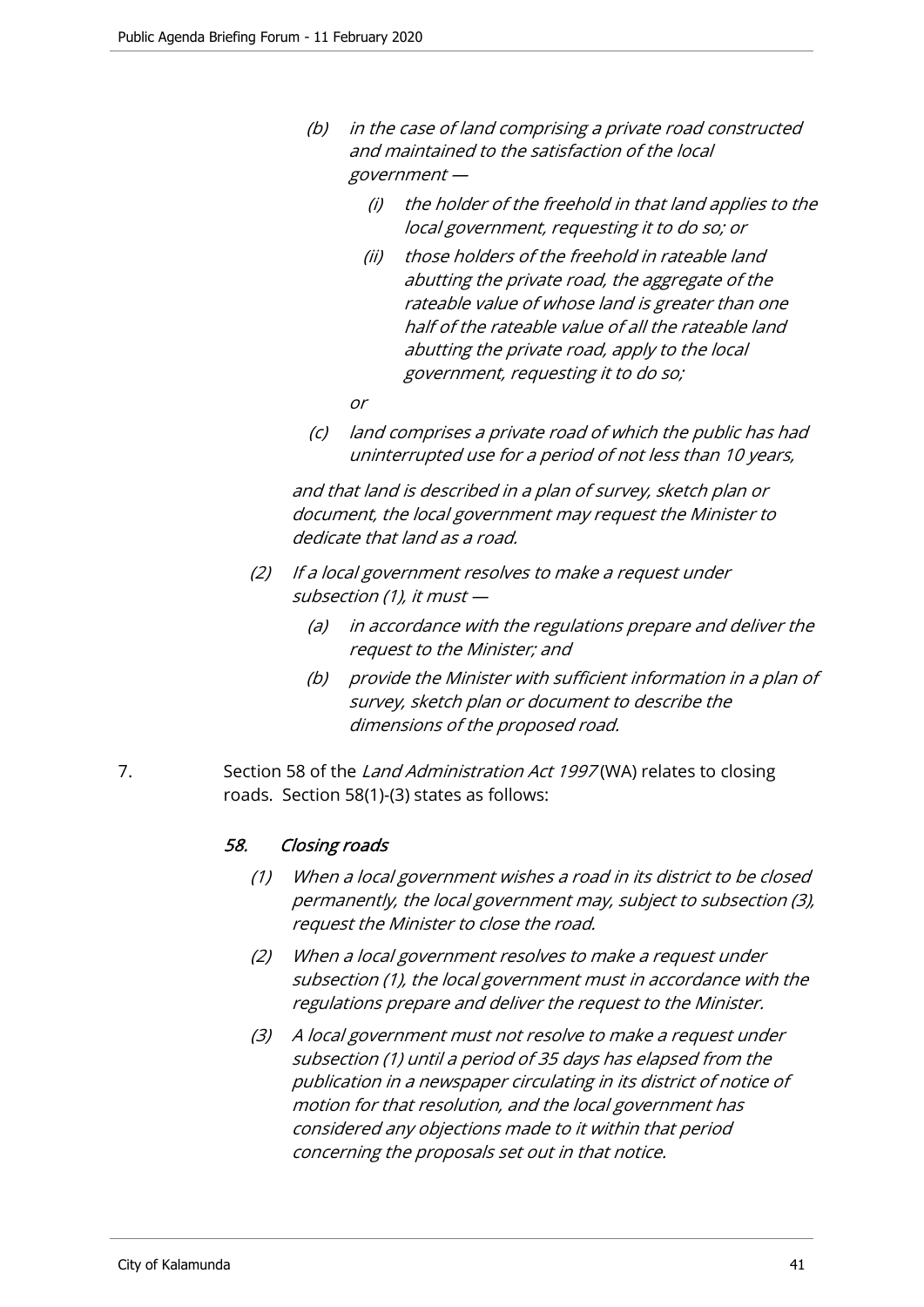*(b) in the case of land comprising a private road constructed and maintained to the satisfaction of the local government —*

> *(i) the holder of the freehold in that land applies to the local government, requesting it to do so; or*
>
> *(ii) those holders of the freehold in rateable land abutting the private road, the aggregate of the rateable value of whose land is greater than one half of the rateable value of all the rateable land abutting the private road, apply to the local government, requesting it to do so;*

*or*

*(c) land comprises a private road of which the public has had uninterrupted use for a period of not less than 10 years,*

*and that land is described in a plan of survey, sketch plan or document, the local government may request the Minister to dedicate that land as a road.*

*(2) If a local government resolves to make a request under subsection (1), it must —*

> *(a) in accordance with the regulations prepare and deliver the request to the Minister; and*
>
> *(b) provide the Minister with sufficient information in a plan of survey, sketch plan or document to describe the dimensions of the proposed road.*

7. Section 58 of the *Land Administration Act 1997* (WA) relates to closing roads. Section 58(1)-(3) states as follows:

***58. Closing roads***

*(1) When a local government wishes a road in its district to be closed permanently, the local government may, subject to subsection (3), request the Minister to close the road.*

*(2) When a local government resolves to make a request under subsection (1), the local government must in accordance with the regulations prepare and deliver the request to the Minister.*

*(3) A local government must not resolve to make a request under subsection (1) until a period of 35 days has elapsed from the publication in a newspaper circulating in its district of notice of motion for that resolution, and the local government has considered any objections made to it within that period concerning the proposals set out in that notice.*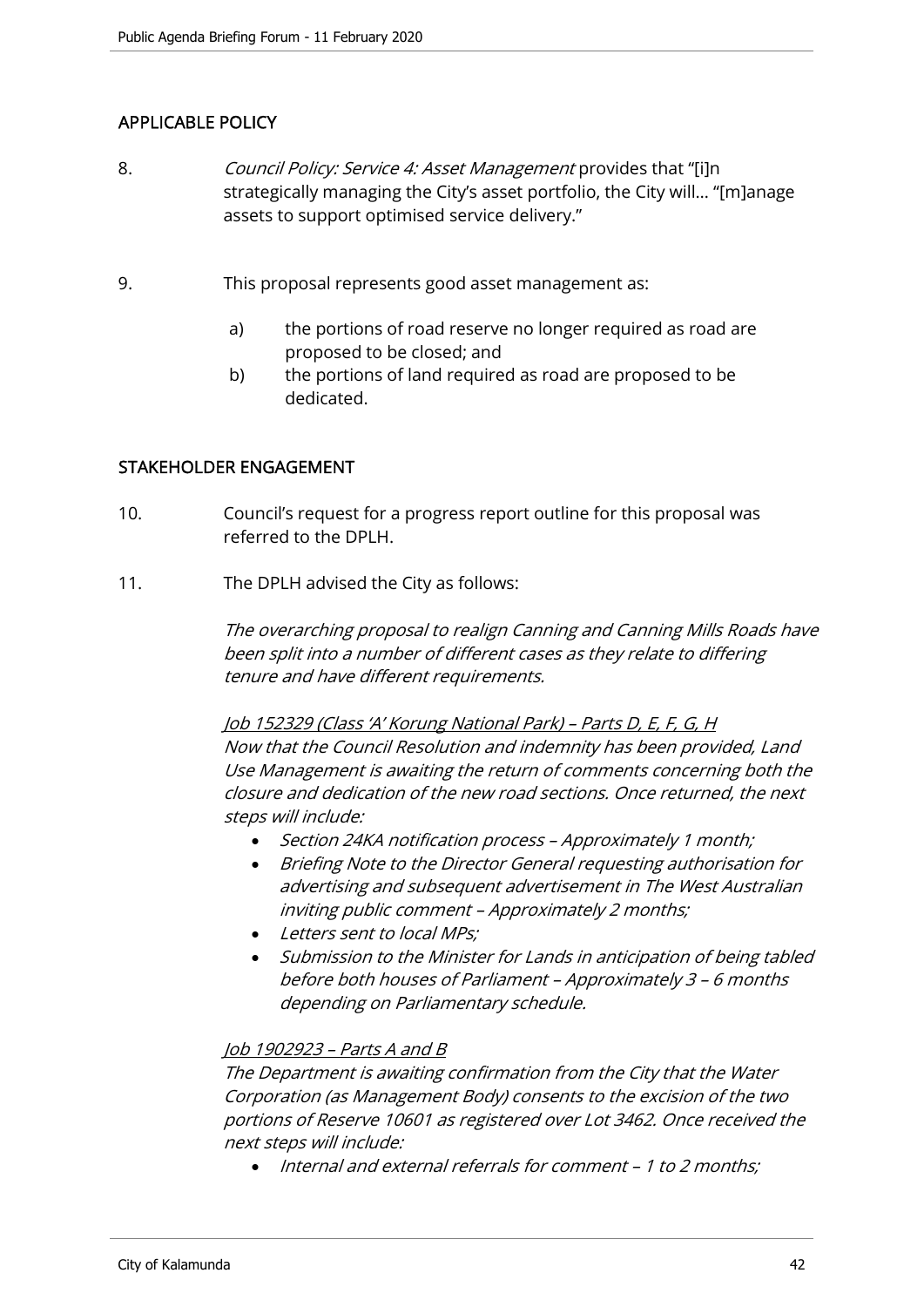## APPLICABLE POLICY

8. *Council Policy: Service 4: Asset Management* provides that "[i]n strategically managing the City's asset portfolio, the City will… "[m]anage assets to support optimised service delivery."

9. This proposal represents good asset management as:

   a) the portions of road reserve no longer required as road are proposed to be closed; and
   
   b) the portions of land required as road are proposed to be dedicated.

## STAKEHOLDER ENGAGEMENT

10. Council's request for a progress report outline for this proposal was referred to the DPLH.

11. The DPLH advised the City as follows:

    *The overarching proposal to realign Canning and Canning Mills Roads have been split into a number of different cases as they relate to differing tenure and have different requirements.*

    *Job 152329 (Class 'A' Korung National Park) – Parts D, E, F, G, H*
    *Now that the Council Resolution and indemnity has been provided, Land Use Management is awaiting the return of comments concerning both the closure and dedication of the new road sections. Once returned, the next steps will include:*

    - *Section 24KA notification process – Approximately 1 month;*
    - *Briefing Note to the Director General requesting authorisation for advertising and subsequent advertisement in The West Australian inviting public comment – Approximately 2 months;*
    - *Letters sent to local MPs;*
    - *Submission to the Minister for Lands in anticipation of being tabled before both houses of Parliament – Approximately 3 – 6 months depending on Parliamentary schedule.*

    *Job 1902923 – Parts A and B*
    *The Department is awaiting confirmation from the City that the Water Corporation (as Management Body) consents to the excision of the two portions of Reserve 10601 as registered over Lot 3462. Once received the next steps will include:*

    - *Internal and external referrals for comment – 1 to 2 months;*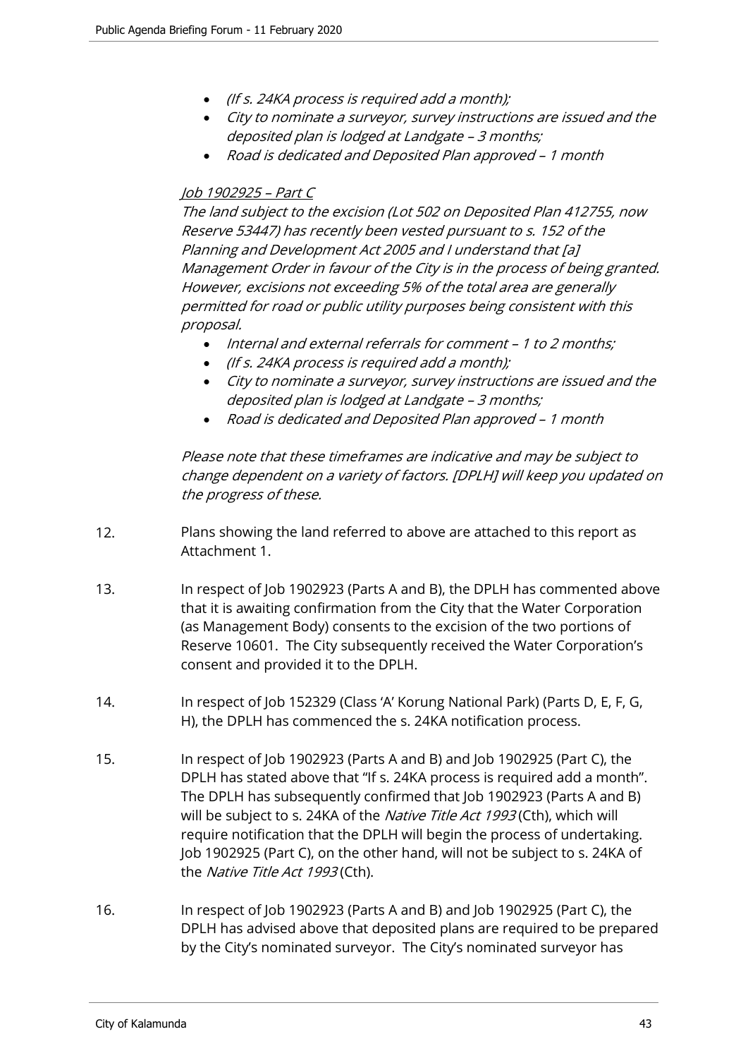- *(If s. 24KA process is required add a month);*
- *City to nominate a surveyor, survey instructions are issued and the deposited plan is lodged at Landgate – 3 months;*
- *Road is dedicated and Deposited Plan approved – 1 month*

*Job 1902925 – Part C*

*The land subject to the excision (Lot 502 on Deposited Plan 412755, now Reserve 53447) has recently been vested pursuant to s. 152 of the Planning and Development Act 2005 and I understand that [a] Management Order in favour of the City is in the process of being granted. However, excisions not exceeding 5% of the total area are generally permitted for road or public utility purposes being consistent with this proposal.*

- *Internal and external referrals for comment – 1 to 2 months;*
- *(If s. 24KA process is required add a month);*
- *City to nominate a surveyor, survey instructions are issued and the deposited plan is lodged at Landgate – 3 months;*
- *Road is dedicated and Deposited Plan approved – 1 month*

*Please note that these timeframes are indicative and may be subject to change dependent on a variety of factors. [DPLH] will keep you updated on the progress of these.*

12. Plans showing the land referred to above are attached to this report as Attachment 1.

13. In respect of Job 1902923 (Parts A and B), the DPLH has commented above that it is awaiting confirmation from the City that the Water Corporation (as Management Body) consents to the excision of the two portions of Reserve 10601. The City subsequently received the Water Corporation's consent and provided it to the DPLH.

14. In respect of Job 152329 (Class 'A' Korung National Park) (Parts D, E, F, G, H), the DPLH has commenced the s. 24KA notification process.

15. In respect of Job 1902923 (Parts A and B) and Job 1902925 (Part C), the DPLH has stated above that "If s. 24KA process is required add a month". The DPLH has subsequently confirmed that Job 1902923 (Parts A and B) will be subject to s. 24KA of the *Native Title Act 1993* (Cth), which will require notification that the DPLH will begin the process of undertaking. Job 1902925 (Part C), on the other hand, will not be subject to s. 24KA of the *Native Title Act 1993* (Cth).

16. In respect of Job 1902923 (Parts A and B) and Job 1902925 (Part C), the DPLH has advised above that deposited plans are required to be prepared by the City's nominated surveyor. The City's nominated surveyor has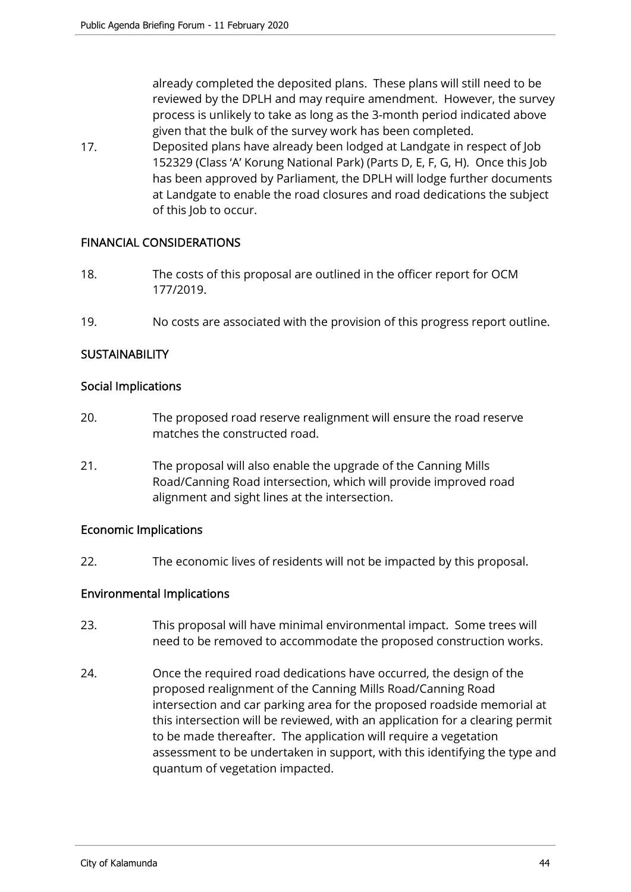already completed the deposited plans. These plans will still need to be reviewed by the DPLH and may require amendment. However, the survey process is unlikely to take as long as the 3-month period indicated above given that the bulk of the survey work has been completed.

17. Deposited plans have already been lodged at Landgate in respect of Job 152329 (Class 'A' Korung National Park) (Parts D, E, F, G, H). Once this Job has been approved by Parliament, the DPLH will lodge further documents at Landgate to enable the road closures and road dedications the subject of this Job to occur.

## FINANCIAL CONSIDERATIONS

18. The costs of this proposal are outlined in the officer report for OCM 177/2019.

19. No costs are associated with the provision of this progress report outline.

## SUSTAINABILITY

### Social Implications

20. The proposed road reserve realignment will ensure the road reserve matches the constructed road.

21. The proposal will also enable the upgrade of the Canning Mills Road/Canning Road intersection, which will provide improved road alignment and sight lines at the intersection.

### Economic Implications

22. The economic lives of residents will not be impacted by this proposal.

### Environmental Implications

23. This proposal will have minimal environmental impact. Some trees will need to be removed to accommodate the proposed construction works.

24. Once the required road dedications have occurred, the design of the proposed realignment of the Canning Mills Road/Canning Road intersection and car parking area for the proposed roadside memorial at this intersection will be reviewed, with an application for a clearing permit to be made thereafter. The application will require a vegetation assessment to be undertaken in support, with this identifying the type and quantum of vegetation impacted.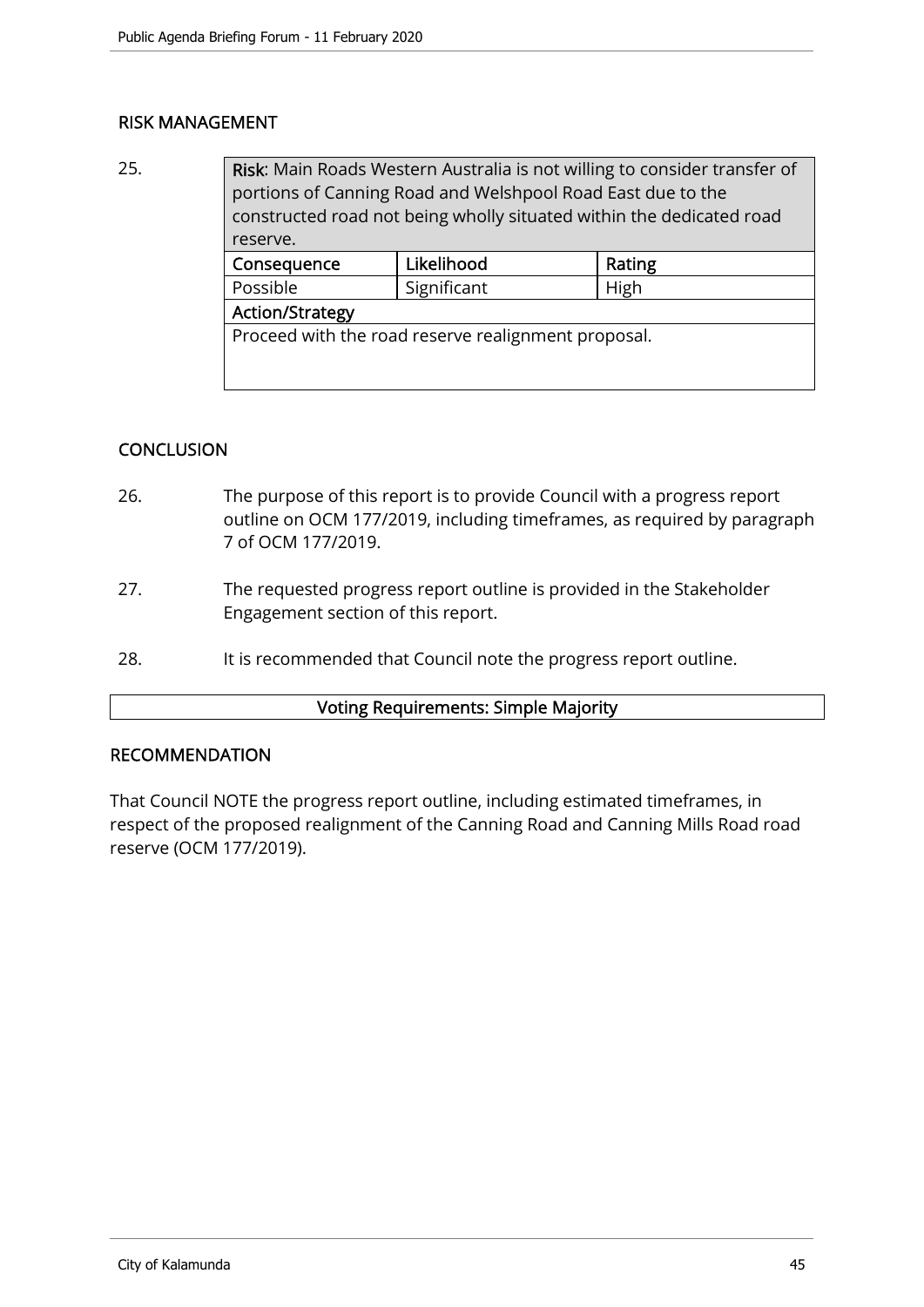## RISK MANAGEMENT

25.

| **Risk**: Main Roads Western Australia is not willing to consider transfer of portions of Canning Road and Welshpool Road East due to the constructed road not being wholly situated within the dedicated road reserve. | | |
|---|---|---|
| **Consequence** | **Likelihood** | **Rating** |
| Possible | Significant | High |
| **Action/Strategy** | | |
| Proceed with the road reserve realignment proposal. | | |

## CONCLUSION

26. The purpose of this report is to provide Council with a progress report outline on OCM 177/2019, including timeframes, as required by paragraph 7 of OCM 177/2019.

27. The requested progress report outline is provided in the Stakeholder Engagement section of this report.

28. It is recommended that Council note the progress report outline.

**Voting Requirements: Simple Majority**

## RECOMMENDATION

That Council NOTE the progress report outline, including estimated timeframes, in respect of the proposed realignment of the Canning Road and Canning Mills Road road reserve (OCM 177/2019).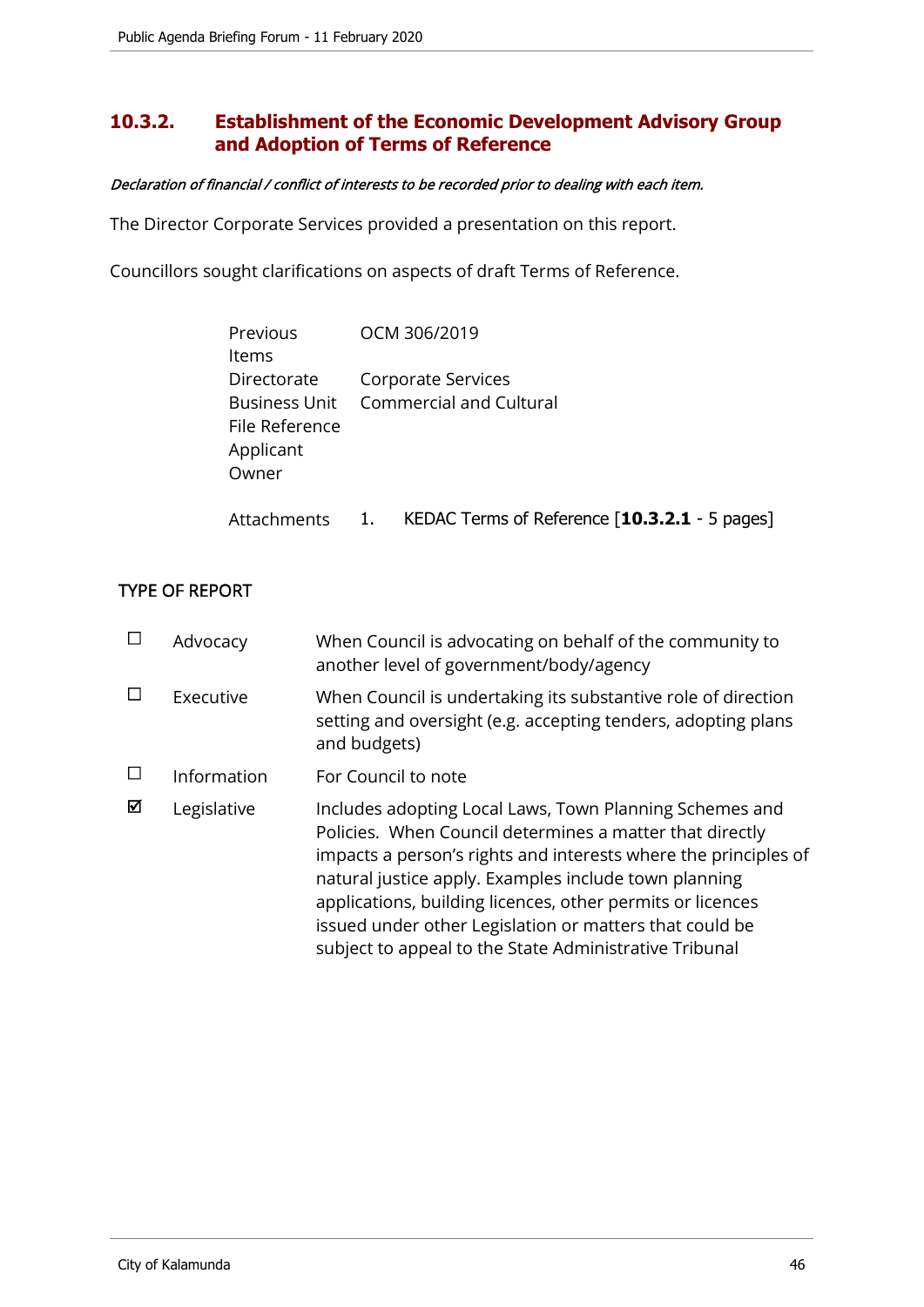## 10.3.2. Establishment of the Economic Development Advisory Group and Adoption of Terms of Reference

*Declaration of financial / conflict of interests to be recorded prior to dealing with each item.*

The Director Corporate Services provided a presentation on this report.

Councillors sought clarifications on aspects of draft Terms of Reference.

| | |
|---|---|
| Previous Items | OCM 306/2019 |
| Directorate | Corporate Services |
| Business Unit | Commercial and Cultural |
| File Reference | |
| Applicant | |
| Owner | |
| Attachments | 1. KEDAC Terms of Reference [**10.3.2.1** - 5 pages] |

### TYPE OF REPORT

| | | |
|---|---|---|
| ☐ | Advocacy | When Council is advocating on behalf of the community to another level of government/body/agency |
| ☐ | Executive | When Council is undertaking its substantive role of direction setting and oversight (e.g. accepting tenders, adopting plans and budgets) |
| ☐ | Information | For Council to note |
| ☑ | Legislative | Includes adopting Local Laws, Town Planning Schemes and Policies. When Council determines a matter that directly impacts a person's rights and interests where the principles of natural justice apply. Examples include town planning applications, building licences, other permits or licences issued under other Legislation or matters that could be subject to appeal to the State Administrative Tribunal |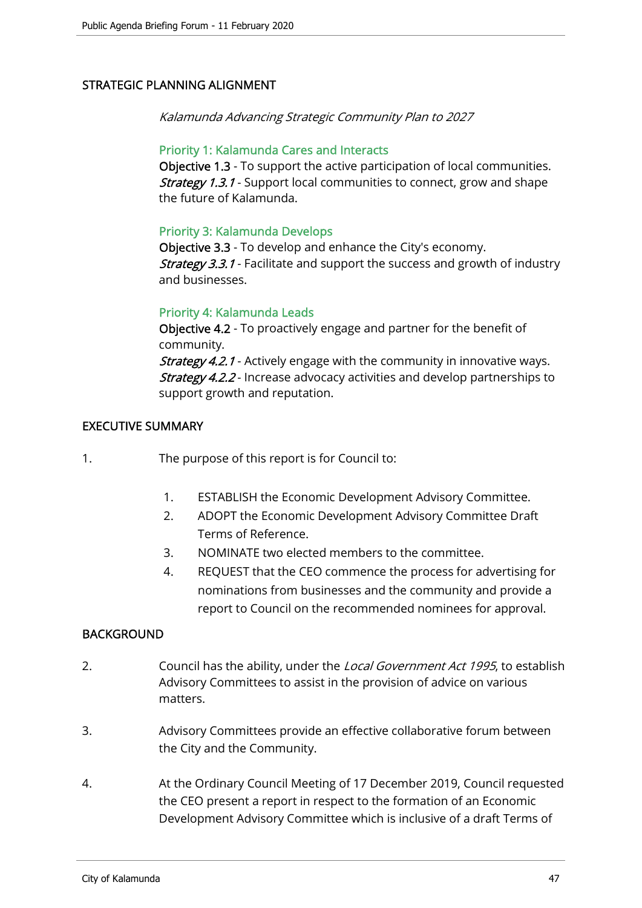## STRATEGIC PLANNING ALIGNMENT

*Kalamunda Advancing Strategic Community Plan to 2027*

### Priority 1: Kalamunda Cares and Interacts

**Objective 1.3** - To support the active participation of local communities.
***Strategy 1.3.1*** - Support local communities to connect, grow and shape the future of Kalamunda.

### Priority 3: Kalamunda Develops

**Objective 3.3** - To develop and enhance the City's economy.
***Strategy 3.3.1*** - Facilitate and support the success and growth of industry and businesses.

### Priority 4: Kalamunda Leads

**Objective 4.2** - To proactively engage and partner for the benefit of community.
***Strategy 4.2.1*** - Actively engage with the community in innovative ways.
***Strategy 4.2.2*** - Increase advocacy activities and develop partnerships to support growth and reputation.

## EXECUTIVE SUMMARY

1. The purpose of this report is for Council to:

   1. ESTABLISH the Economic Development Advisory Committee.
   2. ADOPT the Economic Development Advisory Committee Draft Terms of Reference.
   3. NOMINATE two elected members to the committee.
   4. REQUEST that the CEO commence the process for advertising for nominations from businesses and the community and provide a report to Council on the recommended nominees for approval.

## BACKGROUND

2. Council has the ability, under the *Local Government Act 1995*, to establish Advisory Committees to assist in the provision of advice on various matters.

3. Advisory Committees provide an effective collaborative forum between the City and the Community.

4. At the Ordinary Council Meeting of 17 December 2019, Council requested the CEO present a report in respect to the formation of an Economic Development Advisory Committee which is inclusive of a draft Terms of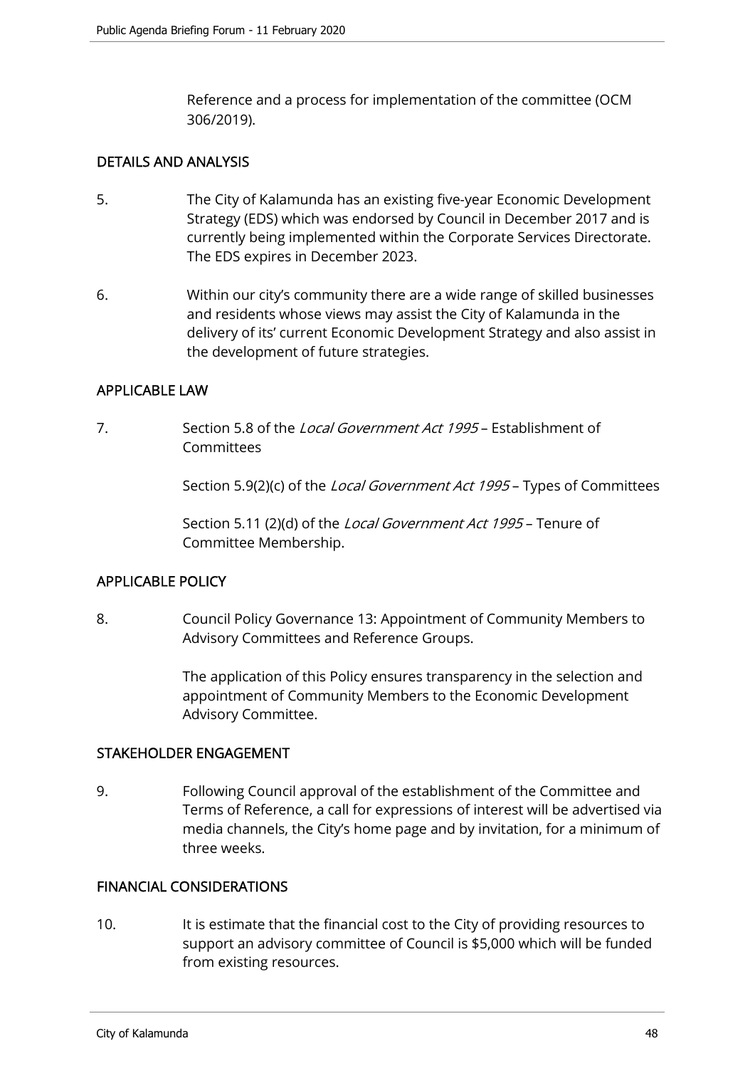Reference and a process for implementation of the committee (OCM 306/2019).

## DETAILS AND ANALYSIS

5. The City of Kalamunda has an existing five-year Economic Development Strategy (EDS) which was endorsed by Council in December 2017 and is currently being implemented within the Corporate Services Directorate. The EDS expires in December 2023.

6. Within our city's community there are a wide range of skilled businesses and residents whose views may assist the City of Kalamunda in the delivery of its' current Economic Development Strategy and also assist in the development of future strategies.

## APPLICABLE LAW

7. Section 5.8 of the *Local Government Act 1995* – Establishment of Committees

   Section 5.9(2)(c) of the *Local Government Act 1995* – Types of Committees

   Section 5.11 (2)(d) of the *Local Government Act 1995* – Tenure of Committee Membership.

## APPLICABLE POLICY

8. Council Policy Governance 13: Appointment of Community Members to Advisory Committees and Reference Groups.

   The application of this Policy ensures transparency in the selection and appointment of Community Members to the Economic Development Advisory Committee.

## STAKEHOLDER ENGAGEMENT

9. Following Council approval of the establishment of the Committee and Terms of Reference, a call for expressions of interest will be advertised via media channels, the City's home page and by invitation, for a minimum of three weeks.

## FINANCIAL CONSIDERATIONS

10. It is estimate that the financial cost to the City of providing resources to support an advisory committee of Council is $5,000 which will be funded from existing resources.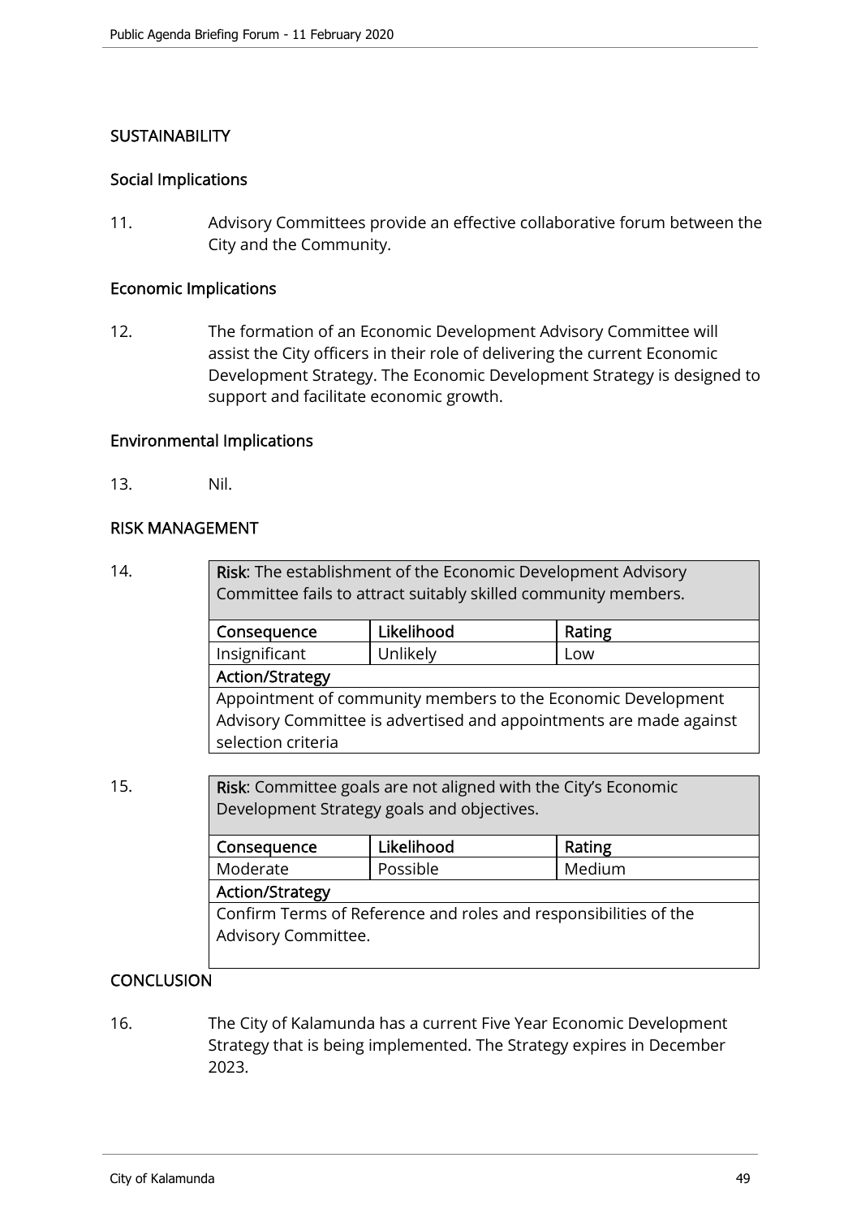## SUSTAINABILITY

### Social Implications

11. Advisory Committees provide an effective collaborative forum between the City and the Community.

### Economic Implications

12. The formation of an Economic Development Advisory Committee will assist the City officers in their role of delivering the current Economic Development Strategy. The Economic Development Strategy is designed to support and facilitate economic growth.

### Environmental Implications

13. Nil.

## RISK MANAGEMENT

14.

| **Risk**: The establishment of the Economic Development Advisory Committee fails to attract suitably skilled community members. | | |
|---|---|---|
| **Consequence** | **Likelihood** | **Rating** |
| Insignificant | Unlikely | Low |
| **Action/Strategy** | | |
| Appointment of community members to the Economic Development Advisory Committee is advertised and appointments are made against selection criteria | | |

15.

| **Risk**: Committee goals are not aligned with the City's Economic Development Strategy goals and objectives. | | |
|---|---|---|
| **Consequence** | **Likelihood** | **Rating** |
| Moderate | Possible | Medium |
| **Action/Strategy** | | |
| Confirm Terms of Reference and roles and responsibilities of the Advisory Committee. | | |

## CONCLUSION

16. The City of Kalamunda has a current Five Year Economic Development Strategy that is being implemented. The Strategy expires in December 2023.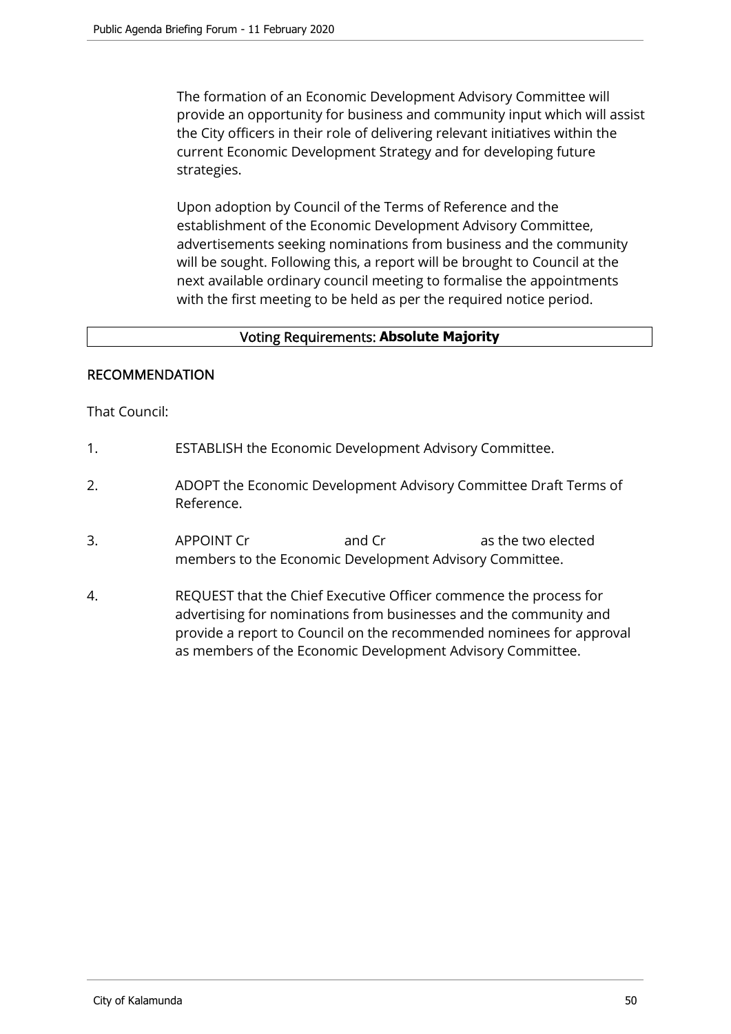The formation of an Economic Development Advisory Committee will provide an opportunity for business and community input which will assist the City officers in their role of delivering relevant initiatives within the current Economic Development Strategy and for developing future strategies.

Upon adoption by Council of the Terms of Reference and the establishment of the Economic Development Advisory Committee, advertisements seeking nominations from business and the community will be sought. Following this, a report will be brought to Council at the next available ordinary council meeting to formalise the appointments with the first meeting to be held as per the required notice period.

| Voting Requirements: **Absolute Majority** |
| --- |

## RECOMMENDATION

That Council:

1. ESTABLISH the Economic Development Advisory Committee.

2. ADOPT the Economic Development Advisory Committee Draft Terms of Reference.

3. APPOINT Cr                    and Cr                    as the two elected members to the Economic Development Advisory Committee.

4. REQUEST that the Chief Executive Officer commence the process for advertising for nominations from businesses and the community and provide a report to Council on the recommended nominees for approval as members of the Economic Development Advisory Committee.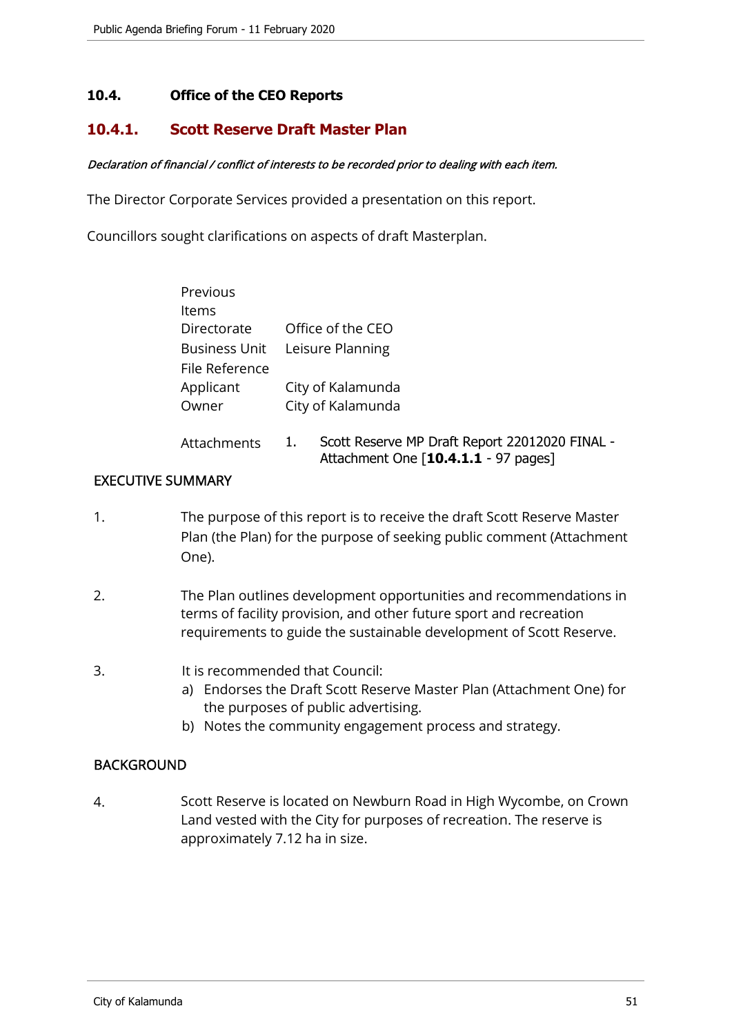## 10.4. Office of the CEO Reports

### 10.4.1. Scott Reserve Draft Master Plan

*Declaration of financial / conflict of interests to be recorded prior to dealing with each item.*

The Director Corporate Services provided a presentation on this report.

Councillors sought clarifications on aspects of draft Masterplan.

| | |
|---|---|
| Previous Items | |
| Directorate | Office of the CEO |
| Business Unit | Leisure Planning |
| File Reference | |
| Applicant | City of Kalamunda |
| Owner | City of Kalamunda |
| Attachments | 1. Scott Reserve MP Draft Report 22012020 FINAL - Attachment One [**10.4.1.1** - 97 pages] |

EXECUTIVE SUMMARY

1. The purpose of this report is to receive the draft Scott Reserve Master Plan (the Plan) for the purpose of seeking public comment (Attachment One).

2. The Plan outlines development opportunities and recommendations in terms of facility provision, and other future sport and recreation requirements to guide the sustainable development of Scott Reserve.

3. It is recommended that Council:
   a) Endorses the Draft Scott Reserve Master Plan (Attachment One) for the purposes of public advertising.
   b) Notes the community engagement process and strategy.

BACKGROUND

4. Scott Reserve is located on Newburn Road in High Wycombe, on Crown Land vested with the City for purposes of recreation. The reserve is approximately 7.12 ha in size.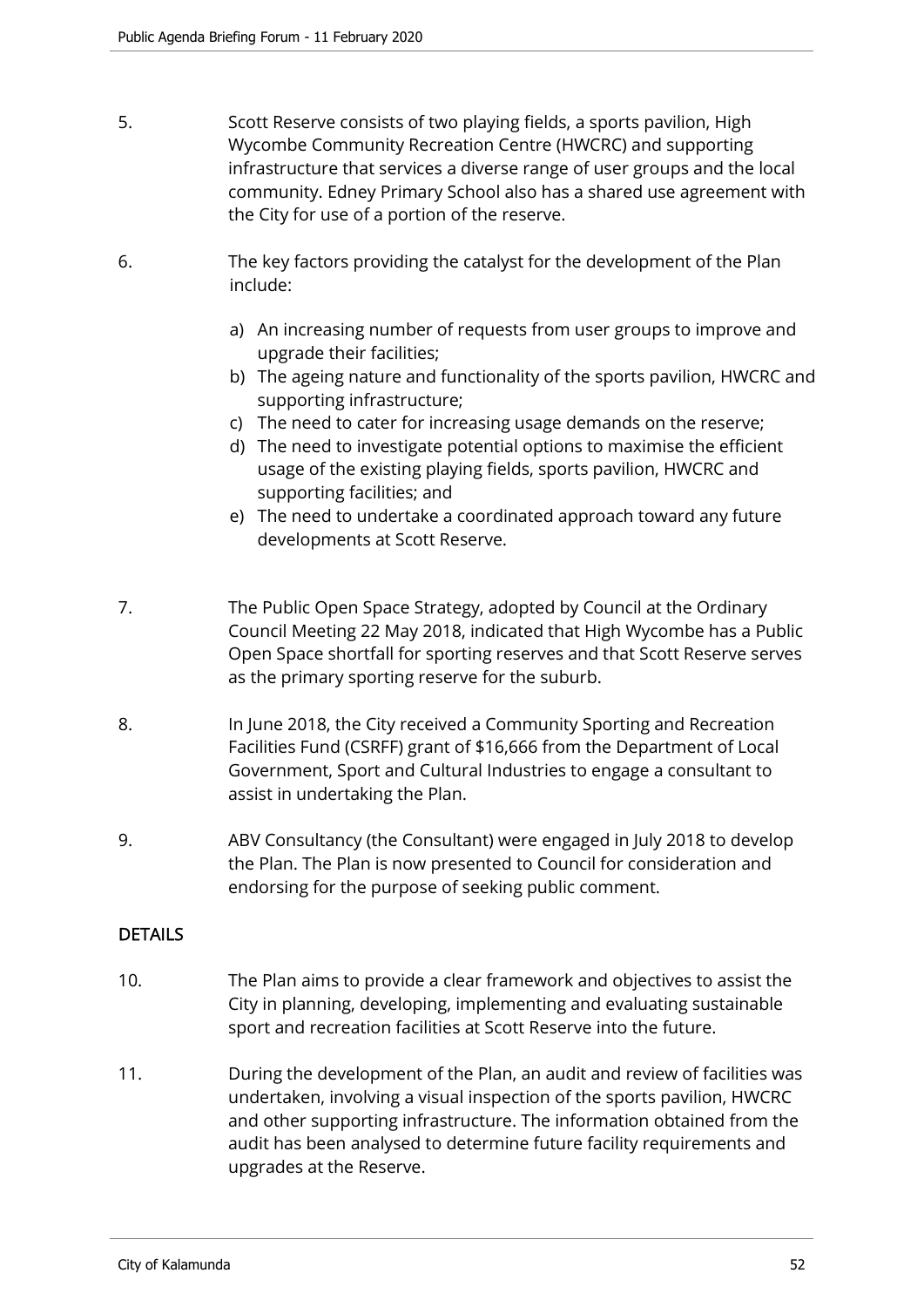5. Scott Reserve consists of two playing fields, a sports pavilion, High Wycombe Community Recreation Centre (HWCRC) and supporting infrastructure that services a diverse range of user groups and the local community. Edney Primary School also has a shared use agreement with the City for use of a portion of the reserve.

6. The key factors providing the catalyst for the development of the Plan include:

   a) An increasing number of requests from user groups to improve and upgrade their facilities;
   b) The ageing nature and functionality of the sports pavilion, HWCRC and supporting infrastructure;
   c) The need to cater for increasing usage demands on the reserve;
   d) The need to investigate potential options to maximise the efficient usage of the existing playing fields, sports pavilion, HWCRC and supporting facilities; and
   e) The need to undertake a coordinated approach toward any future developments at Scott Reserve.

7. The Public Open Space Strategy, adopted by Council at the Ordinary Council Meeting 22 May 2018, indicated that High Wycombe has a Public Open Space shortfall for sporting reserves and that Scott Reserve serves as the primary sporting reserve for the suburb.

8. In June 2018, the City received a Community Sporting and Recreation Facilities Fund (CSRFF) grant of $16,666 from the Department of Local Government, Sport and Cultural Industries to engage a consultant to assist in undertaking the Plan.

9. ABV Consultancy (the Consultant) were engaged in July 2018 to develop the Plan. The Plan is now presented to Council for consideration and endorsing for the purpose of seeking public comment.

## DETAILS

10. The Plan aims to provide a clear framework and objectives to assist the City in planning, developing, implementing and evaluating sustainable sport and recreation facilities at Scott Reserve into the future.

11. During the development of the Plan, an audit and review of facilities was undertaken, involving a visual inspection of the sports pavilion, HWCRC and other supporting infrastructure. The information obtained from the audit has been analysed to determine future facility requirements and upgrades at the Reserve.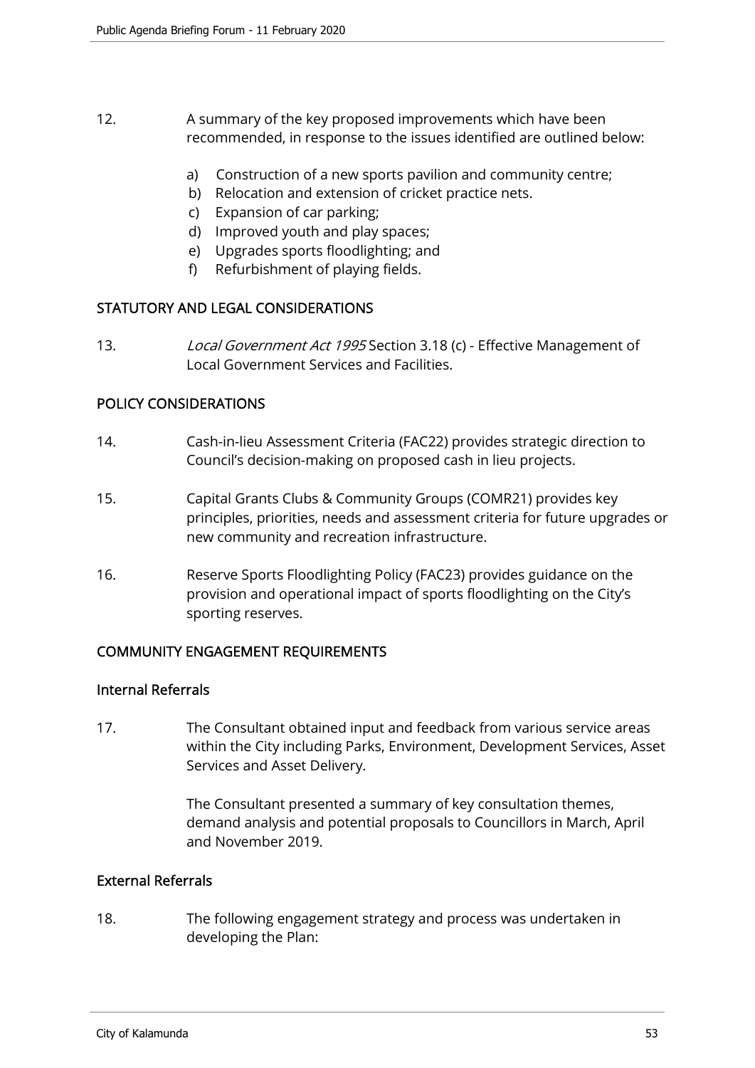12. A summary of the key proposed improvements which have been recommended, in response to the issues identified are outlined below:

    a) Construction of a new sports pavilion and community centre;
    b) Relocation and extension of cricket practice nets.
    c) Expansion of car parking;
    d) Improved youth and play spaces;
    e) Upgrades sports floodlighting; and
    f) Refurbishment of playing fields.

## STATUTORY AND LEGAL CONSIDERATIONS

13. *Local Government Act 1995* Section 3.18 (c) - Effective Management of Local Government Services and Facilities.

## POLICY CONSIDERATIONS

14. Cash-in-lieu Assessment Criteria (FAC22) provides strategic direction to Council's decision-making on proposed cash in lieu projects.

15. Capital Grants Clubs & Community Groups (COMR21) provides key principles, priorities, needs and assessment criteria for future upgrades or new community and recreation infrastructure.

16. Reserve Sports Floodlighting Policy (FAC23) provides guidance on the provision and operational impact of sports floodlighting on the City's sporting reserves.

## COMMUNITY ENGAGEMENT REQUIREMENTS

### Internal Referrals

17. The Consultant obtained input and feedback from various service areas within the City including Parks, Environment, Development Services, Asset Services and Asset Delivery.

    The Consultant presented a summary of key consultation themes, demand analysis and potential proposals to Councillors in March, April and November 2019.

### External Referrals

18. The following engagement strategy and process was undertaken in developing the Plan: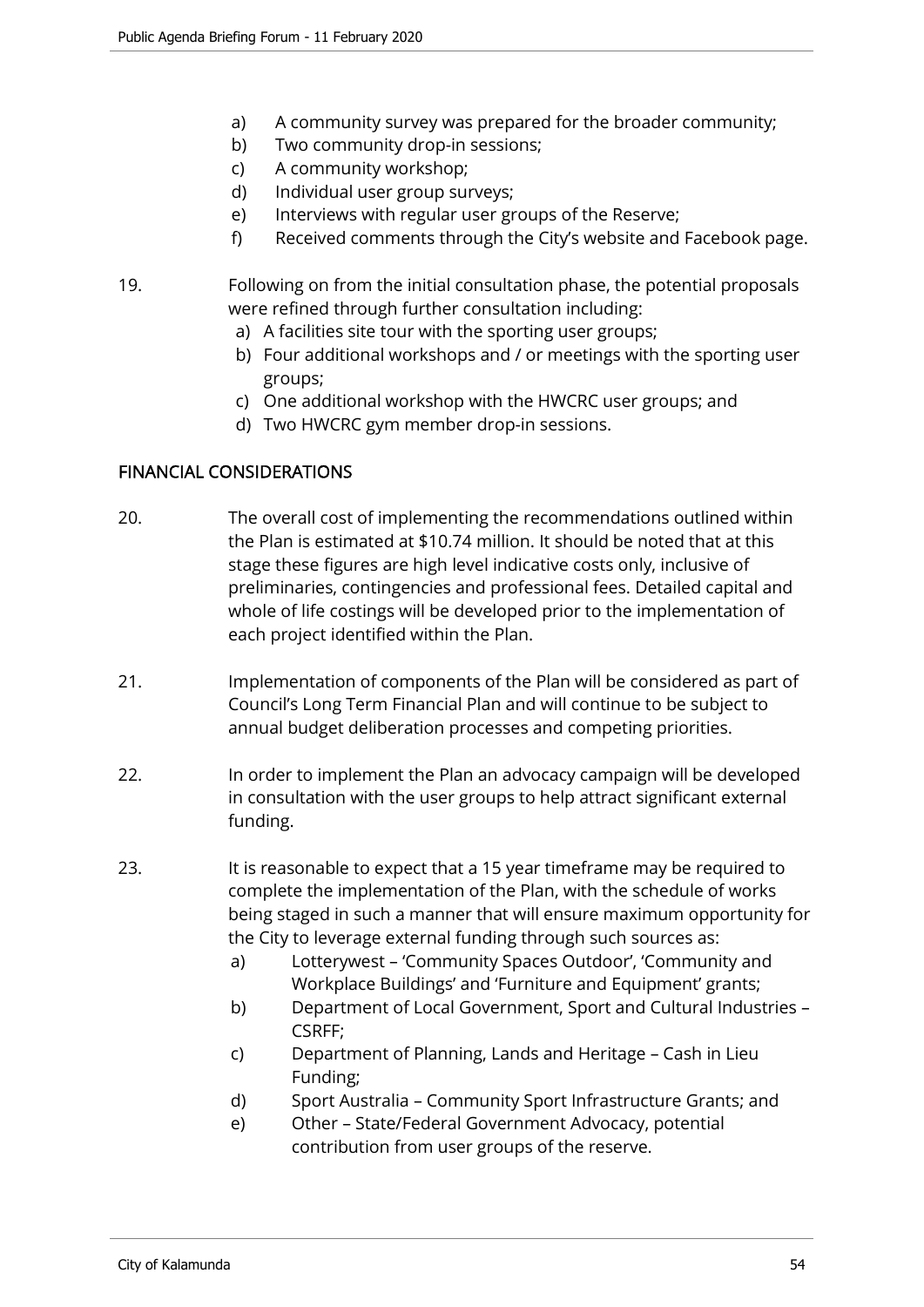a) A community survey was prepared for the broader community;
b) Two community drop-in sessions;
c) A community workshop;
d) Individual user group surveys;
e) Interviews with regular user groups of the Reserve;
f) Received comments through the City's website and Facebook page.

19. Following on from the initial consultation phase, the potential proposals were refined through further consultation including:
    a) A facilities site tour with the sporting user groups;
    b) Four additional workshops and / or meetings with the sporting user groups;
    c) One additional workshop with the HWCRC user groups; and
    d) Two HWCRC gym member drop-in sessions.

## FINANCIAL CONSIDERATIONS

20. The overall cost of implementing the recommendations outlined within the Plan is estimated at $10.74 million. It should be noted that at this stage these figures are high level indicative costs only, inclusive of preliminaries, contingencies and professional fees. Detailed capital and whole of life costings will be developed prior to the implementation of each project identified within the Plan.

21. Implementation of components of the Plan will be considered as part of Council's Long Term Financial Plan and will continue to be subject to annual budget deliberation processes and competing priorities.

22. In order to implement the Plan an advocacy campaign will be developed in consultation with the user groups to help attract significant external funding.

23. It is reasonable to expect that a 15 year timeframe may be required to complete the implementation of the Plan, with the schedule of works being staged in such a manner that will ensure maximum opportunity for the City to leverage external funding through such sources as:
    a) Lotterywest – 'Community Spaces Outdoor', 'Community and Workplace Buildings' and 'Furniture and Equipment' grants;
    b) Department of Local Government, Sport and Cultural Industries – CSRFF;
    c) Department of Planning, Lands and Heritage – Cash in Lieu Funding;
    d) Sport Australia – Community Sport Infrastructure Grants; and
    e) Other – State/Federal Government Advocacy, potential contribution from user groups of the reserve.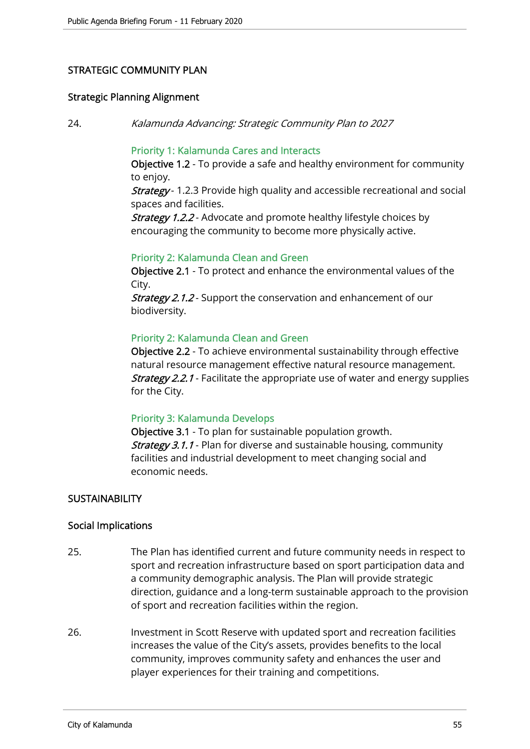## STRATEGIC COMMUNITY PLAN

### Strategic Planning Alignment

24. *Kalamunda Advancing: Strategic Community Plan to 2027*

    **Priority 1: Kalamunda Cares and Interacts**
    **Objective 1.2** - To provide a safe and healthy environment for community to enjoy.
    *Strategy* - 1.2.3 Provide high quality and accessible recreational and social spaces and facilities.
    *Strategy 1.2.2* - Advocate and promote healthy lifestyle choices by encouraging the community to become more physically active.

    **Priority 2: Kalamunda Clean and Green**
    **Objective 2.1** - To protect and enhance the environmental values of the City.
    *Strategy 2.1.2* - Support the conservation and enhancement of our biodiversity.

    **Priority 2: Kalamunda Clean and Green**
    **Objective 2.2** - To achieve environmental sustainability through effective natural resource management effective natural resource management.
    *Strategy 2.2.1* - Facilitate the appropriate use of water and energy supplies for the City.

    **Priority 3: Kalamunda Develops**
    **Objective 3.1** - To plan for sustainable population growth.
    *Strategy 3.1.1* - Plan for diverse and sustainable housing, community facilities and industrial development to meet changing social and economic needs.

## SUSTAINABILITY

### Social Implications

25. The Plan has identified current and future community needs in respect to sport and recreation infrastructure based on sport participation data and a community demographic analysis. The Plan will provide strategic direction, guidance and a long-term sustainable approach to the provision of sport and recreation facilities within the region.

26. Investment in Scott Reserve with updated sport and recreation facilities increases the value of the City's assets, provides benefits to the local community, improves community safety and enhances the user and player experiences for their training and competitions.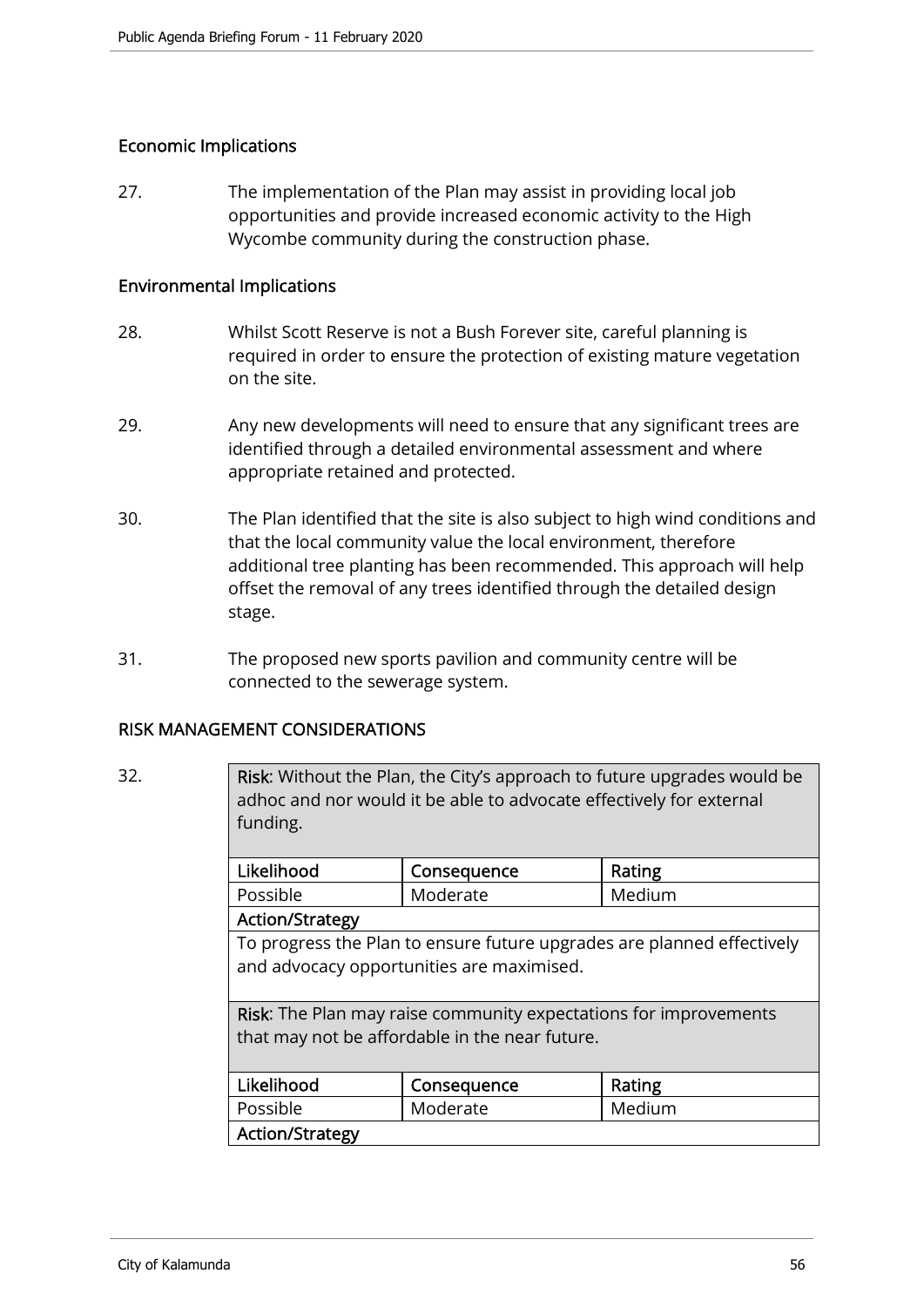## Economic Implications

27. The implementation of the Plan may assist in providing local job opportunities and provide increased economic activity to the High Wycombe community during the construction phase.

## Environmental Implications

28. Whilst Scott Reserve is not a Bush Forever site, careful planning is required in order to ensure the protection of existing mature vegetation on the site.

29. Any new developments will need to ensure that any significant trees are identified through a detailed environmental assessment and where appropriate retained and protected.

30. The Plan identified that the site is also subject to high wind conditions and that the local community value the local environment, therefore additional tree planting has been recommended. This approach will help offset the removal of any trees identified through the detailed design stage.

31. The proposed new sports pavilion and community centre will be connected to the sewerage system.

## RISK MANAGEMENT CONSIDERATIONS

32.

**Risk**: Without the Plan, the City's approach to future upgrades would be adhoc and nor would it be able to advocate effectively for external funding.

| Likelihood | Consequence | Rating |
|---|---|---|
| Possible | Moderate | Medium |

**Action/Strategy**

To progress the Plan to ensure future upgrades are planned effectively and advocacy opportunities are maximised.

**Risk**: The Plan may raise community expectations for improvements that may not be affordable in the near future.

| Likelihood | Consequence | Rating |
|---|---|---|
| Possible | Moderate | Medium |

**Action/Strategy**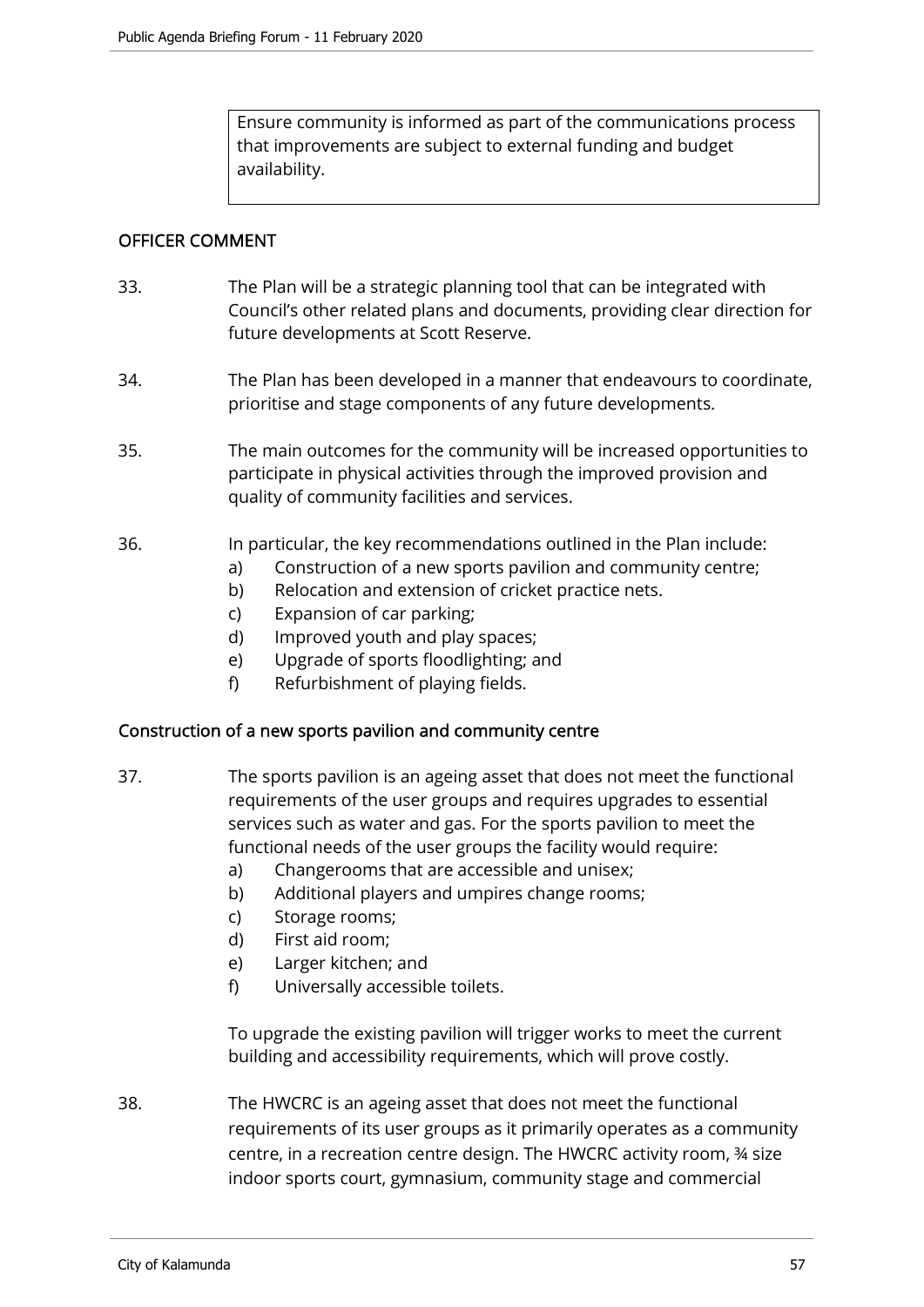Ensure community is informed as part of the communications process that improvements are subject to external funding and budget availability.

## OFFICER COMMENT

33. The Plan will be a strategic planning tool that can be integrated with Council's other related plans and documents, providing clear direction for future developments at Scott Reserve.

34. The Plan has been developed in a manner that endeavours to coordinate, prioritise and stage components of any future developments.

35. The main outcomes for the community will be increased opportunities to participate in physical activities through the improved provision and quality of community facilities and services.

36. In particular, the key recommendations outlined in the Plan include:
    a) Construction of a new sports pavilion and community centre;
    b) Relocation and extension of cricket practice nets.
    c) Expansion of car parking;
    d) Improved youth and play spaces;
    e) Upgrade of sports floodlighting; and
    f) Refurbishment of playing fields.

### Construction of a new sports pavilion and community centre

37. The sports pavilion is an ageing asset that does not meet the functional requirements of the user groups and requires upgrades to essential services such as water and gas. For the sports pavilion to meet the functional needs of the user groups the facility would require:
    a) Changerooms that are accessible and unisex;
    b) Additional players and umpires change rooms;
    c) Storage rooms;
    d) First aid room;
    e) Larger kitchen; and
    f) Universally accessible toilets.

    To upgrade the existing pavilion will trigger works to meet the current building and accessibility requirements, which will prove costly.

38. The HWCRC is an ageing asset that does not meet the functional requirements of its user groups as it primarily operates as a community centre, in a recreation centre design. The HWCRC activity room, ¾ size indoor sports court, gymnasium, community stage and commercial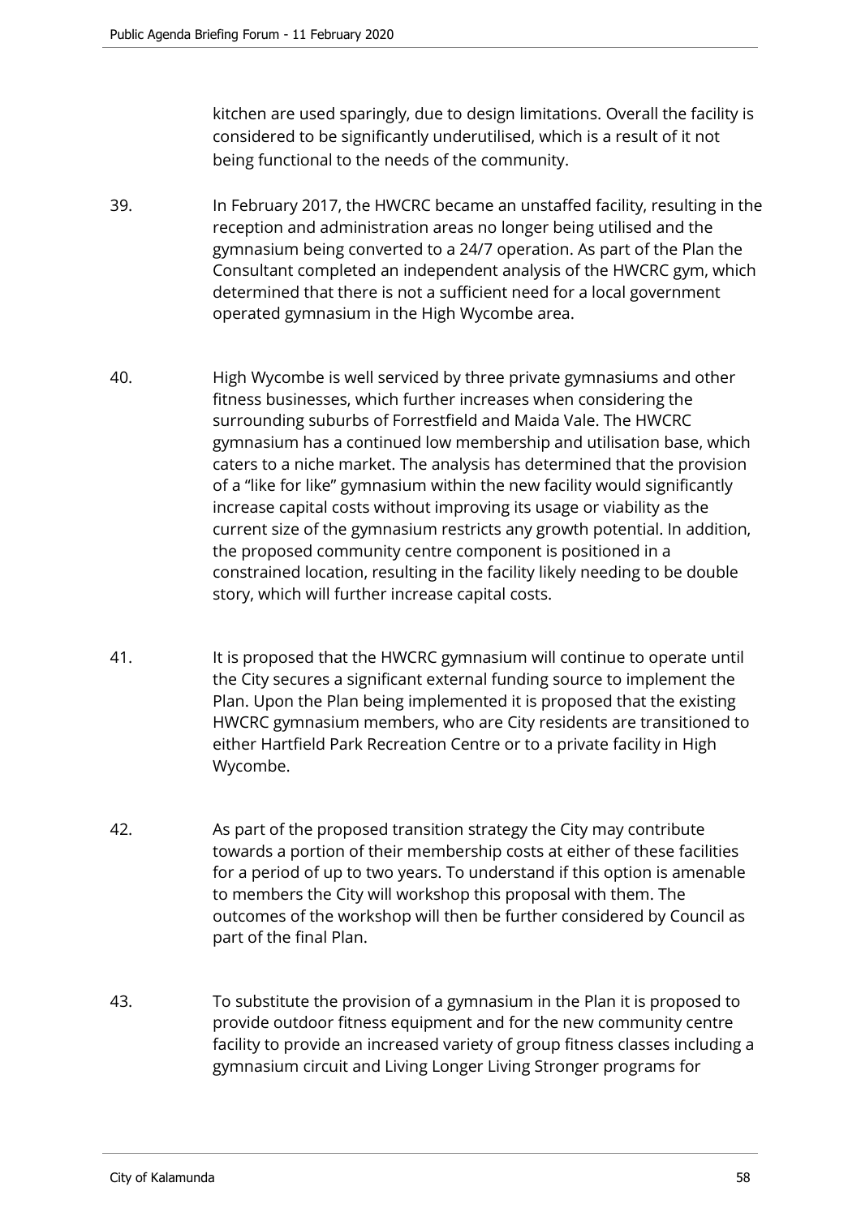kitchen are used sparingly, due to design limitations. Overall the facility is considered to be significantly underutilised, which is a result of it not being functional to the needs of the community.

39. In February 2017, the HWCRC became an unstaffed facility, resulting in the reception and administration areas no longer being utilised and the gymnasium being converted to a 24/7 operation. As part of the Plan the Consultant completed an independent analysis of the HWCRC gym, which determined that there is not a sufficient need for a local government operated gymnasium in the High Wycombe area.

40. High Wycombe is well serviced by three private gymnasiums and other fitness businesses, which further increases when considering the surrounding suburbs of Forrestfield and Maida Vale. The HWCRC gymnasium has a continued low membership and utilisation base, which caters to a niche market. The analysis has determined that the provision of a "like for like" gymnasium within the new facility would significantly increase capital costs without improving its usage or viability as the current size of the gymnasium restricts any growth potential. In addition, the proposed community centre component is positioned in a constrained location, resulting in the facility likely needing to be double story, which will further increase capital costs.

41. It is proposed that the HWCRC gymnasium will continue to operate until the City secures a significant external funding source to implement the Plan. Upon the Plan being implemented it is proposed that the existing HWCRC gymnasium members, who are City residents are transitioned to either Hartfield Park Recreation Centre or to a private facility in High Wycombe.

42. As part of the proposed transition strategy the City may contribute towards a portion of their membership costs at either of these facilities for a period of up to two years. To understand if this option is amenable to members the City will workshop this proposal with them. The outcomes of the workshop will then be further considered by Council as part of the final Plan.

43. To substitute the provision of a gymnasium in the Plan it is proposed to provide outdoor fitness equipment and for the new community centre facility to provide an increased variety of group fitness classes including a gymnasium circuit and Living Longer Living Stronger programs for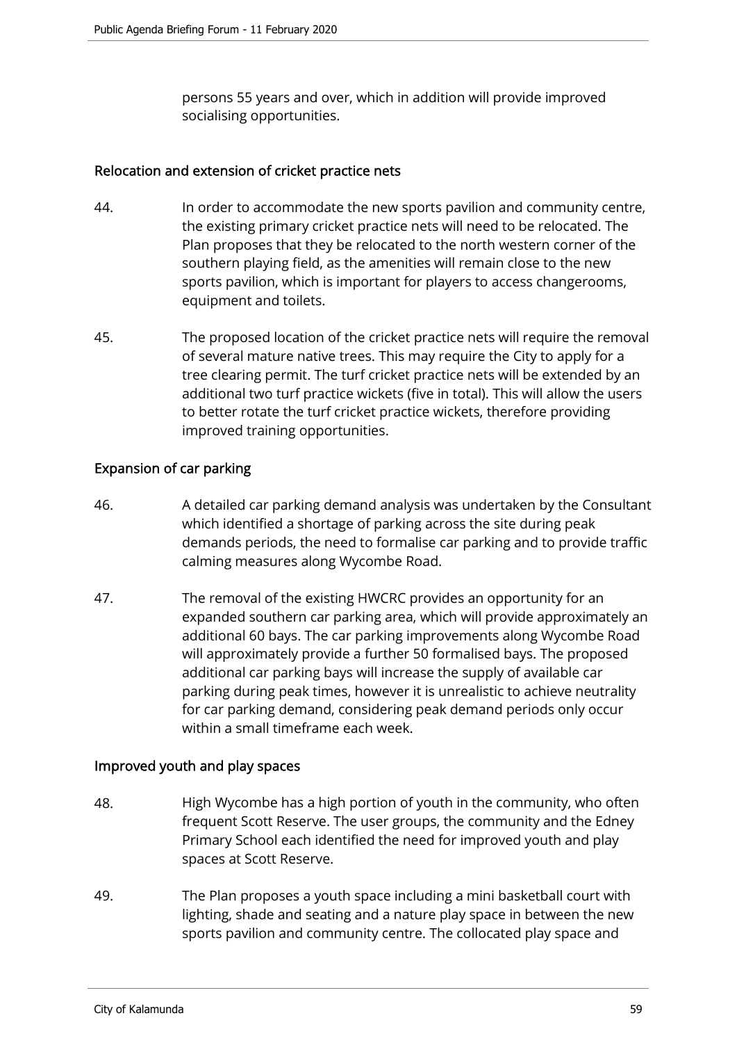persons 55 years and over, which in addition will provide improved socialising opportunities.

## Relocation and extension of cricket practice nets

44. In order to accommodate the new sports pavilion and community centre, the existing primary cricket practice nets will need to be relocated. The Plan proposes that they be relocated to the north western corner of the southern playing field, as the amenities will remain close to the new sports pavilion, which is important for players to access changerooms, equipment and toilets.

45. The proposed location of the cricket practice nets will require the removal of several mature native trees. This may require the City to apply for a tree clearing permit. The turf cricket practice nets will be extended by an additional two turf practice wickets (five in total). This will allow the users to better rotate the turf cricket practice wickets, therefore providing improved training opportunities.

## Expansion of car parking

46. A detailed car parking demand analysis was undertaken by the Consultant which identified a shortage of parking across the site during peak demands periods, the need to formalise car parking and to provide traffic calming measures along Wycombe Road.

47. The removal of the existing HWCRC provides an opportunity for an expanded southern car parking area, which will provide approximately an additional 60 bays. The car parking improvements along Wycombe Road will approximately provide a further 50 formalised bays. The proposed additional car parking bays will increase the supply of available car parking during peak times, however it is unrealistic to achieve neutrality for car parking demand, considering peak demand periods only occur within a small timeframe each week.

## Improved youth and play spaces

48. High Wycombe has a high portion of youth in the community, who often frequent Scott Reserve. The user groups, the community and the Edney Primary School each identified the need for improved youth and play spaces at Scott Reserve.

49. The Plan proposes a youth space including a mini basketball court with lighting, shade and seating and a nature play space in between the new sports pavilion and community centre. The collocated play space and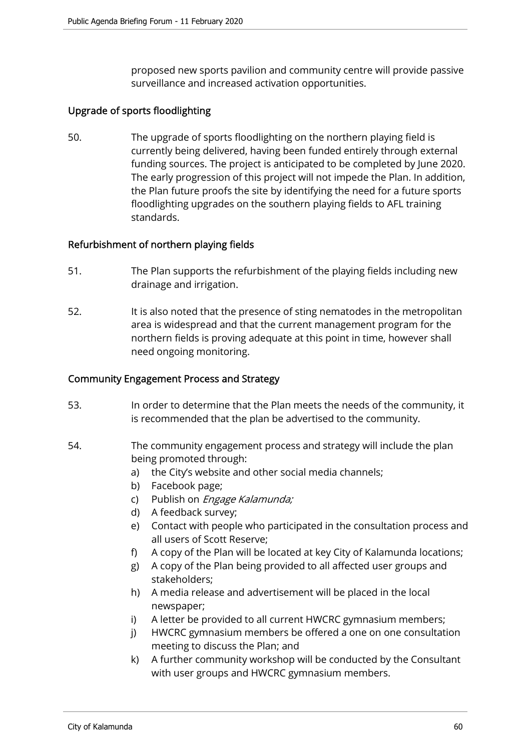proposed new sports pavilion and community centre will provide passive surveillance and increased activation opportunities.

## Upgrade of sports floodlighting

50. The upgrade of sports floodlighting on the northern playing field is currently being delivered, having been funded entirely through external funding sources. The project is anticipated to be completed by June 2020. The early progression of this project will not impede the Plan. In addition, the Plan future proofs the site by identifying the need for a future sports floodlighting upgrades on the southern playing fields to AFL training standards.

## Refurbishment of northern playing fields

51. The Plan supports the refurbishment of the playing fields including new drainage and irrigation.

52. It is also noted that the presence of sting nematodes in the metropolitan area is widespread and that the current management program for the northern fields is proving adequate at this point in time, however shall need ongoing monitoring.

## Community Engagement Process and Strategy

53. In order to determine that the Plan meets the needs of the community, it is recommended that the plan be advertised to the community.

54. The community engagement process and strategy will include the plan being promoted through:
    a) the City's website and other social media channels;
    b) Facebook page;
    c) Publish on *Engage Kalamunda;*
    d) A feedback survey;
    e) Contact with people who participated in the consultation process and all users of Scott Reserve;
    f) A copy of the Plan will be located at key City of Kalamunda locations;
    g) A copy of the Plan being provided to all affected user groups and stakeholders;
    h) A media release and advertisement will be placed in the local newspaper;
    i) A letter be provided to all current HWCRC gymnasium members;
    j) HWCRC gymnasium members be offered a one on one consultation meeting to discuss the Plan; and
    k) A further community workshop will be conducted by the Consultant with user groups and HWCRC gymnasium members.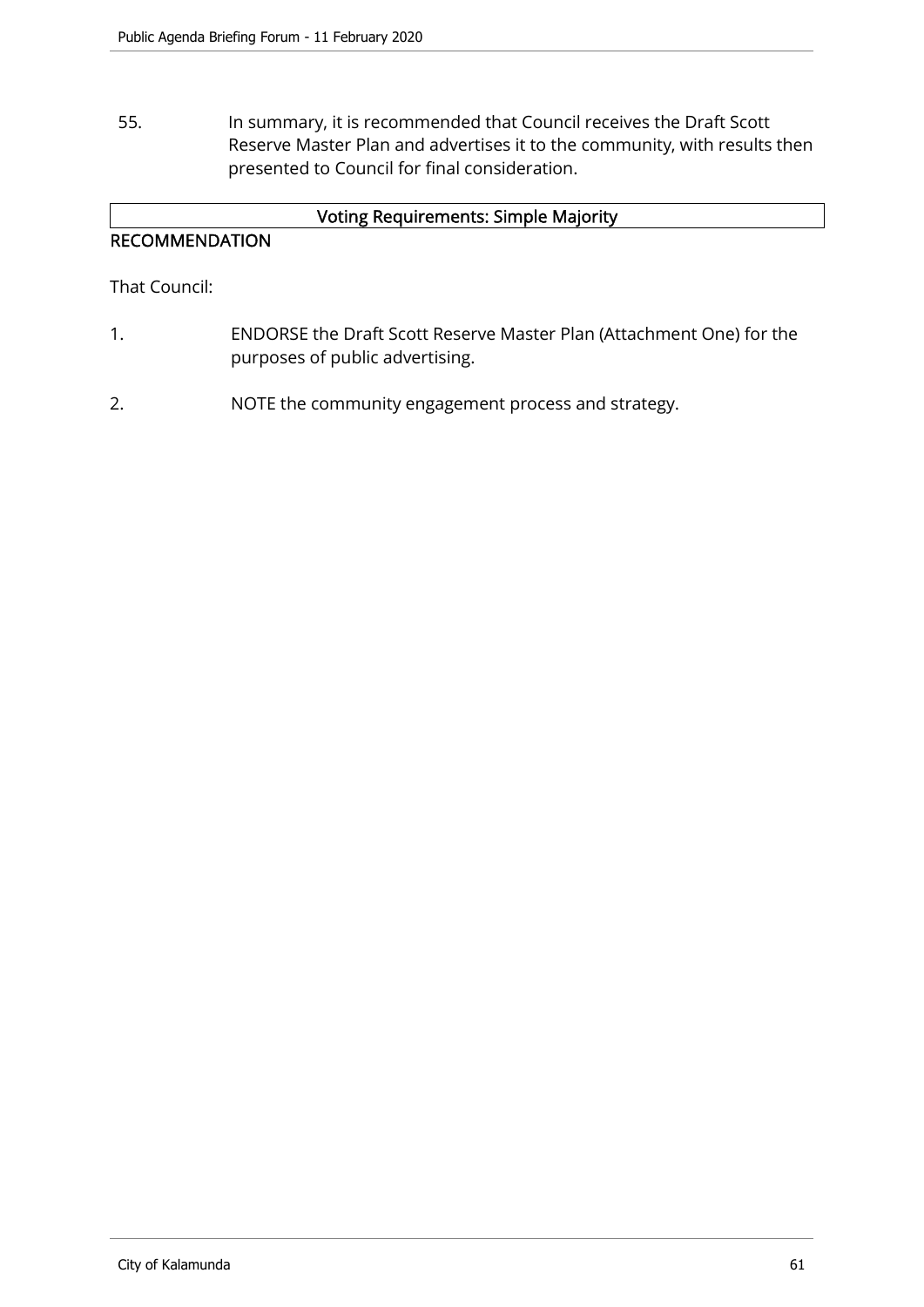55. In summary, it is recommended that Council receives the Draft Scott Reserve Master Plan and advertises it to the community, with results then presented to Council for final consideration.

| Voting Requirements: Simple Majority |
|---|

**RECOMMENDATION**

That Council:

1. ENDORSE the Draft Scott Reserve Master Plan (Attachment One) for the purposes of public advertising.

2. NOTE the community engagement process and strategy.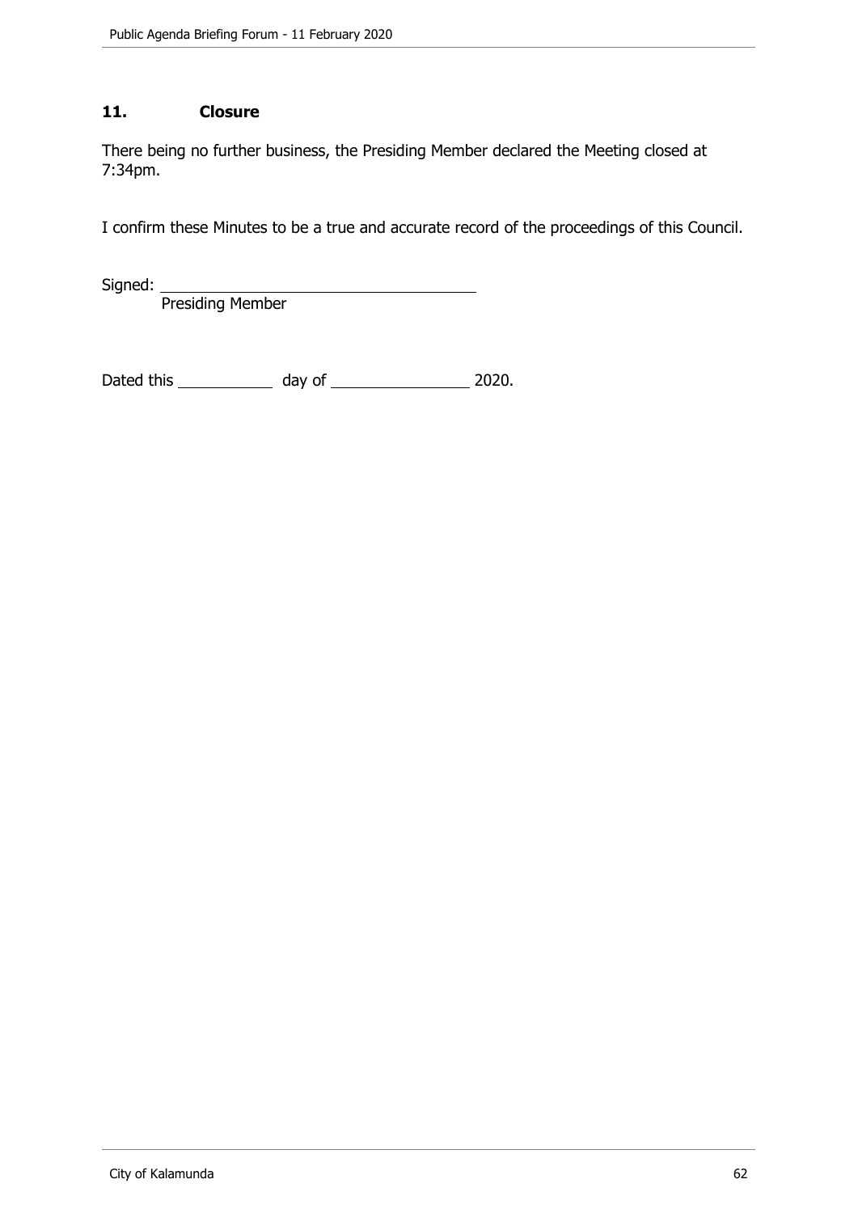## 11. Closure

There being no further business, the Presiding Member declared the Meeting closed at 7:34pm.

I confirm these Minutes to be a true and accurate record of the proceedings of this Council.

Signed: ____________________________________
Presiding Member

Dated this ____________ day of ________________ 2020.